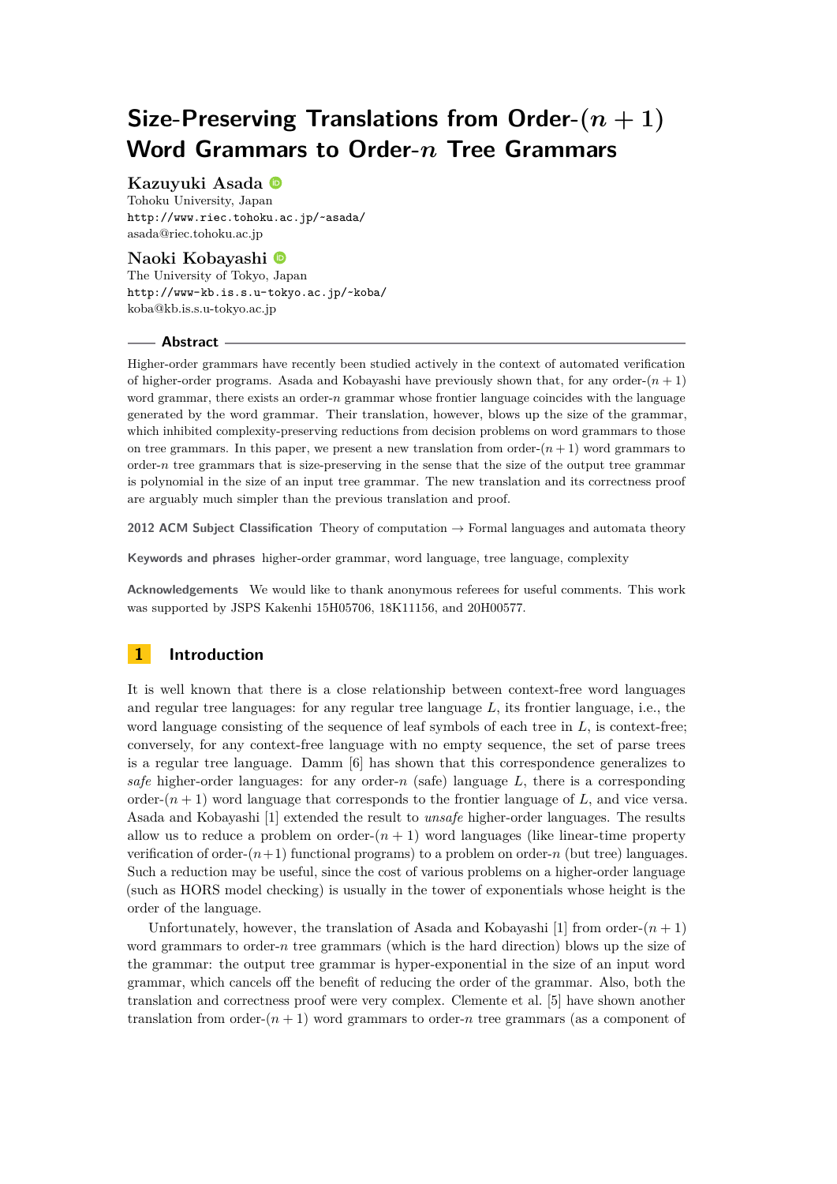# Size-Preserving Translations from Order-$(n+1)$ Word Grammars to Order-$n$ Tree Grammars

**Kazuyuki Asada**
Tohoku University, Japan
http://www.riec.tohoku.ac.jp/~asada/
asada@riec.tohoku.ac.jp

**Naoki Kobayashi**
The University of Tokyo, Japan
http://www-kb.is.s.u-tokyo.ac.jp/~koba/
koba@kb.is.s.u-tokyo.ac.jp

## Abstract

Higher-order grammars have recently been studied actively in the context of automated verification of higher-order programs. Asada and Kobayashi have previously shown that, for any order-$(n+1)$ word grammar, there exists an order-$n$ grammar whose frontier language coincides with the language generated by the word grammar. Their translation, however, blows up the size of the grammar, which inhibited complexity-preserving reductions from decision problems on word grammars to those on tree grammars. In this paper, we present a new translation from order-$(n+1)$ word grammars to order-$n$ tree grammars that is size-preserving in the sense that the size of the output tree grammar is polynomial in the size of an input tree grammar. The new translation and its correctness proof are arguably much simpler than the previous translation and proof.

**2012 ACM Subject Classification** Theory of computation → Formal languages and automata theory

**Keywords and phrases** higher-order grammar, word language, tree language, complexity

**Acknowledgements** We would like to thank anonymous referees for useful comments. This work was supported by JSPS Kakenhi 15H05706, 18K11156, and 20H00577.

## 1 Introduction

It is well known that there is a close relationship between context-free word languages and regular tree languages: for any regular tree language $L$, its frontier language, i.e., the word language consisting of the sequence of leaf symbols of each tree in $L$, is context-free; conversely, for any context-free language with no empty sequence, the set of parse trees is a regular tree language. Damm [6] has shown that this correspondence generalizes to *safe* higher-order languages: for any order-$n$ (safe) language $L$, there is a corresponding order-$(n+1)$ word language that corresponds to the frontier language of $L$, and vice versa. Asada and Kobayashi [1] extended the result to *unsafe* higher-order languages. The results allow us to reduce a problem on order-$(n+1)$ word languages (like linear-time property verification of order-$(n+1)$ functional programs) to a problem on order-$n$ (but tree) languages. Such a reduction may be useful, since the cost of various problems on a higher-order language (such as HORS model checking) is usually in the tower of exponentials whose height is the order of the language.

Unfortunately, however, the translation of Asada and Kobayashi [1] from order-$(n+1)$ word grammars to order-$n$ tree grammars (which is the hard direction) blows up the size of the grammar: the output tree grammar is hyper-exponential in the size of an input word grammar, which cancels off the benefit of reducing the order of the grammar. Also, both the translation and correctness proof were very complex. Clemente et al. [5] have shown another translation from order-$(n+1)$ word grammars to order-$n$ tree grammars (as a component of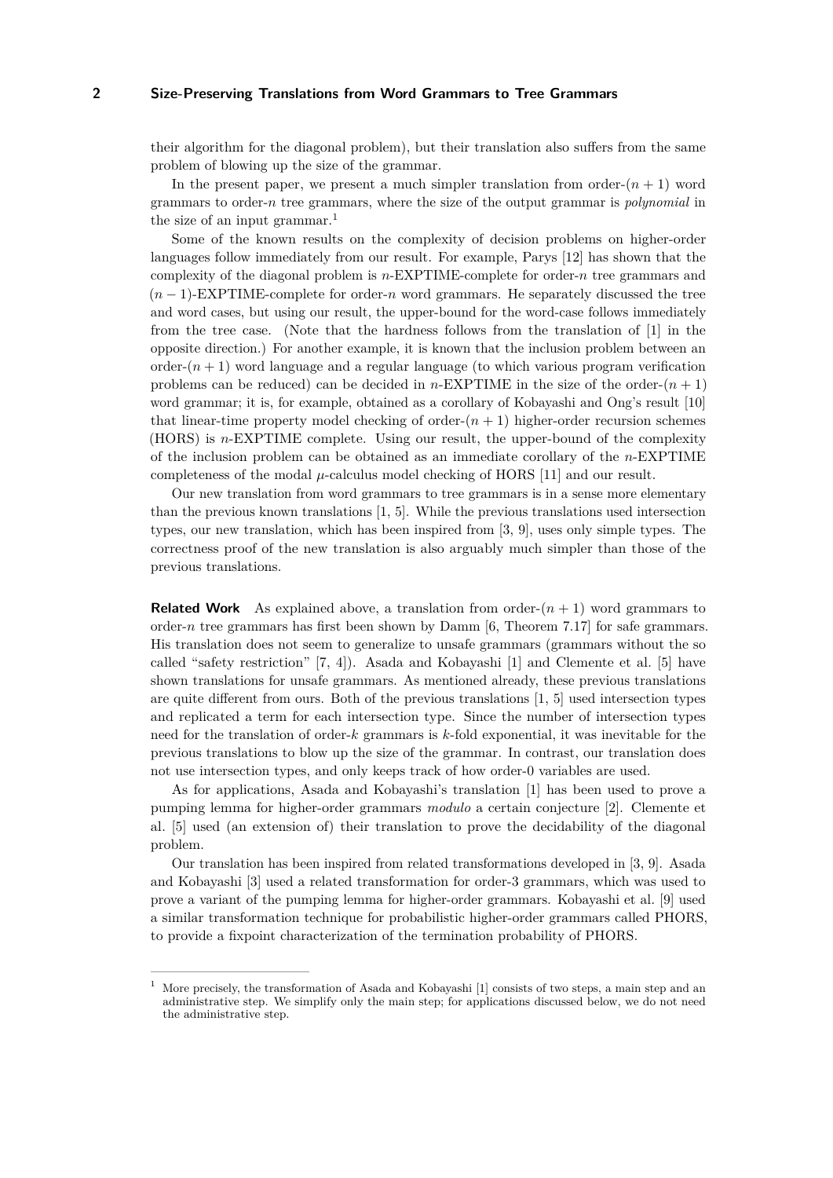their algorithm for the diagonal problem), but their translation also suffers from the same problem of blowing up the size of the grammar.

In the present paper, we present a much simpler translation from order-$(n+1)$ word grammars to order-$n$ tree grammars, where the size of the output grammar is *polynomial* in the size of an input grammar.[1]

Some of the known results on the complexity of decision problems on higher-order languages follow immediately from our result. For example, Parys [12] has shown that the complexity of the diagonal problem is $n$-EXPTIME-complete for order-$n$ tree grammars and $(n-1)$-EXPTIME-complete for order-$n$ word grammars. He separately discussed the tree and word cases, but using our result, the upper-bound for the word-case follows immediately from the tree case. (Note that the hardness follows from the translation of [1] in the opposite direction.) For another example, it is known that the inclusion problem between an order-$(n+1)$ word language and a regular language (to which various program verification problems can be reduced) can be decided in $n$-EXPTIME in the size of the order-$(n+1)$ word grammar; it is, for example, obtained as a corollary of Kobayashi and Ong's result [10] that linear-time property model checking of order-$(n+1)$ higher-order recursion schemes (HORS) is $n$-EXPTIME complete. Using our result, the upper-bound of the complexity of the inclusion problem can be obtained as an immediate corollary of the $n$-EXPTIME completeness of the modal $\mu$-calculus model checking of HORS [11] and our result.

Our new translation from word grammars to tree grammars is in a sense more elementary than the previous known translations [1, 5]. While the previous translations used intersection types, our new translation, which has been inspired from [3, 9], uses only simple types. The correctness proof of the new translation is also arguably much simpler than those of the previous translations.

**Related Work** As explained above, a translation from order-$(n+1)$ word grammars to order-$n$ tree grammars has first been shown by Damm [6, Theorem 7.17] for safe grammars. His translation does not seem to generalize to unsafe grammars (grammars without the so called "safety restriction" [7, 4]). Asada and Kobayashi [1] and Clemente et al. [5] have shown translations for unsafe grammars. As mentioned already, these previous translations are quite different from ours. Both of the previous translations [1, 5] used intersection types and replicated a term for each intersection type. Since the number of intersection types need for the translation of order-$k$ grammars is $k$-fold exponential, it was inevitable for the previous translations to blow up the size of the grammar. In contrast, our translation does not use intersection types, and only keeps track of how order-0 variables are used.

As for applications, Asada and Kobayashi's translation [1] has been used to prove a pumping lemma for higher-order grammars *modulo* a certain conjecture [2]. Clemente et al. [5] used (an extension of) their translation to prove the decidability of the diagonal problem.

Our translation has been inspired from related transformations developed in [3, 9]. Asada and Kobayashi [3] used a related transformation for order-3 grammars, which was used to prove a variant of the pumping lemma for higher-order grammars. Kobayashi et al. [9] used a similar transformation technique for probabilistic higher-order grammars called PHORS, to provide a fixpoint characterization of the termination probability of PHORS.

---

[1] More precisely, the transformation of Asada and Kobayashi [1] consists of two steps, a main step and an administrative step. We simplify only the main step; for applications discussed below, we do not need the administrative step.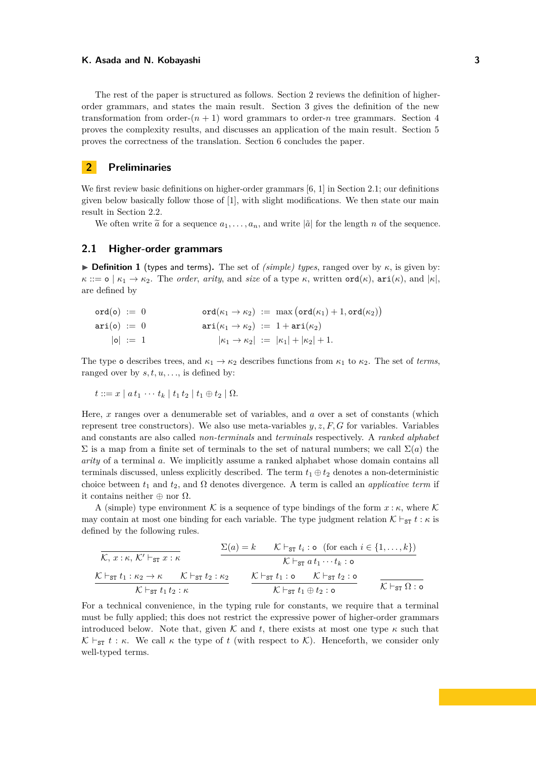The rest of the paper is structured as follows. Section 2 reviews the definition of higher-order grammars, and states the main result. Section 3 gives the definition of the new transformation from order-$(n+1)$ word grammars to order-$n$ tree grammars. Section 4 proves the complexity results, and discusses an application of the main result. Section 5 proves the correctness of the translation. Section 6 concludes the paper.

## 2 Preliminaries

We first review basic definitions on higher-order grammars [6, 1] in Section 2.1; our definitions given below basically follow those of [1], with slight modifications. We then state our main result in Section 2.2.

We often write $\tilde{a}$ for a sequence $a_1, \dots, a_n$, and write $|\tilde{a}|$ for the length $n$ of the sequence.

### 2.1 Higher-order grammars

▶ **Definition 1** (types and terms). The set of *(simple) types*, ranged over by $\kappa$, is given by: $\kappa ::= \mathtt{o} \mid \kappa_1 \to \kappa_2$. The *order*, *arity*, and *size* of a type $\kappa$, written $\mathtt{ord}(\kappa)$, $\mathtt{ari}(\kappa)$, and $|\kappa|$, are defined by

$$
\begin{aligned}
\mathtt{ord}(\mathtt{o}) &:= 0 & \qquad \mathtt{ord}(\kappa_1 \to \kappa_2) &:= \max\big(\mathtt{ord}(\kappa_1)+1, \mathtt{ord}(\kappa_2)\big) \\
\mathtt{ari}(\mathtt{o}) &:= 0 & \qquad \mathtt{ari}(\kappa_1 \to \kappa_2) &:= 1 + \mathtt{ari}(\kappa_2) \\
|\mathtt{o}| &:= 1 & \qquad |\kappa_1 \to \kappa_2| &:= |\kappa_1| + |\kappa_2| + 1.
\end{aligned}
$$

The type $\mathtt{o}$ describes trees, and $\kappa_1 \to \kappa_2$ describes functions from $\kappa_1$ to $\kappa_2$. The set of *terms*, ranged over by $s, t, u, \dots$, is defined by:

$$t ::= x \mid a\, t_1 \cdots t_k \mid t_1\, t_2 \mid t_1 \oplus t_2 \mid \Omega.$$

Here, $x$ ranges over a denumerable set of variables, and $a$ over a set of constants (which represent tree constructors). We also use meta-variables $y, z, F, G$ for variables. Variables and constants are also called *non-terminals* and *terminals* respectively. A *ranked alphabet* $\Sigma$ is a map from a finite set of terminals to the set of natural numbers; we call $\Sigma(a)$ the *arity* of a terminal $a$. We implicitly assume a ranked alphabet whose domain contains all terminals discussed, unless explicitly described. The term $t_1 \oplus t_2$ denotes a non-deterministic choice between $t_1$ and $t_2$, and $\Omega$ denotes divergence. A term is called an *applicative term* if it contains neither $\oplus$ nor $\Omega$.

A (simple) type environment $\mathcal{K}$ is a sequence of type bindings of the form $x : \kappa$, where $\mathcal{K}$ may contain at most one binding for each variable. The type judgment relation $\mathcal{K} \vdash_{\mathtt{ST}} t : \kappa$ is defined by the following rules.

$$
\frac{}{\mathcal{K}, x : \kappa, \mathcal{K}' \vdash_{\mathtt{ST}} x : \kappa}
\qquad
\frac{\Sigma(a) = k \qquad \mathcal{K} \vdash_{\mathtt{ST}} t_i : \mathtt{o} \quad (\text{for each } i \in \{1, \dots, k\})}{\mathcal{K} \vdash_{\mathtt{ST}} a\, t_1 \cdots t_k : \mathtt{o}}
$$

$$
\frac{\mathcal{K} \vdash_{\mathtt{ST}} t_1 : \kappa_2 \to \kappa \qquad \mathcal{K} \vdash_{\mathtt{ST}} t_2 : \kappa_2}{\mathcal{K} \vdash_{\mathtt{ST}} t_1\, t_2 : \kappa}
\qquad
\frac{\mathcal{K} \vdash_{\mathtt{ST}} t_1 : \mathtt{o} \qquad \mathcal{K} \vdash_{\mathtt{ST}} t_2 : \mathtt{o}}{\mathcal{K} \vdash_{\mathtt{ST}} t_1 \oplus t_2 : \mathtt{o}}
\qquad
\frac{}{\mathcal{K} \vdash_{\mathtt{ST}} \Omega : \mathtt{o}}
$$

For a technical convenience, in the typing rule for constants, we require that a terminal must be fully applied; this does not restrict the expressive power of higher-order grammars introduced below. Note that, given $\mathcal{K}$ and $t$, there exists at most one type $\kappa$ such that $\mathcal{K} \vdash_{\mathtt{ST}} t : \kappa$. We call $\kappa$ the type of $t$ (with respect to $\mathcal{K}$). Henceforth, we consider only well-typed terms.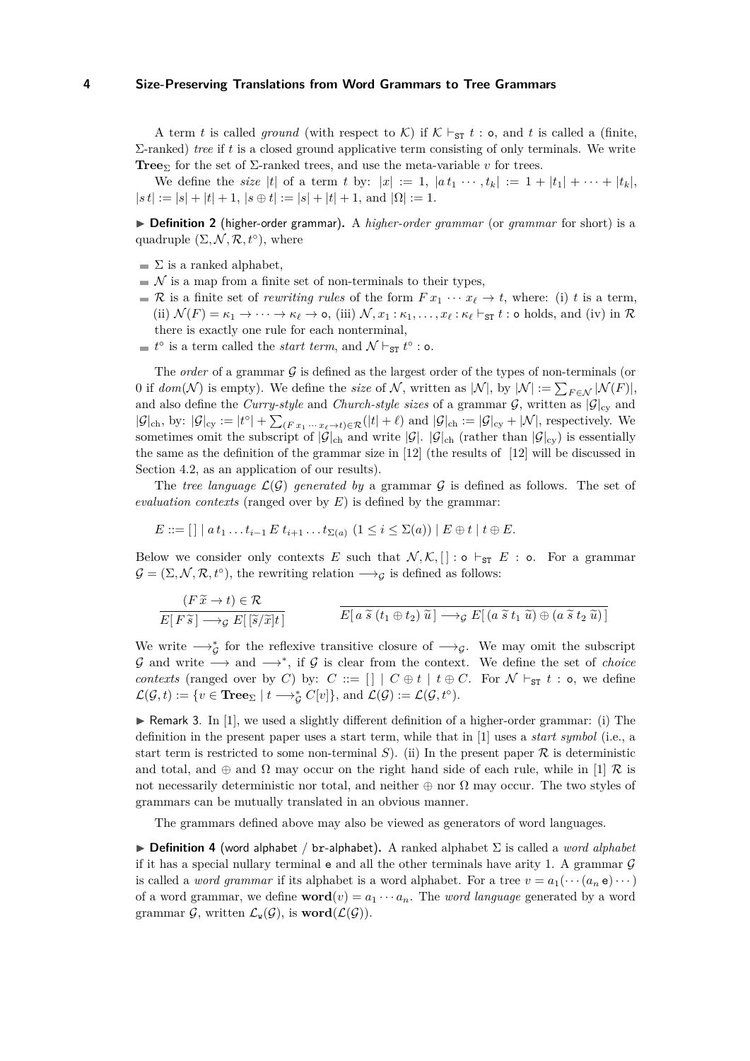A term $t$ is called *ground* (with respect to $\mathcal{K}$) if $\mathcal{K} \vdash_{\mathtt{ST}} t : \mathsf{o}$, and $t$ is called a (finite, $\Sigma$-ranked) *tree* if $t$ is a closed ground applicative term consisting of only terminals. We write $\mathbf{Tree}_\Sigma$ for the set of $\Sigma$-ranked trees, and use the meta-variable $v$ for trees.

We define the *size* $|t|$ of a term $t$ by: $|x| := 1$, $|a\, t_1 \cdots, t_k| := 1 + |t_1| + \cdots + |t_k|$, $|s\, t| := |s| + |t| + 1$, $|s \oplus t| := |s| + |t| + 1$, and $|\Omega| := 1$.

▶ **Definition 2** (higher-order grammar)**.** A *higher-order grammar* (or *grammar* for short) is a quadruple $(\Sigma, \mathcal{N}, \mathcal{R}, t^\circ)$, where

- $\Sigma$ is a ranked alphabet,
- $\mathcal{N}$ is a map from a finite set of non-terminals to their types,
- $\mathcal{R}$ is a finite set of *rewriting rules* of the form $F\, x_1 \cdots x_\ell \to t$, where: (i) $t$ is a term, (ii) $\mathcal{N}(F) = \kappa_1 \to \cdots \to \kappa_\ell \to \mathsf{o}$, (iii) $\mathcal{N}, x_1 : \kappa_1, \ldots, x_\ell : \kappa_\ell \vdash_{\mathtt{ST}} t : \mathsf{o}$ holds, and (iv) in $\mathcal{R}$ there is exactly one rule for each nonterminal,
- $t^\circ$ is a term called the *start term*, and $\mathcal{N} \vdash_{\mathtt{ST}} t^\circ : \mathsf{o}$.

The *order* of a grammar $\mathcal{G}$ is defined as the largest order of the types of non-terminals (or 0 if $dom(\mathcal{N})$ is empty). We define the *size* of $\mathcal{N}$, written as $|\mathcal{N}|$, by $|\mathcal{N}| := \sum_{F \in \mathcal{N}} |\mathcal{N}(F)|$, and also define the *Curry-style* and *Church-style sizes* of a grammar $\mathcal{G}$, written as $|\mathcal{G}|_{\mathrm{cy}}$ and $|\mathcal{G}|_{\mathrm{ch}}$, by: $|\mathcal{G}|_{\mathrm{cy}} := |t^\circ| + \sum_{(F\, x_1 \cdots x_\ell \to t) \in \mathcal{R}} (|t| + \ell)$ and $|\mathcal{G}|_{\mathrm{ch}} := |\mathcal{G}|_{\mathrm{cy}} + |\mathcal{N}|$, respectively. We sometimes omit the subscript of $|\mathcal{G}|_{\mathrm{ch}}$ and write $|\mathcal{G}|$. $|\mathcal{G}|_{\mathrm{ch}}$ (rather than $|\mathcal{G}|_{\mathrm{cy}}$) is essentially the same as the definition of the grammar size in [12] (the results of [12] will be discussed in Section 4.2, as an application of our results).

The *tree language* $\mathcal{L}(\mathcal{G})$ *generated by* a grammar $\mathcal{G}$ is defined as follows. The set of *evaluation contexts* (ranged over by $E$) is defined by the grammar:

$$E ::= [\,] \mid a\, t_1 \ldots t_{i-1}\, E\; t_{i+1} \ldots t_{\Sigma(a)}\ (1 \le i \le \Sigma(a)) \mid E \oplus t \mid t \oplus E.$$

Below we consider only contexts $E$ such that $\mathcal{N}, \mathcal{K}, [\,] : \mathsf{o} \vdash_{\mathtt{ST}} E : \mathsf{o}$. For a grammar $\mathcal{G} = (\Sigma, \mathcal{N}, \mathcal{R}, t^\circ)$, the rewriting relation $\longrightarrow_{\mathcal{G}}$ is defined as follows:

$$\frac{(F\, \widetilde{x} \to t) \in \mathcal{R}}{E[\, F\, \widetilde{s}\,] \longrightarrow_{\mathcal{G}} E[\, [\widetilde{s}/\widetilde{x}]t\,]} \qquad\qquad \frac{}{E[\, a\, \widetilde{s}\, (t_1 \oplus t_2)\, \widetilde{u}\,] \longrightarrow_{\mathcal{G}} E[\, (a\, \widetilde{s}\, t_1\, \widetilde{u}) \oplus (a\, \widetilde{s}\, t_2\, \widetilde{u})\,]}$$

We write $\longrightarrow_{\mathcal{G}}^*$ for the reflexive transitive closure of $\longrightarrow_{\mathcal{G}}$. We may omit the subscript $\mathcal{G}$ and write $\longrightarrow$ and $\longrightarrow^*$, if $\mathcal{G}$ is clear from the context. We define the set of *choice contexts* (ranged over by $C$) by: $C ::= [\,] \mid C \oplus t \mid t \oplus C$. For $\mathcal{N} \vdash_{\mathtt{ST}} t : \mathsf{o}$, we define $\mathcal{L}(\mathcal{G}, t) := \{v \in \mathbf{Tree}_\Sigma \mid t \longrightarrow_{\mathcal{G}}^* C[v]\}$, and $\mathcal{L}(\mathcal{G}) := \mathcal{L}(\mathcal{G}, t^\circ)$.

▶ Remark 3. In [1], we used a slightly different definition of a higher-order grammar: (i) The definition in the present paper uses a start term, while that in [1] uses a *start symbol* (i.e., a start term is restricted to some non-terminal $S$). (ii) In the present paper $\mathcal{R}$ is deterministic and total, and $\oplus$ and $\Omega$ may occur on the right hand side of each rule, while in [1] $\mathcal{R}$ is not necessarily deterministic nor total, and neither $\oplus$ nor $\Omega$ may occur. The two styles of grammars can be mutually translated in an obvious manner.

The grammars defined above may also be viewed as generators of word languages.

▶ **Definition 4** (word alphabet / br-alphabet)**.** A ranked alphabet $\Sigma$ is called a *word alphabet* if it has a special nullary terminal $\mathsf{e}$ and all the other terminals have arity 1. A grammar $\mathcal{G}$ is called a *word grammar* if its alphabet is a word alphabet. For a tree $v = a_1(\cdots(a_n\, \mathsf{e})\cdots)$ of a word grammar, we define $\mathbf{word}(v) = a_1 \cdots a_n$. The *word language* generated by a word grammar $\mathcal{G}$, written $\mathcal{L}_{\mathtt{w}}(\mathcal{G})$, is $\mathbf{word}(\mathcal{L}(\mathcal{G}))$.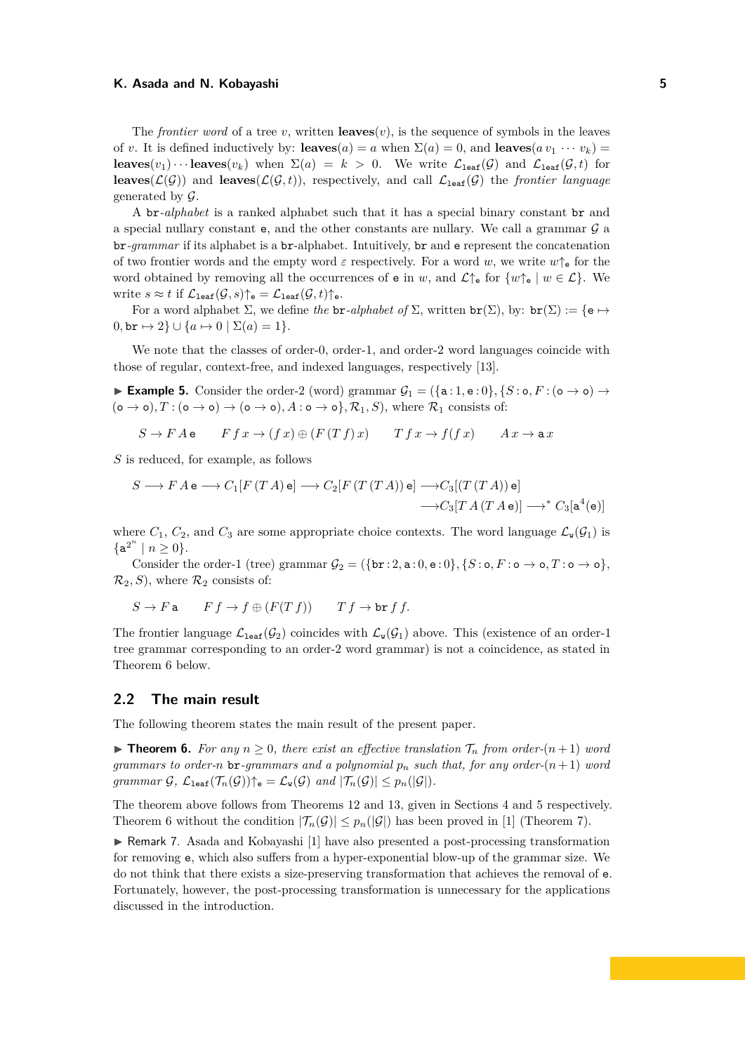The *frontier word* of a tree $v$, written $\mathbf{leaves}(v)$, is the sequence of symbols in the leaves of $v$. It is defined inductively by: $\mathbf{leaves}(a) = a$ when $\Sigma(a) = 0$, and $\mathbf{leaves}(a\, v_1 \,\cdots\, v_k) = \mathbf{leaves}(v_1) \cdots \mathbf{leaves}(v_k)$ when $\Sigma(a) = k > 0$. We write $\mathcal{L}_{\mathtt{leaf}}(\mathcal{G})$ and $\mathcal{L}_{\mathtt{leaf}}(\mathcal{G}, t)$ for $\mathbf{leaves}(\mathcal{L}(\mathcal{G}))$ and $\mathbf{leaves}(\mathcal{L}(\mathcal{G}, t))$, respectively, and call $\mathcal{L}_{\mathtt{leaf}}(\mathcal{G})$ the *frontier language* generated by $\mathcal{G}$.

A $\mathtt{br}$-*alphabet* is a ranked alphabet such that it has a special binary constant $\mathtt{br}$ and a special nullary constant $\mathtt{e}$, and the other constants are nullary. We call a grammar $\mathcal{G}$ a $\mathtt{br}$-*grammar* if its alphabet is a $\mathtt{br}$-alphabet. Intuitively, $\mathtt{br}$ and $\mathtt{e}$ represent the concatenation of two frontier words and the empty word $\varepsilon$ respectively. For a word $w$, we write $w{\uparrow}_{\mathtt{e}}$ for the word obtained by removing all the occurrences of $\mathtt{e}$ in $w$, and $\mathcal{L}{\uparrow}_{\mathtt{e}}$ for $\{w{\uparrow}_{\mathtt{e}} \mid w \in \mathcal{L}\}$. We write $s \approx t$ if $\mathcal{L}_{\mathtt{leaf}}(\mathcal{G}, s){\uparrow}_{\mathtt{e}} = \mathcal{L}_{\mathtt{leaf}}(\mathcal{G}, t){\uparrow}_{\mathtt{e}}$.

For a word alphabet $\Sigma$, we define *the* $\mathtt{br}$-*alphabet of* $\Sigma$, written $\mathtt{br}(\Sigma)$, by: $\mathtt{br}(\Sigma) := \{\mathtt{e} \mapsto 0, \mathtt{br} \mapsto 2\} \cup \{a \mapsto 0 \mid \Sigma(a) = 1\}$.

We note that the classes of order-0, order-1, and order-2 word languages coincide with those of regular, context-free, and indexed languages, respectively [13].

▶ **Example 5.** Consider the order-2 (word) grammar $\mathcal{G}_1 = (\{\mathtt{a}:1, \mathtt{e}:0\}, \{S:\mathtt{o}, F:(\mathtt{o}\to\mathtt{o})\to(\mathtt{o}\to\mathtt{o}), T:(\mathtt{o}\to\mathtt{o})\to(\mathtt{o}\to\mathtt{o}), A:\mathtt{o}\to\mathtt{o}\}, \mathcal{R}_1, S)$, where $\mathcal{R}_1$ consists of:

$$S \to F\,A\,\mathtt{e} \qquad F\,f\,x \to (f\,x) \oplus (F\,(T\,f)\,x) \qquad T\,f\,x \to f(f\,x) \qquad A\,x \to \mathtt{a}\,x$$

$S$ is reduced, for example, as follows

$$S \longrightarrow F\,A\,\mathtt{e} \longrightarrow C_1[F\,(T\,A)\,\mathtt{e}] \longrightarrow C_2[F\,(T\,(T\,A))\,\mathtt{e}] \longrightarrow C_3[(T\,(T\,A))\,\mathtt{e}]$$
$$\longrightarrow C_3[T\,A\,(T\,A\,\mathtt{e})] \longrightarrow^* C_3[\mathtt{a}^4(\mathtt{e})]$$

where $C_1$, $C_2$, and $C_3$ are some appropriate choice contexts. The word language $\mathcal{L}_{\mathtt{w}}(\mathcal{G}_1)$ is $\{\mathtt{a}^{2^n} \mid n \geq 0\}$.

Consider the order-1 (tree) grammar $\mathcal{G}_2 = (\{\mathtt{br}:2, \mathtt{a}:0, \mathtt{e}:0\}, \{S:\mathtt{o}, F:\mathtt{o}\to\mathtt{o}, T:\mathtt{o}\to\mathtt{o}\}, \mathcal{R}_2, S)$, where $\mathcal{R}_2$ consists of:

$$S \to F\,\mathtt{a} \qquad F\,f \to f \oplus (F(T\,f)) \qquad T\,f \to \mathtt{br}\,f\,f.$$

The frontier language $\mathcal{L}_{\mathtt{leaf}}(\mathcal{G}_2)$ coincides with $\mathcal{L}_{\mathtt{w}}(\mathcal{G}_1)$ above. This (existence of an order-1 tree grammar corresponding to an order-2 word grammar) is not a coincidence, as stated in Theorem 6 below.

## 2.2 The main result

The following theorem states the main result of the present paper.

▶ **Theorem 6.** *For any $n \geq 0$, there exist an effective translation $\mathcal{T}_n$ from order-$(n+1)$ word grammars to order-$n$ $\mathtt{br}$-grammars and a polynomial $p_n$ such that, for any order-$(n+1)$ word grammar $\mathcal{G}$, $\mathcal{L}_{\mathtt{leaf}}(\mathcal{T}_n(\mathcal{G})){\uparrow}_{\mathtt{e}} = \mathcal{L}_{\mathtt{w}}(\mathcal{G})$ and $|\mathcal{T}_n(\mathcal{G})| \leq p_n(|\mathcal{G}|)$.*

The theorem above follows from Theorems 12 and 13, given in Sections 4 and 5 respectively. Theorem 6 without the condition $|\mathcal{T}_n(\mathcal{G})| \leq p_n(|\mathcal{G}|)$ has been proved in [1] (Theorem 7).

▶ Remark 7. Asada and Kobayashi [1] have also presented a post-processing transformation for removing $\mathtt{e}$, which also suffers from a hyper-exponential blow-up of the grammar size. We do not think that there exists a size-preserving transformation that achieves the removal of $\mathtt{e}$. Fortunately, however, the post-processing transformation is unnecessary for the applications discussed in the introduction.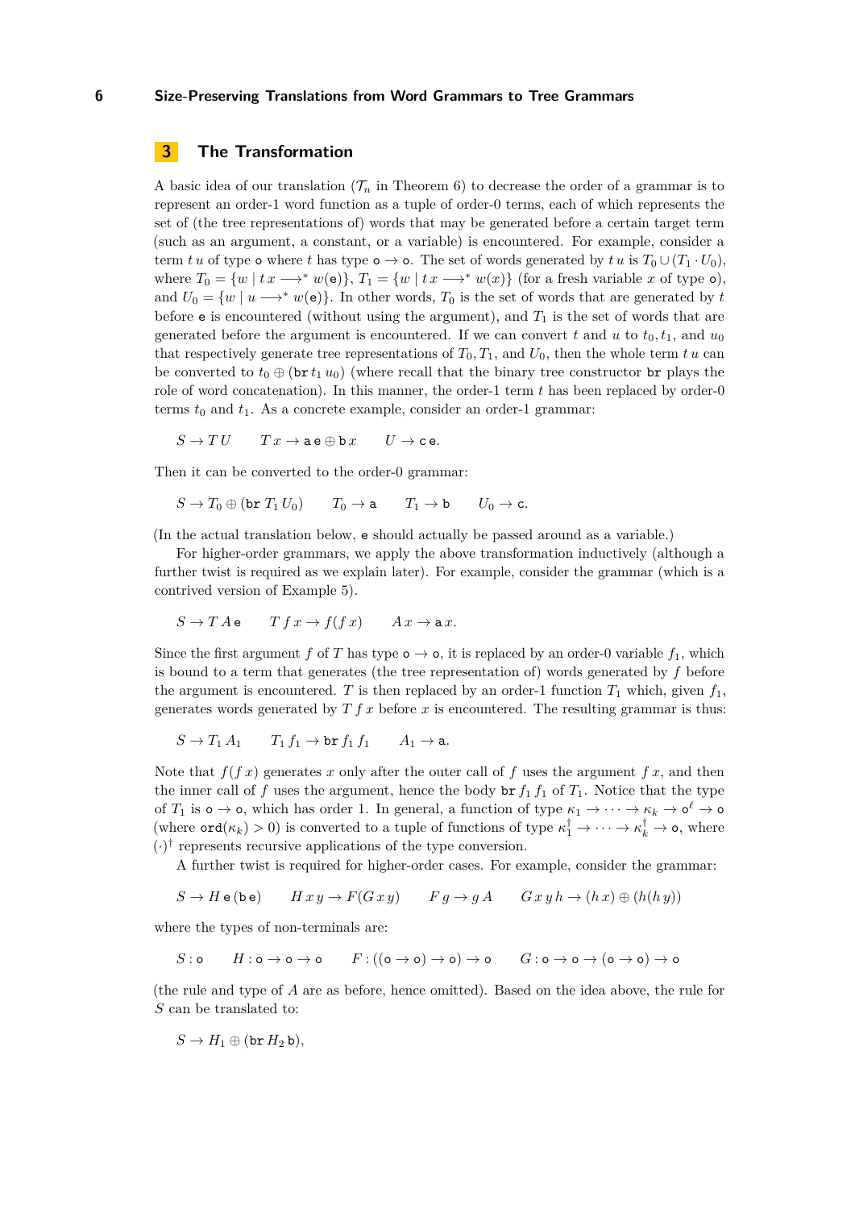## 3 The Transformation

A basic idea of our translation ($\mathcal{T}_n$ in Theorem 6) to decrease the order of a grammar is to represent an order-1 word function as a tuple of order-0 terms, each of which represents the set of (the tree representations of) words that may be generated before a certain target term (such as an argument, a constant, or a variable) is encountered. For example, consider a term $t\,u$ of type $\mathtt{o}$ where $t$ has type $\mathtt{o} \to \mathtt{o}$. The set of words generated by $t\,u$ is $T_0 \cup (T_1 \cdot U_0)$, where $T_0 = \{w \mid t\,x \longrightarrow^* w(\mathtt{e})\}$, $T_1 = \{w \mid t\,x \longrightarrow^* w(x)\}$ (for a fresh variable $x$ of type $\mathtt{o}$), and $U_0 = \{w \mid u \longrightarrow^* w(\mathtt{e})\}$. In other words, $T_0$ is the set of words that are generated by $t$ before $\mathtt{e}$ is encountered (without using the argument), and $T_1$ is the set of words that are generated before the argument is encountered. If we can convert $t$ and $u$ to $t_0, t_1$, and $u_0$ that respectively generate tree representations of $T_0, T_1$, and $U_0$, then the whole term $t\,u$ can be converted to $t_0 \oplus (\mathtt{br}\, t_1\, u_0)$ (where recall that the binary tree constructor $\mathtt{br}$ plays the role of word concatenation). In this manner, the order-1 term $t$ has been replaced by order-0 terms $t_0$ and $t_1$. As a concrete example, consider an order-1 grammar:

$$S \to T\,U \qquad T\,x \to \mathtt{a}\,\mathtt{e} \oplus \mathtt{b}\,x \qquad U \to \mathtt{c}\,\mathtt{e}.$$

Then it can be converted to the order-0 grammar:

$$S \to T_0 \oplus (\mathtt{br}\; T_1\; U_0) \qquad T_0 \to \mathtt{a} \qquad T_1 \to \mathtt{b} \qquad U_0 \to \mathtt{c}.$$

(In the actual translation below, $\mathtt{e}$ should actually be passed around as a variable.)

For higher-order grammars, we apply the above transformation inductively (although a further twist is required as we explain later). For example, consider the grammar (which is a contrived version of Example 5).

$$S \to T\,A\,\mathtt{e} \qquad T\,f\,x \to f(f\,x) \qquad A\,x \to \mathtt{a}\,x.$$

Since the first argument $f$ of $T$ has type $\mathtt{o} \to \mathtt{o}$, it is replaced by an order-0 variable $f_1$, which is bound to a term that generates (the tree representation of) words generated by $f$ before the argument is encountered. $T$ is then replaced by an order-1 function $T_1$ which, given $f_1$, generates words generated by $T\,f\,x$ before $x$ is encountered. The resulting grammar is thus:

$$S \to T_1\,A_1 \qquad T_1\,f_1 \to \mathtt{br}\,f_1\,f_1 \qquad A_1 \to \mathtt{a}.$$

Note that $f(f\,x)$ generates $x$ only after the outer call of $f$ uses the argument $f\,x$, and then the inner call of $f$ uses the argument, hence the body $\mathtt{br}\,f_1\,f_1$ of $T_1$. Notice that the type of $T_1$ is $\mathtt{o} \to \mathtt{o}$, which has order 1. In general, a function of type $\kappa_1 \to \cdots \to \kappa_k \to \mathtt{o}^\ell \to \mathtt{o}$ (where $\mathtt{ord}(\kappa_k) > 0$) is converted to a tuple of functions of type $\kappa_1^\dagger \to \cdots \to \kappa_k^\dagger \to \mathtt{o}$, where $(\cdot)^\dagger$ represents recursive applications of the type conversion.

A further twist is required for higher-order cases. For example, consider the grammar:

$$S \to H\,\mathtt{e}\,(\mathtt{b}\,\mathtt{e}) \qquad H\,x\,y \to F(G\,x\,y) \qquad F\,g \to g\,A \qquad G\,x\,y\,h \to (h\,x) \oplus (h(h\,y))$$

where the types of non-terminals are:

$$S : \mathtt{o} \qquad H : \mathtt{o} \to \mathtt{o} \to \mathtt{o} \qquad F : ((\mathtt{o} \to \mathtt{o}) \to \mathtt{o}) \to \mathtt{o} \qquad G : \mathtt{o} \to \mathtt{o} \to (\mathtt{o} \to \mathtt{o}) \to \mathtt{o}$$

(the rule and type of $A$ are as before, hence omitted). Based on the idea above, the rule for $S$ can be translated to:

$$S \to H_1 \oplus (\mathtt{br}\, H_2\, \mathtt{b}),$$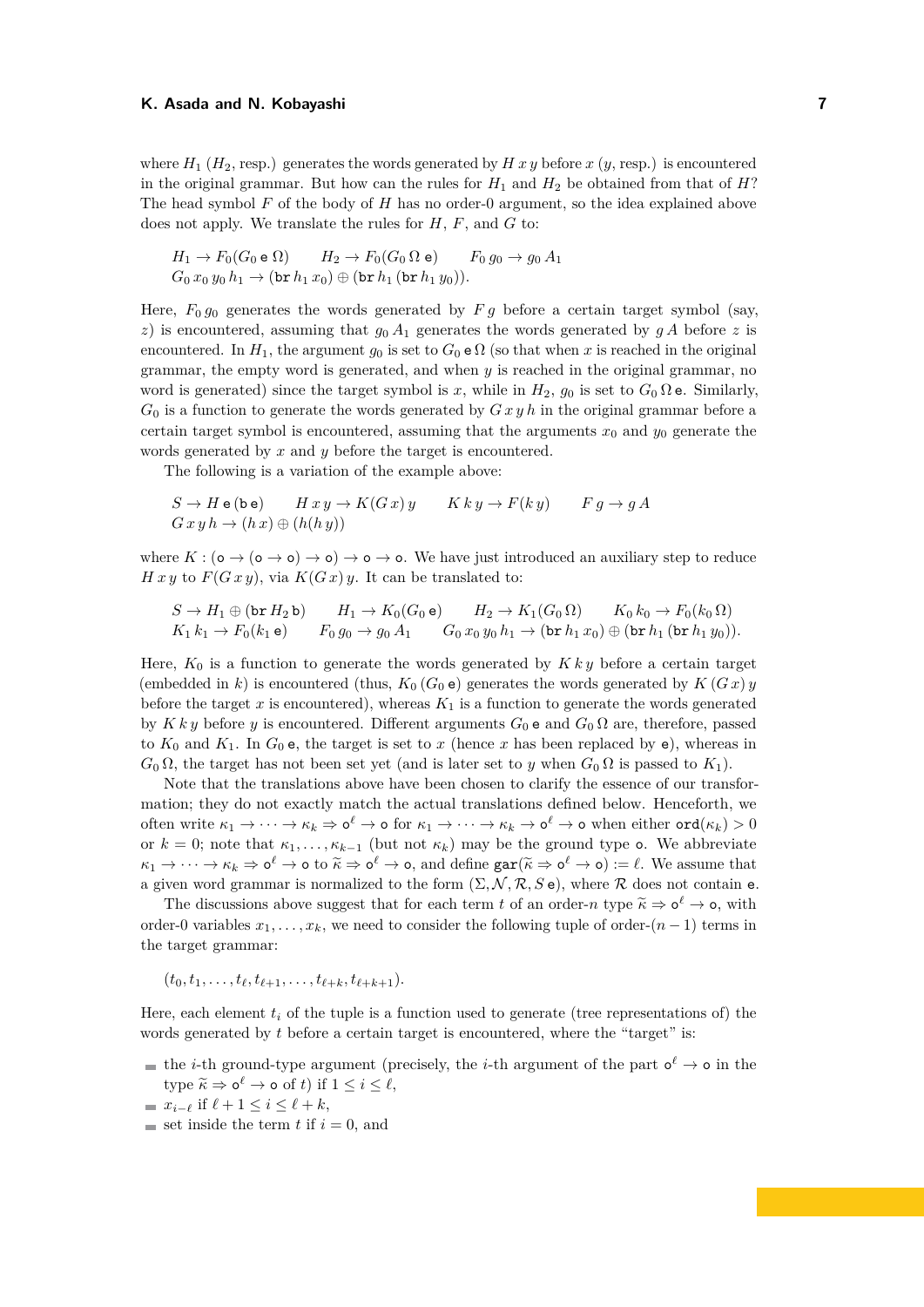where $H_1$ ($H_2$, resp.) generates the words generated by $H\,x\,y$ before $x$ ($y$, resp.) is encountered in the original grammar. But how can the rules for $H_1$ and $H_2$ be obtained from that of $H$? The head symbol $F$ of the body of $H$ has no order-0 argument, so the idea explained above does not apply. We translate the rules for $H$, $F$, and $G$ to:

$$H_1 \to F_0(G_0\,\mathtt{e}\,\Omega) \qquad H_2 \to F_0(G_0\,\Omega\,\mathtt{e}) \qquad F_0\,g_0 \to g_0\,A_1$$
$$G_0\,x_0\,y_0\,h_1 \to (\mathtt{br}\,h_1\,x_0) \oplus (\mathtt{br}\,h_1\,(\mathtt{br}\,h_1\,y_0)).$$

Here, $F_0\,g_0$ generates the words generated by $F\,g$ before a certain target symbol (say, $z$) is encountered, assuming that $g_0\,A_1$ generates the words generated by $g\,A$ before $z$ is encountered. In $H_1$, the argument $g_0$ is set to $G_0\,\mathtt{e}\,\Omega$ (so that when $x$ is reached in the original grammar, the empty word is generated, and when $y$ is reached in the original grammar, no word is generated) since the target symbol is $x$, while in $H_2$, $g_0$ is set to $G_0\,\Omega\,\mathtt{e}$. Similarly, $G_0$ is a function to generate the words generated by $G\,x\,y\,h$ in the original grammar before a certain target symbol is encountered, assuming that the arguments $x_0$ and $y_0$ generate the words generated by $x$ and $y$ before the target is encountered.

The following is a variation of the example above:

$$S \to H\,\mathtt{e}\,(\mathtt{b}\,\mathtt{e}) \qquad H\,x\,y \to K(G\,x)\,y \qquad K\,k\,y \to F(k\,y) \qquad F\,g \to g\,A$$
$$G\,x\,y\,h \to (h\,x) \oplus (h(h\,y))$$

where $K : (\mathtt{o} \to (\mathtt{o} \to \mathtt{o}) \to \mathtt{o}) \to \mathtt{o} \to \mathtt{o}$. We have just introduced an auxiliary step to reduce $H\,x\,y$ to $F(G\,x\,y)$, via $K(G\,x)\,y$. It can be translated to:

$$S \to H_1 \oplus (\mathtt{br}\,H_2\,\mathtt{b}) \qquad H_1 \to K_0(G_0\,\mathtt{e}) \qquad H_2 \to K_1(G_0\,\Omega) \qquad K_0\,k_0 \to F_0(k_0\,\Omega)$$
$$K_1\,k_1 \to F_0(k_1\,\mathtt{e}) \qquad F_0\,g_0 \to g_0\,A_1 \qquad G_0\,x_0\,y_0\,h_1 \to (\mathtt{br}\,h_1\,x_0) \oplus (\mathtt{br}\,h_1\,(\mathtt{br}\,h_1\,y_0)).$$

Here, $K_0$ is a function to generate the words generated by $K\,k\,y$ before a certain target (embedded in $k$) is encountered (thus, $K_0\,(G_0\,\mathtt{e})$ generates the words generated by $K\,(G\,x)\,y$ before the target $x$ is encountered), whereas $K_1$ is a function to generate the words generated by $K\,k\,y$ before $y$ is encountered. Different arguments $G_0\,\mathtt{e}$ and $G_0\,\Omega$ are, therefore, passed to $K_0$ and $K_1$. In $G_0\,\mathtt{e}$, the target is set to $x$ (hence $x$ has been replaced by $\mathtt{e}$), whereas in $G_0\,\Omega$, the target has not been set yet (and is later set to $y$ when $G_0\,\Omega$ is passed to $K_1$).

Note that the translations above have been chosen to clarify the essence of our transformation; they do not exactly match the actual translations defined below. Henceforth, we often write $\kappa_1 \to \cdots \to \kappa_k \Rightarrow \mathtt{o}^\ell \to \mathtt{o}$ for $\kappa_1 \to \cdots \to \kappa_k \to \mathtt{o}^\ell \to \mathtt{o}$ when either $\mathtt{ord}(\kappa_k) > 0$ or $k = 0$; note that $\kappa_1, \ldots, \kappa_{k-1}$ (but not $\kappa_k$) may be the ground type $\mathtt{o}$. We abbreviate $\kappa_1 \to \cdots \to \kappa_k \Rightarrow \mathtt{o}^\ell \to \mathtt{o}$ to $\widetilde{\kappa} \Rightarrow \mathtt{o}^\ell \to \mathtt{o}$, and define $\mathtt{gar}(\widetilde{\kappa} \Rightarrow \mathtt{o}^\ell \to \mathtt{o}) := \ell$. We assume that a given word grammar is normalized to the form $(\Sigma, \mathcal{N}, \mathcal{R}, S\,\mathtt{e})$, where $\mathcal{R}$ does not contain $\mathtt{e}$.

The discussions above suggest that for each term $t$ of an order-$n$ type $\widetilde{\kappa} \Rightarrow \mathtt{o}^\ell \to \mathtt{o}$, with order-0 variables $x_1, \ldots, x_k$, we need to consider the following tuple of order-$(n-1)$ terms in the target grammar:

$$(t_0, t_1, \ldots, t_\ell, t_{\ell+1}, \ldots, t_{\ell+k}, t_{\ell+k+1}).$$

Here, each element $t_i$ of the tuple is a function used to generate (tree representations of) the words generated by $t$ before a certain target is encountered, where the "target" is:

- the $i$-th ground-type argument (precisely, the $i$-th argument of the part $\mathtt{o}^\ell \to \mathtt{o}$ in the type $\widetilde{\kappa} \Rightarrow \mathtt{o}^\ell \to \mathtt{o}$ of $t$) if $1 \le i \le \ell$,
- $x_{i-\ell}$ if $\ell + 1 \le i \le \ell + k$,
- set inside the term $t$ if $i = 0$, and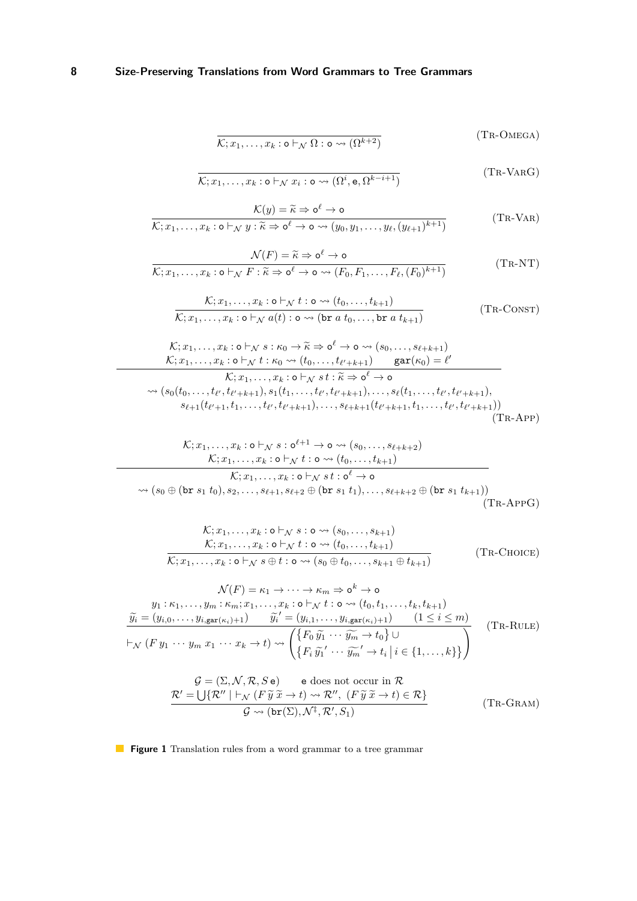$$\frac{}{\mathcal{K}; x_1,\ldots,x_k : \mathtt{o} \vdash_{\mathcal{N}} \Omega : \mathtt{o} \rightsquigarrow (\Omega^{k+2})} \quad \text{(Tr-Omega)}$$

$$\frac{}{\mathcal{K}; x_1,\ldots,x_k : \mathtt{o} \vdash_{\mathcal{N}} x_i : \mathtt{o} \rightsquigarrow (\Omega^{i}, \mathtt{e}, \Omega^{k-i+1})} \quad \text{(Tr-VarG)}$$

$$\frac{\mathcal{K}(y) = \widetilde{\kappa} \Rightarrow \mathtt{o}^{\ell} \to \mathtt{o}}{\mathcal{K}; x_1,\ldots,x_k : \mathtt{o} \vdash_{\mathcal{N}} y : \widetilde{\kappa} \Rightarrow \mathtt{o}^{\ell} \to \mathtt{o} \rightsquigarrow (y_0, y_1, \ldots, y_\ell, (y_{\ell+1})^{k+1})} \quad \text{(Tr-Var)}$$

$$\frac{\mathcal{N}(F) = \widetilde{\kappa} \Rightarrow \mathtt{o}^{\ell} \to \mathtt{o}}{\mathcal{K}; x_1,\ldots,x_k : \mathtt{o} \vdash_{\mathcal{N}} F : \widetilde{\kappa} \Rightarrow \mathtt{o}^{\ell} \to \mathtt{o} \rightsquigarrow (F_0, F_1, \ldots, F_\ell, (F_0)^{k+1})} \quad \text{(Tr-NT)}$$

$$\frac{\mathcal{K}; x_1,\ldots,x_k : \mathtt{o} \vdash_{\mathcal{N}} t : \mathtt{o} \rightsquigarrow (t_0, \ldots, t_{k+1})}{\mathcal{K}; x_1,\ldots,x_k : \mathtt{o} \vdash_{\mathcal{N}} a(t) : \mathtt{o} \rightsquigarrow (\mathtt{br}\ a\ t_0, \ldots, \mathtt{br}\ a\ t_{k+1})} \quad \text{(Tr-Const)}$$

$$\frac{\begin{array}{c}\mathcal{K}; x_1,\ldots,x_k : \mathtt{o} \vdash_{\mathcal{N}} s : \kappa_0 \to \widetilde{\kappa} \Rightarrow \mathtt{o}^{\ell} \to \mathtt{o} \rightsquigarrow (s_0, \ldots, s_{\ell+k+1}) \\ \mathcal{K}; x_1,\ldots,x_k : \mathtt{o} \vdash_{\mathcal{N}} t : \kappa_0 \rightsquigarrow (t_0, \ldots, t_{\ell'+k+1}) \qquad \mathtt{gar}(\kappa_0) = \ell'\end{array}}{\begin{array}{c}\mathcal{K}; x_1,\ldots,x_k : \mathtt{o} \vdash_{\mathcal{N}} s\,t : \widetilde{\kappa} \Rightarrow \mathtt{o}^{\ell} \to \mathtt{o} \\ \rightsquigarrow (s_0(t_0, \ldots, t_{\ell'}, t_{\ell'+k+1}), s_1(t_1, \ldots, t_{\ell'}, t_{\ell'+k+1}), \ldots, s_\ell(t_1, \ldots, t_{\ell'}, t_{\ell'+k+1}), \\ s_{\ell+1}(t_{\ell'+1}, t_1, \ldots, t_{\ell'}, t_{\ell'+k+1}), \ldots, s_{\ell+k+1}(t_{\ell'+k+1}, t_1, \ldots, t_{\ell'}, t_{\ell'+k+1}))\end{array}} \quad \text{(Tr-App)}$$

$$\frac{\begin{array}{c}\mathcal{K}; x_1,\ldots,x_k : \mathtt{o} \vdash_{\mathcal{N}} s : \mathtt{o}^{\ell+1} \to \mathtt{o} \rightsquigarrow (s_0, \ldots, s_{\ell+k+2}) \\ \mathcal{K}; x_1,\ldots,x_k : \mathtt{o} \vdash_{\mathcal{N}} t : \mathtt{o} \rightsquigarrow (t_0, \ldots, t_{k+1})\end{array}}{\begin{array}{c}\mathcal{K}; x_1,\ldots,x_k : \mathtt{o} \vdash_{\mathcal{N}} s\,t : \mathtt{o}^{\ell} \to \mathtt{o} \\ \rightsquigarrow (s_0 \oplus (\mathtt{br}\ s_1\ t_0), s_2, \ldots, s_{\ell+1}, s_{\ell+2} \oplus (\mathtt{br}\ s_1\ t_1), \ldots, s_{\ell+k+2} \oplus (\mathtt{br}\ s_1\ t_{k+1}))\end{array}} \quad \text{(Tr-AppG)}$$

$$\frac{\begin{array}{c}\mathcal{K}; x_1,\ldots,x_k : \mathtt{o} \vdash_{\mathcal{N}} s : \mathtt{o} \rightsquigarrow (s_0, \ldots, s_{k+1}) \\ \mathcal{K}; x_1,\ldots,x_k : \mathtt{o} \vdash_{\mathcal{N}} t : \mathtt{o} \rightsquigarrow (t_0, \ldots, t_{k+1})\end{array}}{\mathcal{K}; x_1,\ldots,x_k : \mathtt{o} \vdash_{\mathcal{N}} s \oplus t : \mathtt{o} \rightsquigarrow (s_0 \oplus t_0, \ldots, s_{k+1} \oplus t_{k+1})} \quad \text{(Tr-Choice)}$$

$$\frac{\begin{array}{c}\mathcal{N}(F) = \kappa_1 \to \cdots \to \kappa_m \Rightarrow \mathtt{o}^k \to \mathtt{o} \\ y_1 : \kappa_1, \ldots, y_m : \kappa_m; x_1, \ldots, x_k : \mathtt{o} \vdash_{\mathcal{N}} t : \mathtt{o} \rightsquigarrow (t_0, t_1, \ldots, t_k, t_{k+1}) \\ \widetilde{y_i} = (y_{i,0}, \ldots, y_{i,\mathtt{gar}(\kappa_i)+1}) \qquad \widetilde{y_i}' = (y_{i,1}, \ldots, y_{i,\mathtt{gar}(\kappa_i)+1}) \qquad (1 \le i \le m)\end{array}}{\vdash_{\mathcal{N}} (F\,y_1 \cdots y_m\ x_1 \cdots x_k \to t) \rightsquigarrow \left(\begin{array}{l}\{F_0\,\widetilde{y_1} \cdots \widetilde{y_m} \to t_0\} \cup \\ \{F_i\,\widetilde{y_1}' \cdots \widetilde{y_m}' \to t_i \mid i \in \{1, \ldots, k\}\}\end{array}\right)} \quad \text{(Tr-Rule)}$$

$$\frac{\begin{array}{c}\mathcal{G} = (\Sigma, \mathcal{N}, \mathcal{R}, S\,\mathtt{e}) \qquad \mathtt{e} \text{ does not occur in } \mathcal{R} \\ \mathcal{R}' = \bigcup\{\mathcal{R}'' \mid \vdash_{\mathcal{N}} (F\,\widetilde{y}\,\widetilde{x} \to t) \rightsquigarrow \mathcal{R}'',\ (F\,\widetilde{y}\,\widetilde{x} \to t) \in \mathcal{R}\}\end{array}}{\mathcal{G} \rightsquigarrow (\mathtt{br}(\Sigma), \mathcal{N}^{\sharp}, \mathcal{R}', S_1)} \quad \text{(Tr-Gram)}$$

**Figure 1** Translation rules from a word grammar to a tree grammar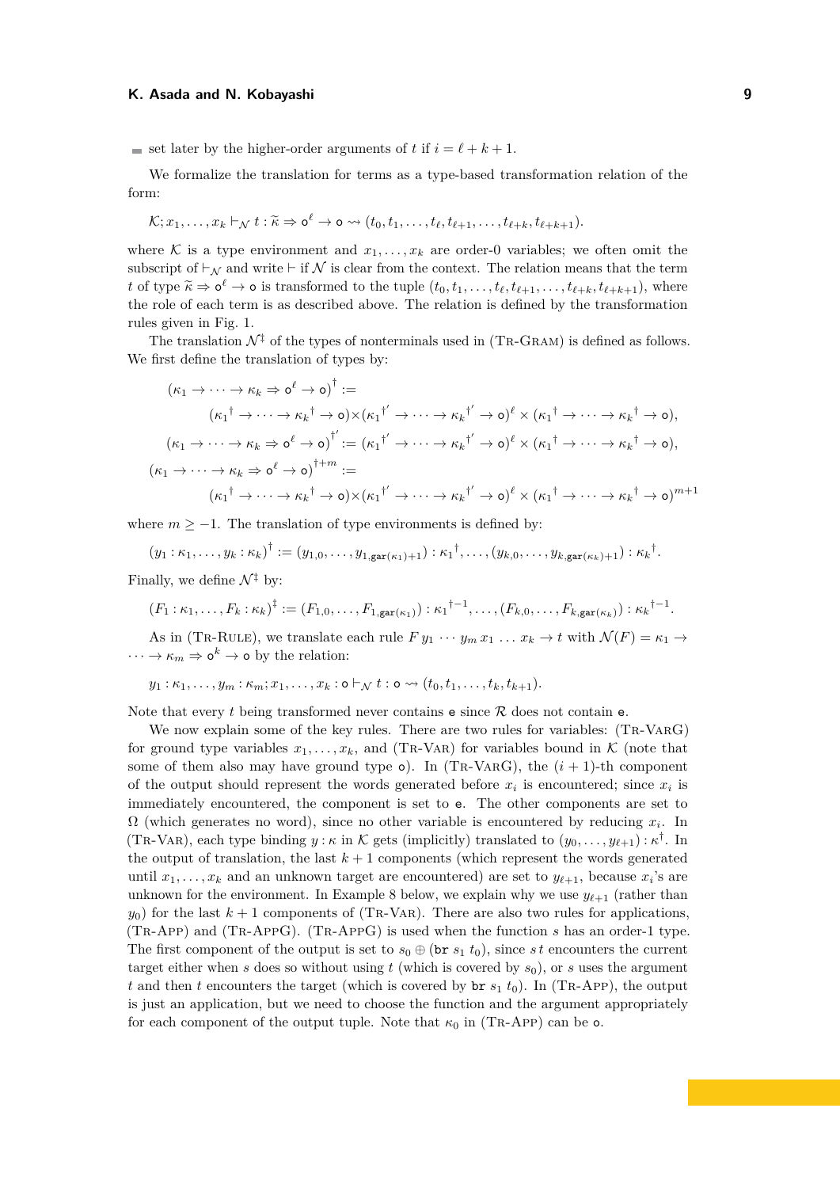- set later by the higher-order arguments of $t$ if $i = \ell + k + 1$.

We formalize the translation for terms as a type-based transformation relation of the form:

$$\mathcal{K}; x_1, \dots, x_k \vdash_{\mathcal{N}} t : \widetilde{\kappa} \Rightarrow \mathsf{o}^\ell \to \mathsf{o} \rightsquigarrow (t_0, t_1, \dots, t_\ell, t_{\ell+1}, \dots, t_{\ell+k}, t_{\ell+k+1}).$$

where $\mathcal{K}$ is a type environment and $x_1, \dots, x_k$ are order-0 variables; we often omit the subscript of $\vdash_{\mathcal{N}}$ and write $\vdash$ if $\mathcal{N}$ is clear from the context. The relation means that the term $t$ of type $\widetilde{\kappa} \Rightarrow \mathsf{o}^\ell \to \mathsf{o}$ is transformed to the tuple $(t_0, t_1, \dots, t_\ell, t_{\ell+1}, \dots, t_{\ell+k}, t_{\ell+k+1})$, where the role of each term is as described above. The relation is defined by the transformation rules given in Fig. 1.

The translation $\mathcal{N}^\ddagger$ of the types of nonterminals used in (Tr-Gram) is defined as follows. We first define the translation of types by:

$$(\kappa_1 \to \dots \to \kappa_k \Rightarrow \mathsf{o}^\ell \to \mathsf{o})^\dagger :=$$
$$({\kappa_1}^\dagger \to \dots \to {\kappa_k}^\dagger \to \mathsf{o}) \times ({\kappa_1}^{\dagger'} \to \dots \to {\kappa_k}^{\dagger'} \to \mathsf{o})^\ell \times ({\kappa_1}^\dagger \to \dots \to {\kappa_k}^\dagger \to \mathsf{o}),$$
$$(\kappa_1 \to \dots \to \kappa_k \Rightarrow \mathsf{o}^\ell \to \mathsf{o})^{\dagger'} := ({\kappa_1}^{\dagger'} \to \dots \to {\kappa_k}^{\dagger'} \to \mathsf{o})^\ell \times ({\kappa_1}^\dagger \to \dots \to {\kappa_k}^\dagger \to \mathsf{o}),$$
$$(\kappa_1 \to \dots \to \kappa_k \Rightarrow \mathsf{o}^\ell \to \mathsf{o})^{\dagger+m} :=$$
$$({\kappa_1}^\dagger \to \dots \to {\kappa_k}^\dagger \to \mathsf{o}) \times ({\kappa_1}^{\dagger'} \to \dots \to {\kappa_k}^{\dagger'} \to \mathsf{o})^\ell \times ({\kappa_1}^\dagger \to \dots \to {\kappa_k}^\dagger \to \mathsf{o})^{m+1}$$

where $m \geq -1$. The translation of type environments is defined by:

$$(y_1 : \kappa_1, \dots, y_k : \kappa_k)^\dagger := (y_{1,0}, \dots, y_{1,\mathtt{gar}(\kappa_1)+1}) : {\kappa_1}^\dagger, \dots, (y_{k,0}, \dots, y_{k,\mathtt{gar}(\kappa_k)+1}) : {\kappa_k}^\dagger.$$

Finally, we define $\mathcal{N}^\ddagger$ by:

$$(F_1 : \kappa_1, \dots, F_k : \kappa_k)^\ddagger := (F_{1,0}, \dots, F_{1,\mathtt{gar}(\kappa_1)}) : {\kappa_1}^{\dagger-1}, \dots, (F_{k,0}, \dots, F_{k,\mathtt{gar}(\kappa_k)}) : {\kappa_k}^{\dagger-1}.$$

As in (Tr-Rule), we translate each rule $F\, y_1 \cdots y_m\, x_1 \dots x_k \to t$ with $\mathcal{N}(F) = \kappa_1 \to \dots \to \kappa_m \Rightarrow \mathsf{o}^k \to \mathsf{o}$ by the relation:

$$y_1 : \kappa_1, \dots, y_m : \kappa_m; x_1, \dots, x_k : \mathsf{o} \vdash_{\mathcal{N}} t : \mathsf{o} \rightsquigarrow (t_0, t_1, \dots, t_k, t_{k+1}).$$

Note that every $t$ being transformed never contains $\mathsf{e}$ since $\mathcal{R}$ does not contain $\mathsf{e}$.

We now explain some of the key rules. There are two rules for variables: (Tr-VarG) for ground type variables $x_1, \dots, x_k$, and (Tr-Var) for variables bound in $\mathcal{K}$ (note that some of them also may have ground type $\mathsf{o}$). In (Tr-VarG), the $(i+1)$-th component of the output should represent the words generated before $x_i$ is encountered; since $x_i$ is immediately encountered, the component is set to $\mathsf{e}$. The other components are set to $\Omega$ (which generates no word), since no other variable is encountered by reducing $x_i$. In (Tr-Var), each type binding $y : \kappa$ in $\mathcal{K}$ gets (implicitly) translated to $(y_0, \dots, y_{\ell+1}) : \kappa^\dagger$. In the output of translation, the last $k+1$ components (which represent the words generated until $x_1, \dots, x_k$ and an unknown target are encountered) are set to $y_{\ell+1}$, because $x_i$'s are unknown for the environment. In Example 8 below, we explain why we use $y_{\ell+1}$ (rather than $y_0$) for the last $k+1$ components of (Tr-Var). There are also two rules for applications, (Tr-App) and (Tr-AppG). (Tr-AppG) is used when the function $s$ has an order-1 type. The first component of the output is set to $s_0 \oplus (\mathtt{br}\ s_1\ t_0)$, since $s\,t$ encounters the current target either when $s$ does so without using $t$ (which is covered by $s_0$), or $s$ uses the argument $t$ and then $t$ encounters the target (which is covered by $\mathtt{br}\ s_1\ t_0$). In (Tr-App), the output is just an application, but we need to choose the function and the argument appropriately for each component of the output tuple. Note that $\kappa_0$ in (Tr-App) can be $\mathsf{o}$.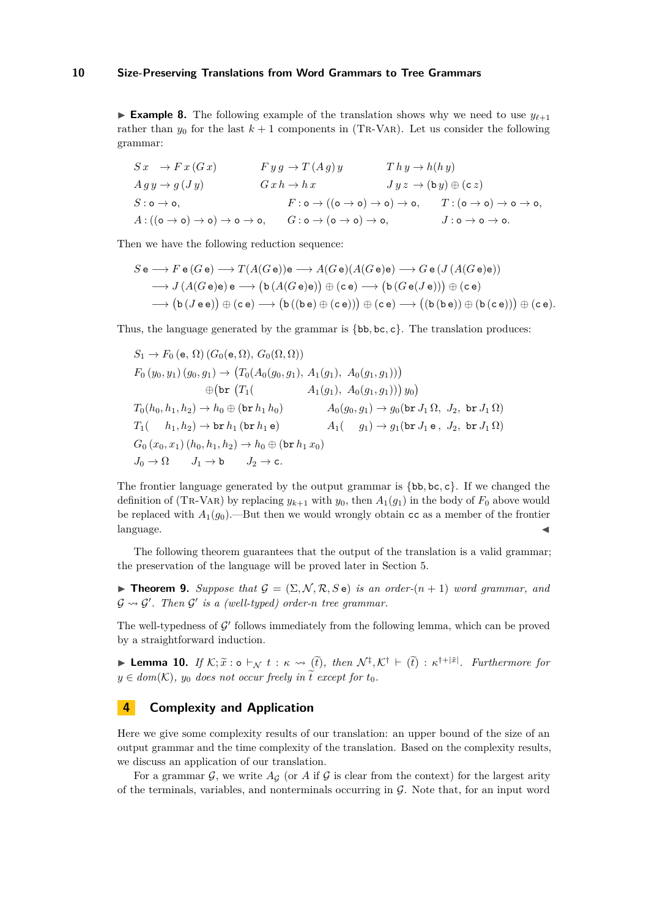▶ **Example 8.** The following example of the translation shows why we need to use $y_{\ell+1}$ rather than $y_0$ for the last $k+1$ components in (Tr-Var). Let us consider the following grammar:

$$
\begin{array}{lll}
S\,x \;\;\to F\,x\,(G\,x) & F\,y\,g \to T\,(A\,g)\,y & T\,h\,y \to h(h\,y) \\
A\,g\,y \to g\,(J\,y) & G\,x\,h \to h\,x & J\,y\,z \;\to (\mathtt{b}\,y) \oplus (\mathtt{c}\,z) \\
S : \mathsf{o} \to \mathsf{o}, & F : \mathsf{o} \to ((\mathsf{o} \to \mathsf{o}) \to \mathsf{o}) \to \mathsf{o}, & T : (\mathsf{o} \to \mathsf{o}) \to \mathsf{o} \to \mathsf{o}, \\
A : ((\mathsf{o} \to \mathsf{o}) \to \mathsf{o}) \to \mathsf{o} \to \mathsf{o}, & G : \mathsf{o} \to (\mathsf{o} \to \mathsf{o}) \to \mathsf{o}, & J : \mathsf{o} \to \mathsf{o} \to \mathsf{o}.
\end{array}
$$

Then we have the following reduction sequence:

$$
\begin{array}{l}
S\,\mathsf{e} \longrightarrow F\,\mathsf{e}\,(G\,\mathsf{e}) \longrightarrow T(A(G\,\mathsf{e}))\mathsf{e} \longrightarrow A(G\,\mathsf{e})(A(G\,\mathsf{e})\mathsf{e}) \longrightarrow G\,\mathsf{e}\,(J\,(A(G\,\mathsf{e})\mathsf{e})) \\
\quad \longrightarrow J\,(A(G\,\mathsf{e})\mathsf{e})\,\mathsf{e} \longrightarrow \big(\mathtt{b}\,(A(G\,\mathsf{e})\mathsf{e})\big) \oplus (\mathtt{c}\,\mathsf{e}) \longrightarrow \big(\mathtt{b}\,(G\,\mathsf{e}(J\,\mathsf{e}))\big) \oplus (\mathtt{c}\,\mathsf{e}) \\
\quad \longrightarrow \big(\mathtt{b}\,(J\,\mathsf{e}\,\mathsf{e})\big) \oplus (\mathtt{c}\,\mathsf{e}) \longrightarrow \big(\mathtt{b}\,((\mathtt{b}\,\mathsf{e}) \oplus (\mathtt{c}\,\mathsf{e}))\big) \oplus (\mathtt{c}\,\mathsf{e}) \longrightarrow \big((\mathtt{b}\,(\mathtt{b}\,\mathsf{e})) \oplus (\mathtt{b}\,(\mathtt{c}\,\mathsf{e}))\big) \oplus (\mathtt{c}\,\mathsf{e}).
\end{array}
$$

Thus, the language generated by the grammar is $\{\mathtt{bb}, \mathtt{bc}, \mathtt{c}\}$. The translation produces:

$$
\begin{array}{ll}
S_1 \to F_0\,(\mathsf{e},\,\Omega)\,(G_0(\mathsf{e},\Omega),\; G_0(\Omega,\Omega)) & \\
F_0\,(y_0, y_1)\,(g_0, g_1) \to \big(T_0(A_0(g_0, g_1),\; A_1(g_1),\;\; A_0(g_1, g_1))\big) & \\
\qquad\qquad\qquad\quad \oplus (\mathtt{br}\;\,(T_1( \qquad\qquad\;\; A_1(g_1),\;\; A_0(g_1, g_1)))\;y_0) & \\
T_0(h_0, h_1, h_2) \to h_0 \oplus (\mathtt{br}\,h_1\,h_0) & A_0(g_0, g_1) \to g_0(\mathtt{br}\,J_1\,\Omega,\;\; J_2,\;\; \mathtt{br}\,J_1\,\Omega) \\
T_1( \quad\; h_1, h_2) \to \mathtt{br}\,h_1\,(\mathtt{br}\,h_1\,\mathsf{e}) & A_1( \quad\;\; g_1) \to g_1(\mathtt{br}\,J_1\,\mathsf{e}\,,\;\; J_2,\;\; \mathtt{br}\,J_1\,\Omega) \\
G_0\,(x_0, x_1)\,(h_0, h_1, h_2) \to h_0 \oplus (\mathtt{br}\,h_1\,x_0) & \\
J_0 \to \Omega \qquad J_1 \to \mathtt{b} \qquad J_2 \to \mathtt{c}. &
\end{array}
$$

The frontier language generated by the output grammar is $\{\mathtt{bb}, \mathtt{bc}, \mathtt{c}\}$. If we changed the definition of (Tr-Var) by replacing $y_{k+1}$ with $y_0$, then $A_1(g_1)$ in the body of $F_0$ above would be replaced with $A_1(g_0)$.—But then we would wrongly obtain $\mathtt{cc}$ as a member of the frontier language. ◀

The following theorem guarantees that the output of the translation is a valid grammar; the preservation of the language will be proved later in Section 5.

▶ **Theorem 9.** *Suppose that $\mathcal{G} = (\Sigma, \mathcal{N}, \mathcal{R}, S\,\mathsf{e})$ is an order-$(n+1)$ word grammar, and $\mathcal{G} \rightsquigarrow \mathcal{G}'$. Then $\mathcal{G}'$ is a (well-typed) order-$n$ tree grammar.*

The well-typedness of $\mathcal{G}'$ follows immediately from the following lemma, which can be proved by a straightforward induction.

▶ **Lemma 10.** *If $\mathcal{K}; \widetilde{x} : \mathsf{o} \vdash_{\mathcal{N}} t : \kappa \rightsquigarrow (\widetilde{t})$, then $\mathcal{N}^{\ddagger}, \mathcal{K}^{\dagger} \vdash (\widetilde{t}) : \kappa^{\dagger + |\widetilde{x}|}$. Furthermore for $y \in dom(\mathcal{K})$, $y_0$ does not occur freely in $\widetilde{t}$ except for $t_0$.*

# 4 Complexity and Application

Here we give some complexity results of our translation: an upper bound of the size of an output grammar and the time complexity of the translation. Based on the complexity results, we discuss an application of our translation.

For a grammar $\mathcal{G}$, we write $A_{\mathcal{G}}$ (or $A$ if $\mathcal{G}$ is clear from the context) for the largest arity of the terminals, variables, and nonterminals occurring in $\mathcal{G}$. Note that, for an input word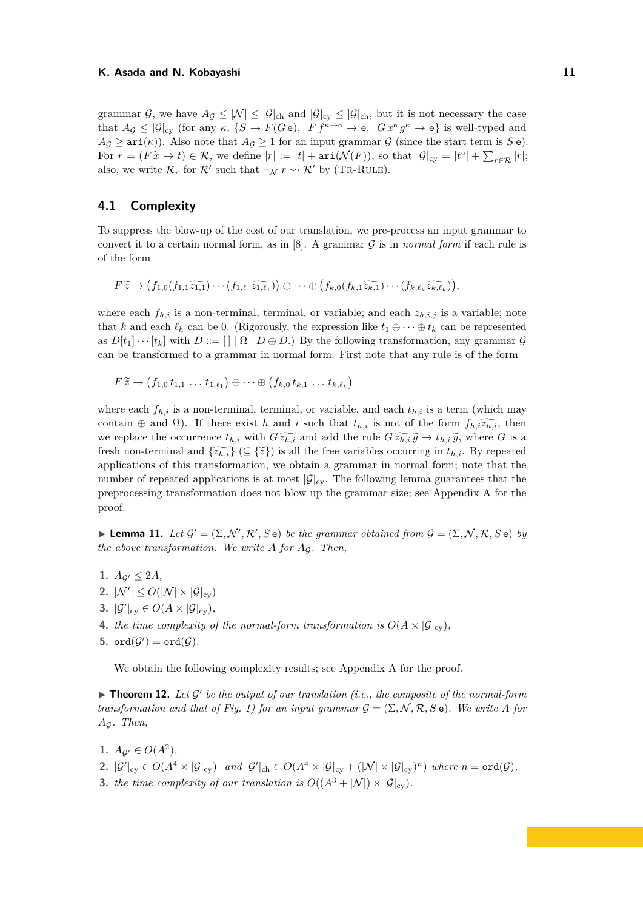grammar $\mathcal{G}$, we have $A_{\mathcal{G}} \leq |\mathcal{N}| \leq |\mathcal{G}|_{\mathrm{ch}}$ and $|\mathcal{G}|_{\mathrm{cy}} \leq |\mathcal{G}|_{\mathrm{ch}}$, but it is not necessary the case that $A_{\mathcal{G}} \leq |\mathcal{G}|_{\mathrm{cy}}$ (for any $\kappa$, $\{S \to F(G\,\mathtt{e}),\ \ F\,f^{\kappa\to\mathsf{o}} \to \mathtt{e},\ \ G\,x^{\mathsf{o}}\,g^{\kappa} \to \mathtt{e}\}$ is well-typed and $A_{\mathcal{G}} \geq \mathtt{ari}(\kappa)$). Also note that $A_{\mathcal{G}} \geq 1$ for an input grammar $\mathcal{G}$ (since the start term is $S\,\mathtt{e}$). For $r = (F\,\widetilde{x} \to t) \in \mathcal{R}$, we define $|r| := |t| + \mathtt{ari}(\mathcal{N}(F))$, so that $|\mathcal{G}|_{\mathrm{cy}} = |t^{\circ}| + \sum_{r \in \mathcal{R}} |r|$; also, we write $\mathcal{R}_r$ for $\mathcal{R}'$ such that $\vdash_{\mathcal{N}} r \rightsquigarrow \mathcal{R}'$ by (Tr-Rule).

## 4.1 Complexity

To suppress the blow-up of the cost of our translation, we pre-process an input grammar to convert it to a certain normal form, as in [8]. A grammar $\mathcal{G}$ is in *normal form* if each rule is of the form

$$F\,\widetilde{z} \to \big(f_{1,0}(f_{1,1}\widetilde{z_{1,1}})\cdots(f_{1,\ell_1}\widetilde{z_{1,\ell_1}})\big) \oplus \cdots \oplus \big(f_{k,0}(f_{k,1}\widetilde{z_{k,1}})\cdots(f_{k,\ell_k}\widetilde{z_{k,\ell_k}})\big),$$

where each $f_{h,i}$ is a non-terminal, terminal, or variable; and each $z_{h,i,j}$ is a variable; note that $k$ and each $\ell_h$ can be 0. (Rigorously, the expression like $t_1 \oplus \cdots \oplus t_k$ can be represented as $D[t_1]\cdots[t_k]$ with $D ::= [\,] \mid \Omega \mid D \oplus D$.) By the following transformation, any grammar $\mathcal{G}$ can be transformed to a grammar in normal form: First note that any rule is of the form

$$F\,\widetilde{z} \to \big(f_{1,0}\,t_{1,1}\,\ldots\,t_{1,\ell_1}\big) \oplus \cdots \oplus \big(f_{k,0}\,t_{k,1}\,\ldots\,t_{k,\ell_k}\big)$$

where each $f_{h,i}$ is a non-terminal, terminal, or variable, and each $t_{h,i}$ is a term (which may contain $\oplus$ and $\Omega$). If there exist $h$ and $i$ such that $t_{h,i}$ is not of the form $f_{h,i}\widetilde{z_{h,i}}$, then we replace the occurrence $t_{h,i}$ with $G\,\widetilde{z_{h,i}}$ and add the rule $G\,\widetilde{z_{h,i}}\,\widetilde{y} \to t_{h,i}\,\widetilde{y}$, where $G$ is a fresh non-terminal and $\{\widetilde{z_{h,i}}\}$ $(\subseteq \{\widetilde{z}\})$ is all the free variables occurring in $t_{h,i}$. By repeated applications of this transformation, we obtain a grammar in normal form; note that the number of repeated applications is at most $|\mathcal{G}|_{\mathrm{cy}}$. The following lemma guarantees that the preprocessing transformation does not blow up the grammar size; see Appendix A for the proof.

▶ **Lemma 11.** *Let $\mathcal{G}' = (\Sigma, \mathcal{N}', \mathcal{R}', S\,\mathtt{e})$ be the grammar obtained from $\mathcal{G} = (\Sigma, \mathcal{N}, \mathcal{R}, S\,\mathtt{e})$ by the above transformation. We write $A$ for $A_{\mathcal{G}}$. Then,*

1. $A_{\mathcal{G}'} \leq 2A$,
2. $|\mathcal{N}'| \leq O(|\mathcal{N}| \times |\mathcal{G}|_{\mathrm{cy}})$
3. $|\mathcal{G}'|_{\mathrm{cy}} \in O(A \times |\mathcal{G}|_{\mathrm{cy}})$,
4. *the time complexity of the normal-form transformation is $O(A \times |\mathcal{G}|_{\mathrm{cy}})$,*
5. $\mathtt{ord}(\mathcal{G}') = \mathtt{ord}(\mathcal{G})$.

We obtain the following complexity results; see Appendix A for the proof.

▶ **Theorem 12.** *Let $\mathcal{G}'$ be the output of our translation (i.e., the composite of the normal-form transformation and that of Fig. 1) for an input grammar $\mathcal{G} = (\Sigma, \mathcal{N}, \mathcal{R}, S\,\mathtt{e})$. We write $A$ for $A_{\mathcal{G}}$. Then,*

1. $A_{\mathcal{G}'} \in O(A^2)$,
2. $|\mathcal{G}'|_{\mathrm{cy}} \in O(A^4 \times |\mathcal{G}|_{\mathrm{cy}})$ *and* $|\mathcal{G}'|_{\mathrm{ch}} \in O(A^4 \times |\mathcal{G}|_{\mathrm{cy}} + (|\mathcal{N}| \times |\mathcal{G}|_{\mathrm{cy}})^n)$ *where* $n = \mathtt{ord}(\mathcal{G})$,
3. *the time complexity of our translation is $O((A^3 + |\mathcal{N}|) \times |\mathcal{G}|_{\mathrm{cy}})$.*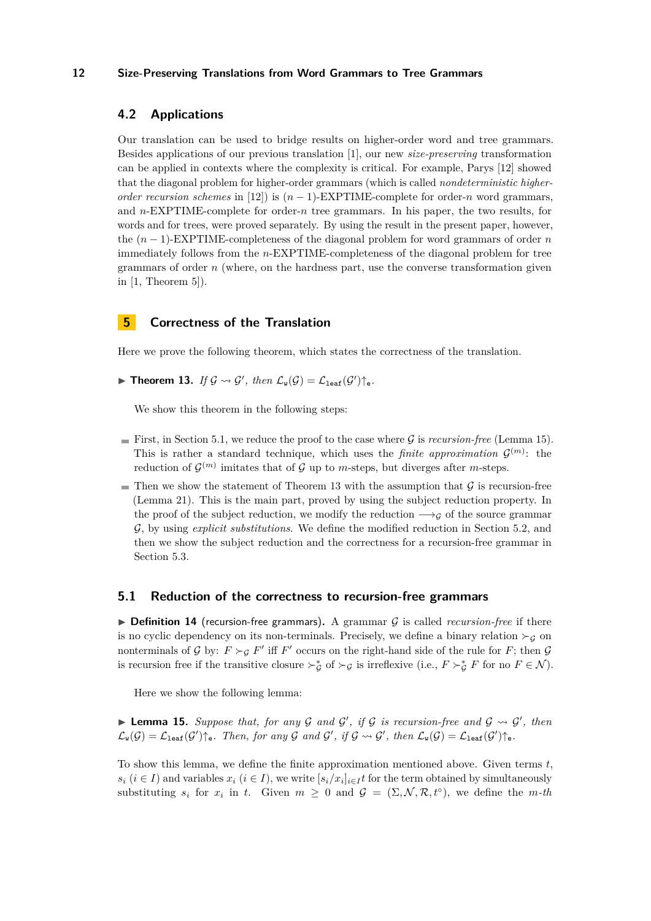## 4.2 Applications

Our translation can be used to bridge results on higher-order word and tree grammars. Besides applications of our previous translation [1], our new *size-preserving* transformation can be applied in contexts where the complexity is critical. For example, Parys [12] showed that the diagonal problem for higher-order grammars (which is called *nondeterministic higher-order recursion schemes* in [12]) is $(n-1)$-EXPTIME-complete for order-$n$ word grammars, and $n$-EXPTIME-complete for order-$n$ tree grammars. In his paper, the two results, for words and for trees, were proved separately. By using the result in the present paper, however, the $(n-1)$-EXPTIME-completeness of the diagonal problem for word grammars of order $n$ immediately follows from the $n$-EXPTIME-completeness of the diagonal problem for tree grammars of order $n$ (where, on the hardness part, use the converse transformation given in [1, Theorem 5]).

# 5 Correctness of the Translation

Here we prove the following theorem, which states the correctness of the translation.

▶ **Theorem 13.** *If $\mathcal{G} \rightsquigarrow \mathcal{G}'$, then $\mathcal{L}_{\mathtt{w}}(\mathcal{G}) = \mathcal{L}_{\mathtt{leaf}}(\mathcal{G}')\!\uparrow_{\mathtt{e}}$.*

We show this theorem in the following steps:

- First, in Section 5.1, we reduce the proof to the case where $\mathcal{G}$ is *recursion-free* (Lemma 15). This is rather a standard technique, which uses the *finite approximation* $\mathcal{G}^{(m)}$: the reduction of $\mathcal{G}^{(m)}$ imitates that of $\mathcal{G}$ up to $m$-steps, but diverges after $m$-steps.
- Then we show the statement of Theorem 13 with the assumption that $\mathcal{G}$ is recursion-free (Lemma 21). This is the main part, proved by using the subject reduction property. In the proof of the subject reduction, we modify the reduction $\longrightarrow_{\mathcal{G}}$ of the source grammar $\mathcal{G}$, by using *explicit substitutions*. We define the modified reduction in Section 5.2, and then we show the subject reduction and the correctness for a recursion-free grammar in Section 5.3.

## 5.1 Reduction of the correctness to recursion-free grammars

▶ **Definition 14** (recursion-free grammars)**.** A grammar $\mathcal{G}$ is called *recursion-free* if there is no cyclic dependency on its non-terminals. Precisely, we define a binary relation $\succ_{\mathcal{G}}$ on nonterminals of $\mathcal{G}$ by: $F \succ_{\mathcal{G}} F'$ iff $F'$ occurs on the right-hand side of the rule for $F$; then $\mathcal{G}$ is recursion free if the transitive closure $\succ_{\mathcal{G}}^{*}$ of $\succ_{\mathcal{G}}$ is irreflexive (i.e., $F \succ_{\mathcal{G}}^{*} F$ for no $F \in \mathcal{N}$).

Here we show the following lemma:

▶ **Lemma 15.** *Suppose that, for any $\mathcal{G}$ and $\mathcal{G}'$, if $\mathcal{G}$ is recursion-free and $\mathcal{G} \rightsquigarrow \mathcal{G}'$, then $\mathcal{L}_{\mathtt{w}}(\mathcal{G}) = \mathcal{L}_{\mathtt{leaf}}(\mathcal{G}')\!\uparrow_{\mathtt{e}}$. Then, for any $\mathcal{G}$ and $\mathcal{G}'$, if $\mathcal{G} \rightsquigarrow \mathcal{G}'$, then $\mathcal{L}_{\mathtt{w}}(\mathcal{G}) = \mathcal{L}_{\mathtt{leaf}}(\mathcal{G}')\!\uparrow_{\mathtt{e}}$.*

To show this lemma, we define the finite approximation mentioned above. Given terms $t$, $s_i$ ($i \in I$) and variables $x_i$ ($i \in I$), we write $[s_i/x_i]_{i \in I}t$ for the term obtained by simultaneously substituting $s_i$ for $x_i$ in $t$. Given $m \geq 0$ and $\mathcal{G} = (\Sigma, \mathcal{N}, \mathcal{R}, t^{\circ})$, we define the *m-th*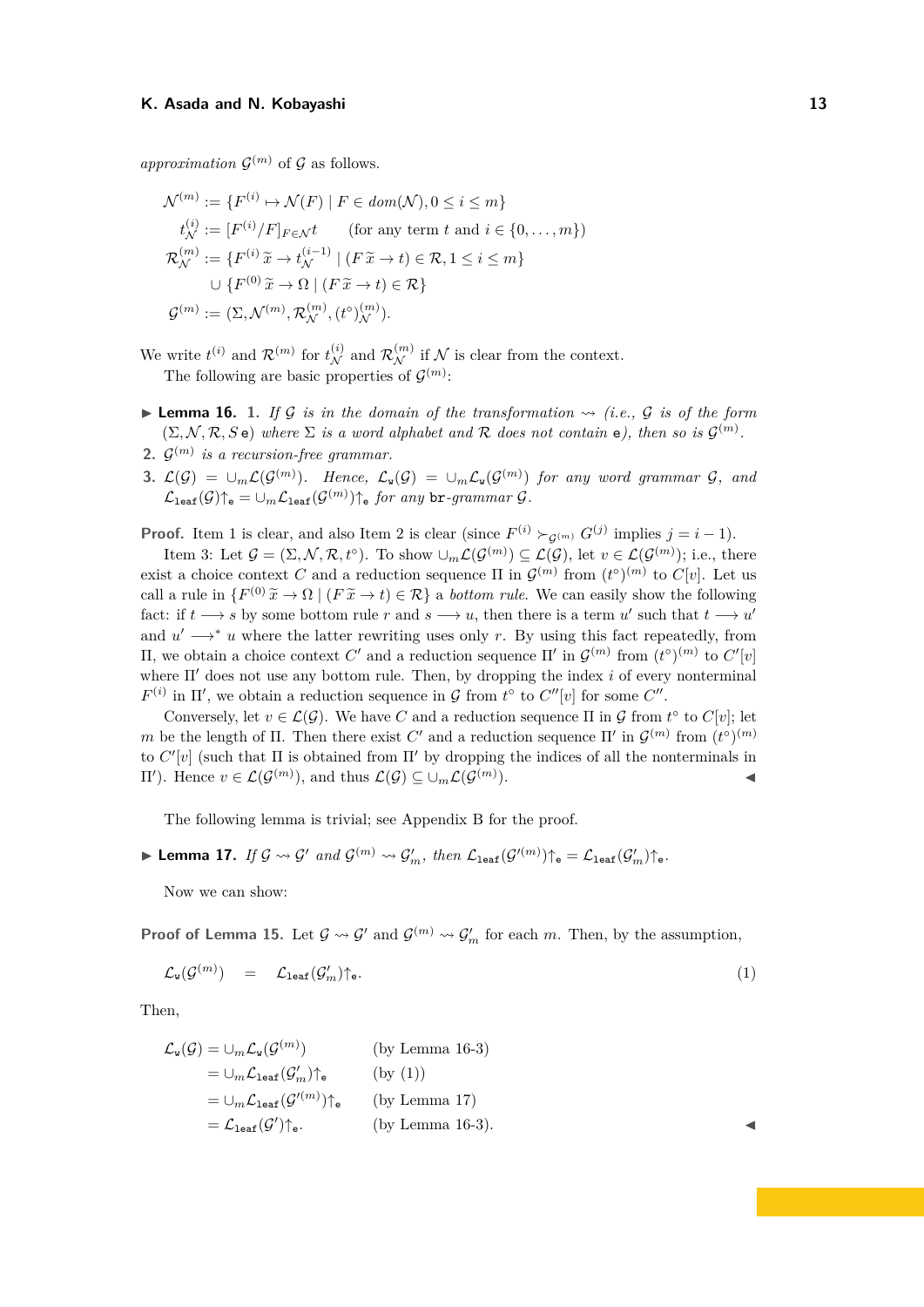*approximation* $\mathcal{G}^{(m)}$ of $\mathcal{G}$ as follows.

$$\begin{aligned}
\mathcal{N}^{(m)} &:= \{F^{(i)} \mapsto \mathcal{N}(F) \mid F \in dom(\mathcal{N}), 0 \le i \le m\} \\
t_{\mathcal{N}}^{(i)} &:= [F^{(i)}/F]_{F \in \mathcal{N}} t \qquad \text{(for any term } t \text{ and } i \in \{0, \dots, m\}) \\
\mathcal{R}_{\mathcal{N}}^{(m)} &:= \{F^{(i)}\,\widetilde{x} \to t_{\mathcal{N}}^{(i-1)} \mid (F\,\widetilde{x} \to t) \in \mathcal{R}, 1 \le i \le m\} \\
&\quad \cup \{F^{(0)}\,\widetilde{x} \to \Omega \mid (F\,\widetilde{x} \to t) \in \mathcal{R}\} \\
\mathcal{G}^{(m)} &:= (\Sigma, \mathcal{N}^{(m)}, \mathcal{R}_{\mathcal{N}}^{(m)}, (t^\circ)_{\mathcal{N}}^{(m)}).
\end{aligned}$$

We write $t^{(i)}$ and $\mathcal{R}^{(m)}$ for $t_{\mathcal{N}}^{(i)}$ and $\mathcal{R}_{\mathcal{N}}^{(m)}$ if $\mathcal{N}$ is clear from the context.

The following are basic properties of $\mathcal{G}^{(m)}$:

▶ **Lemma 16.** **1.** *If $\mathcal{G}$ is in the domain of the transformation $\rightsquigarrow$ (i.e., $\mathcal{G}$ is of the form $(\Sigma, \mathcal{N}, \mathcal{R}, S\,\mathtt{e})$ where $\Sigma$ is a word alphabet and $\mathcal{R}$ does not contain $\mathtt{e}$), then so is $\mathcal{G}^{(m)}$.*

**2.** *$\mathcal{G}^{(m)}$ is a recursion-free grammar.*

**3.** *$\mathcal{L}(\mathcal{G}) = \cup_m \mathcal{L}(\mathcal{G}^{(m)})$. Hence, $\mathcal{L}_{\mathtt{w}}(\mathcal{G}) = \cup_m \mathcal{L}_{\mathtt{w}}(\mathcal{G}^{(m)})$ for any word grammar $\mathcal{G}$, and $\mathcal{L}_{\mathtt{leaf}}(\mathcal{G})\!\uparrow_{\mathtt{e}} = \cup_m \mathcal{L}_{\mathtt{leaf}}(\mathcal{G}^{(m)})\!\uparrow_{\mathtt{e}}$ for any $\mathtt{br}$-grammar $\mathcal{G}$.*

**Proof.** Item 1 is clear, and also Item 2 is clear (since $F^{(i)} \succ_{\mathcal{G}^{(m)}} G^{(j)}$ implies $j = i - 1$).

Item 3: Let $\mathcal{G} = (\Sigma, \mathcal{N}, \mathcal{R}, t^\circ)$. To show $\cup_m \mathcal{L}(\mathcal{G}^{(m)}) \subseteq \mathcal{L}(\mathcal{G})$, let $v \in \mathcal{L}(\mathcal{G}^{(m)})$; i.e., there exist a choice context $C$ and a reduction sequence $\Pi$ in $\mathcal{G}^{(m)}$ from $(t^\circ)^{(m)}$ to $C[v]$. Let us call a rule in $\{F^{(0)}\,\widetilde{x} \to \Omega \mid (F\,\widetilde{x} \to t) \in \mathcal{R}\}$ a *bottom rule*. We can easily show the following fact: if $t \longrightarrow s$ by some bottom rule $r$ and $s \longrightarrow u$, then there is a term $u'$ such that $t \longrightarrow u'$ and $u' \longrightarrow^* u$ where the latter rewriting uses only $r$. By using this fact repeatedly, from $\Pi$, we obtain a choice context $C'$ and a reduction sequence $\Pi'$ in $\mathcal{G}^{(m)}$ from $(t^\circ)^{(m)}$ to $C'[v]$ where $\Pi'$ does not use any bottom rule. Then, by dropping the index $i$ of every nonterminal $F^{(i)}$ in $\Pi'$, we obtain a reduction sequence in $\mathcal{G}$ from $t^\circ$ to $C''[v]$ for some $C''$.

Conversely, let $v \in \mathcal{L}(\mathcal{G})$. We have $C$ and a reduction sequence $\Pi$ in $\mathcal{G}$ from $t^\circ$ to $C[v]$; let $m$ be the length of $\Pi$. Then there exist $C'$ and a reduction sequence $\Pi'$ in $\mathcal{G}^{(m)}$ from $(t^\circ)^{(m)}$ to $C'[v]$ (such that $\Pi$ is obtained from $\Pi'$ by dropping the indices of all the nonterminals in $\Pi'$). Hence $v \in \mathcal{L}(\mathcal{G}^{(m)})$, and thus $\mathcal{L}(\mathcal{G}) \subseteq \cup_m \mathcal{L}(\mathcal{G}^{(m)})$. ◀

The following lemma is trivial; see Appendix B for the proof.

▶ **Lemma 17.** *If $\mathcal{G} \rightsquigarrow \mathcal{G}'$ and $\mathcal{G}^{(m)} \rightsquigarrow \mathcal{G}'_m$, then $\mathcal{L}_{\mathtt{leaf}}(\mathcal{G}'^{(m)})\!\uparrow_{\mathtt{e}} = \mathcal{L}_{\mathtt{leaf}}(\mathcal{G}'_m)\!\uparrow_{\mathtt{e}}$.*

Now we can show:

**Proof of Lemma 15.** Let $\mathcal{G} \rightsquigarrow \mathcal{G}'$ and $\mathcal{G}^{(m)} \rightsquigarrow \mathcal{G}'_m$ for each $m$. Then, by the assumption,

$$\mathcal{L}_{\mathtt{w}}(\mathcal{G}^{(m)}) \quad = \quad \mathcal{L}_{\mathtt{leaf}}(\mathcal{G}'_m)\!\uparrow_{\mathtt{e}}. \tag{1}$$

Then,

$$\begin{aligned}
\mathcal{L}_{\mathtt{w}}(\mathcal{G}) &= \cup_m \mathcal{L}_{\mathtt{w}}(\mathcal{G}^{(m)}) && \text{(by Lemma 16-3)} \\
&= \cup_m \mathcal{L}_{\mathtt{leaf}}(\mathcal{G}'_m)\!\uparrow_{\mathtt{e}} && \text{(by (1))} \\
&= \cup_m \mathcal{L}_{\mathtt{leaf}}(\mathcal{G}'^{(m)})\!\uparrow_{\mathtt{e}} && \text{(by Lemma 17)} \\
&= \mathcal{L}_{\mathtt{leaf}}(\mathcal{G}')\!\uparrow_{\mathtt{e}}. && \text{(by Lemma 16-3).}
\end{aligned}$$

◀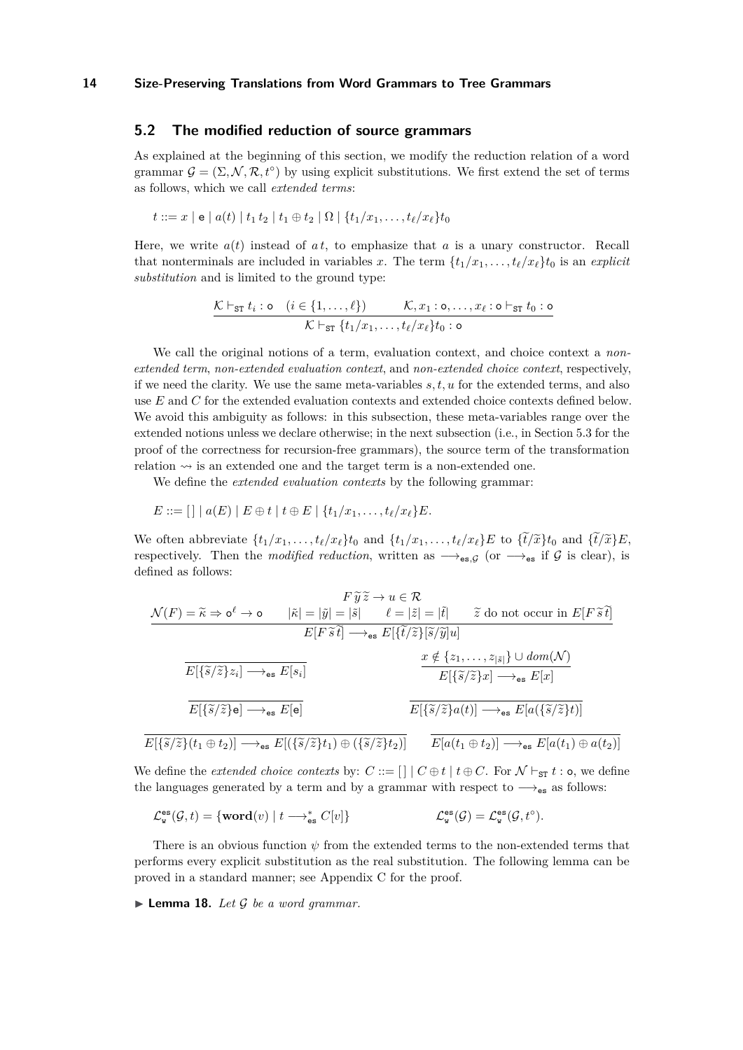## 5.2 The modified reduction of source grammars

As explained at the beginning of this section, we modify the reduction relation of a word grammar $\mathcal{G} = (\Sigma, \mathcal{N}, \mathcal{R}, t^\circ)$ by using explicit substitutions. We first extend the set of terms as follows, which we call *extended terms*:

$$t ::= x \mid \mathtt{e} \mid a(t) \mid t_1\, t_2 \mid t_1 \oplus t_2 \mid \Omega \mid \{t_1/x_1, \ldots, t_\ell/x_\ell\}t_0$$

Here, we write $a(t)$ instead of $a\, t$, to emphasize that $a$ is a unary constructor. Recall that nonterminals are included in variables $x$. The term $\{t_1/x_1, \ldots, t_\ell/x_\ell\}t_0$ is an *explicit substitution* and is limited to the ground type:

$$\frac{\mathcal{K} \vdash_{\mathtt{ST}} t_i : \mathtt{o} \quad (i \in \{1, \ldots, \ell\}) \qquad \mathcal{K}, x_1 : \mathtt{o}, \ldots, x_\ell : \mathtt{o} \vdash_{\mathtt{ST}} t_0 : \mathtt{o}}{\mathcal{K} \vdash_{\mathtt{ST}} \{t_1/x_1, \ldots, t_\ell/x_\ell\}t_0 : \mathtt{o}}$$

We call the original notions of a term, evaluation context, and choice context a *non-extended term*, *non-extended evaluation context*, and *non-extended choice context*, respectively, if we need the clarity. We use the same meta-variables $s, t, u$ for the extended terms, and also use $E$ and $C$ for the extended evaluation contexts and extended choice contexts defined below. We avoid this ambiguity as follows: in this subsection, these meta-variables range over the extended notions unless we declare otherwise; in the next subsection (i.e., in Section 5.3 for the proof of the correctness for recursion-free grammars), the source term of the transformation relation $\rightsquigarrow$ is an extended one and the target term is a non-extended one.

We define the *extended evaluation contexts* by the following grammar:

$$E ::= [\,] \mid a(E) \mid E \oplus t \mid t \oplus E \mid \{t_1/x_1, \ldots, t_\ell/x_\ell\}E.$$

We often abbreviate $\{t_1/x_1, \ldots, t_\ell/x_\ell\}t_0$ and $\{t_1/x_1, \ldots, t_\ell/x_\ell\}E$ to $\{\widetilde{t}/\widetilde{x}\}t_0$ and $\{\widetilde{t}/\widetilde{x}\}E$, respectively. Then the *modified reduction*, written as $\longrightarrow_{\mathtt{es},\mathcal{G}}$ (or $\longrightarrow_{\mathtt{es}}$ if $\mathcal{G}$ is clear), is defined as follows:

$$\frac{\mathcal{N}(F) = \widetilde{\kappa} \Rightarrow \mathtt{o}^\ell \to \mathtt{o} \qquad \begin{array}{c} F\,\widetilde{y}\,\widetilde{z} \to u \in \mathcal{R} \\ |\tilde{\kappa}| = |\tilde{y}| = |\tilde{s}| \qquad \ell = |\tilde{z}| = |\tilde{t}| \end{array} \qquad \widetilde{z} \text{ do not occur in } E[F\,\widetilde{s}\,\widetilde{t}]}{E[F\,\widetilde{s}\,\widetilde{t}] \longrightarrow_{\mathtt{es}} E[\{\widetilde{t}/\widetilde{z}\}[\widetilde{s}/\widetilde{y}]u]}$$

$$\frac{}{E[\{\widetilde{s}/\widetilde{z}\}z_i] \longrightarrow_{\mathtt{es}} E[s_i]} \qquad \frac{x \notin \{z_1, \ldots, z_{|\widetilde{s}|}\} \cup dom(\mathcal{N})}{E[\{\widetilde{s}/\widetilde{z}\}x] \longrightarrow_{\mathtt{es}} E[x]}$$

$$\frac{}{E[\{\widetilde{s}/\widetilde{z}\}\mathtt{e}] \longrightarrow_{\mathtt{es}} E[\mathtt{e}]} \qquad \frac{}{E[\{\widetilde{s}/\widetilde{z}\}a(t)] \longrightarrow_{\mathtt{es}} E[a(\{\widetilde{s}/\widetilde{z}\}t)]}$$

$$\frac{}{E[\{\widetilde{s}/\widetilde{z}\}(t_1 \oplus t_2)] \longrightarrow_{\mathtt{es}} E[(\{\widetilde{s}/\widetilde{z}\}t_1) \oplus (\{\widetilde{s}/\widetilde{z}\}t_2)]} \qquad \frac{}{E[a(t_1 \oplus t_2)] \longrightarrow_{\mathtt{es}} E[a(t_1) \oplus a(t_2)]}$$

We define the *extended choice contexts* by: $C ::= [\,] \mid C \oplus t \mid t \oplus C$. For $\mathcal{N} \vdash_{\mathtt{ST}} t : \mathtt{o}$, we define the languages generated by a term and by a grammar with respect to $\longrightarrow_{\mathtt{es}}$ as follows:

$$\mathcal{L}^{\mathtt{es}}_{\mathtt{w}}(\mathcal{G}, t) = \{\mathbf{word}(v) \mid t \longrightarrow^*_{\mathtt{es}} C[v]\} \qquad\qquad \mathcal{L}^{\mathtt{es}}_{\mathtt{w}}(\mathcal{G}) = \mathcal{L}^{\mathtt{es}}_{\mathtt{w}}(\mathcal{G}, t^\circ).$$

There is an obvious function $\psi$ from the extended terms to the non-extended terms that performs every explicit substitution as the real substitution. The following lemma can be proved in a standard manner; see Appendix C for the proof.

▶ **Lemma 18.** *Let $\mathcal{G}$ be a word grammar.*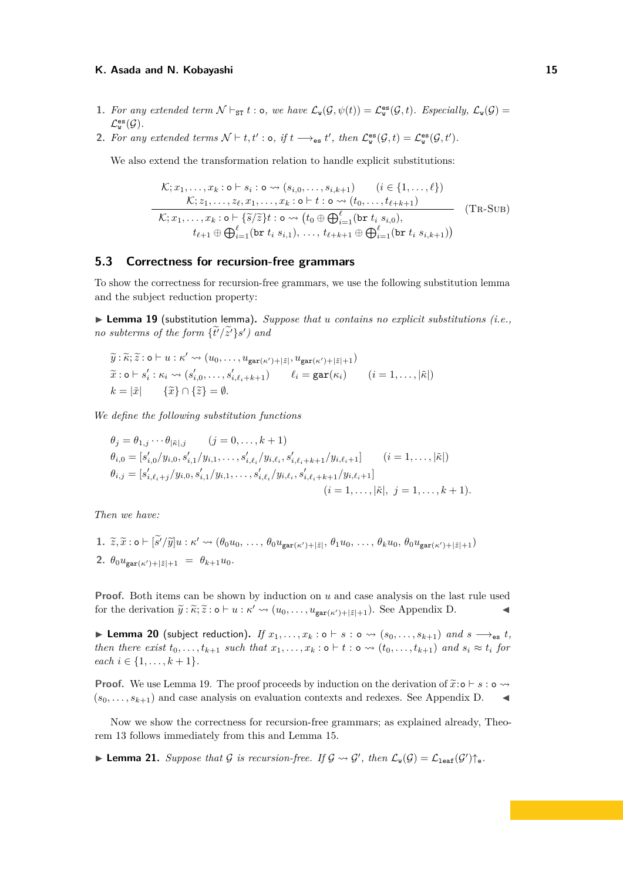1. *For any extended term $\mathcal{N} \vdash_{\mathtt{ST}} t : \mathsf{o}$, we have $\mathcal{L}_{\mathtt{w}}(\mathcal{G}, \psi(t)) = \mathcal{L}^{\mathtt{es}}_{\mathtt{w}}(\mathcal{G}, t)$. Especially, $\mathcal{L}_{\mathtt{w}}(\mathcal{G}) = \mathcal{L}^{\mathtt{es}}_{\mathtt{w}}(\mathcal{G})$.*
2. *For any extended terms $\mathcal{N} \vdash t, t' : \mathsf{o}$, if $t \longrightarrow_{\mathtt{es}} t'$, then $\mathcal{L}^{\mathtt{es}}_{\mathtt{w}}(\mathcal{G}, t) = \mathcal{L}^{\mathtt{es}}_{\mathtt{w}}(\mathcal{G}, t')$.*

We also extend the transformation relation to handle explicit substitutions:

$$\frac{\begin{array}{c}\mathcal{K}; x_1, \dots, x_k : \mathsf{o} \vdash s_i : \mathsf{o} \rightsquigarrow (s_{i,0}, \dots, s_{i,k+1}) \qquad (i \in \{1, \dots, \ell\}) \\ \mathcal{K}; z_1, \dots, z_\ell, x_1, \dots, x_k : \mathsf{o} \vdash t : \mathsf{o} \rightsquigarrow (t_0, \dots, t_{\ell+k+1})\end{array}}{\begin{array}{c}\mathcal{K}; x_1, \dots, x_k : \mathsf{o} \vdash \{\widetilde{s}/\widetilde{z}\}t : \mathsf{o} \rightsquigarrow \big(t_0 \oplus \bigoplus_{i=1}^{\ell} (\mathtt{br}\ t_i\ s_{i,0}), \\ t_{\ell+1} \oplus \bigoplus_{i=1}^{\ell} (\mathtt{br}\ t_i\ s_{i,1}),\ \dots,\ t_{\ell+k+1} \oplus \bigoplus_{i=1}^{\ell} (\mathtt{br}\ t_i\ s_{i,k+1})\big)\end{array}} \quad (\textsc{Tr-Sub})$$

## 5.3 Correctness for recursion-free grammars

To show the correctness for recursion-free grammars, we use the following substitution lemma and the subject reduction property:

▶ **Lemma 19** (substitution lemma)**.** *Suppose that $u$ contains no explicit substitutions (i.e., no subterms of the form $\{\widetilde{t'}/\widetilde{z'}\}s'$) and*

$$\widetilde{y} : \widetilde{\kappa}; \widetilde{z} : \mathsf{o} \vdash u : \kappa' \rightsquigarrow (u_0, \dots, u_{\mathtt{gar}(\kappa')+|\widetilde{z}|}, u_{\mathtt{gar}(\kappa')+|\widetilde{z}|+1})$$
$$\widetilde{x} : \mathsf{o} \vdash s'_i : \kappa_i \rightsquigarrow (s'_{i,0}, \dots, s'_{i,\ell_i+k+1}) \qquad \ell_i = \mathtt{gar}(\kappa_i) \qquad (i = 1, \dots, |\widetilde{\kappa}|)$$
$$k = |\widetilde{x}| \qquad \{\widetilde{x}\} \cap \{\widetilde{z}\} = \emptyset.$$

*We define the following substitution functions*

$$\theta_j = \theta_{1,j} \cdots \theta_{|\widetilde{\kappa}|,j} \qquad (j = 0, \dots, k+1)$$
$$\theta_{i,0} = [s'_{i,0}/y_{i,0}, s'_{i,1}/y_{i,1}, \dots, s'_{i,\ell_i}/y_{i,\ell_i}, s'_{i,\ell_i+k+1}/y_{i,\ell_i+1}] \qquad (i = 1, \dots, |\widetilde{\kappa}|)$$
$$\theta_{i,j} = [s'_{i,\ell_i+j}/y_{i,0}, s'_{i,1}/y_{i,1}, \dots, s'_{i,\ell_i}/y_{i,\ell_i}, s'_{i,\ell_i+k+1}/y_{i,\ell_i+1}] \qquad (i = 1, \dots, |\widetilde{\kappa}|,\ j = 1, \dots, k+1).$$

*Then we have:*

1. $\widetilde{z}, \widetilde{x} : \mathsf{o} \vdash [\widetilde{s'}/\widetilde{y}]u : \kappa' \rightsquigarrow (\theta_0 u_0,\ \dots,\ \theta_0 u_{\mathtt{gar}(\kappa')+|\widetilde{z}|},\ \theta_1 u_0,\ \dots,\ \theta_k u_0,\ \theta_0 u_{\mathtt{gar}(\kappa')+|\widetilde{z}|+1})$
2. $\theta_0 u_{\mathtt{gar}(\kappa')+|\widetilde{z}|+1} \ = \ \theta_{k+1} u_0.$

**Proof.** Both items can be shown by induction on $u$ and case analysis on the last rule used for the derivation $\widetilde{y} : \widetilde{\kappa}; \widetilde{z} : \mathsf{o} \vdash u : \kappa' \rightsquigarrow (u_0, \dots, u_{\mathtt{gar}(\kappa')+|\widetilde{z}|+1})$. See Appendix D. ◀

▶ **Lemma 20** (subject reduction)**.** *If $x_1, \dots, x_k : \mathsf{o} \vdash s : \mathsf{o} \rightsquigarrow (s_0, \dots, s_{k+1})$ and $s \longrightarrow_{\mathtt{es}} t$, then there exist $t_0, \dots, t_{k+1}$ such that $x_1, \dots, x_k : \mathsf{o} \vdash t : \mathsf{o} \rightsquigarrow (t_0, \dots, t_{k+1})$ and $s_i \approx t_i$ for each $i \in \{1, \dots, k+1\}$.*

**Proof.** We use Lemma 19. The proof proceeds by induction on the derivation of $\widetilde{x}{:}\mathsf{o} \vdash s : \mathsf{o} \rightsquigarrow (s_0, \dots, s_{k+1})$ and case analysis on evaluation contexts and redexes. See Appendix D. ◀

Now we show the correctness for recursion-free grammars; as explained already, Theorem 13 follows immediately from this and Lemma 15.

▶ **Lemma 21.** *Suppose that $\mathcal{G}$ is recursion-free. If $\mathcal{G} \rightsquigarrow \mathcal{G}'$, then $\mathcal{L}_{\mathtt{w}}(\mathcal{G}) = \mathcal{L}_{\mathtt{leaf}}(\mathcal{G}')\!\uparrow_{\mathtt{e}}$.*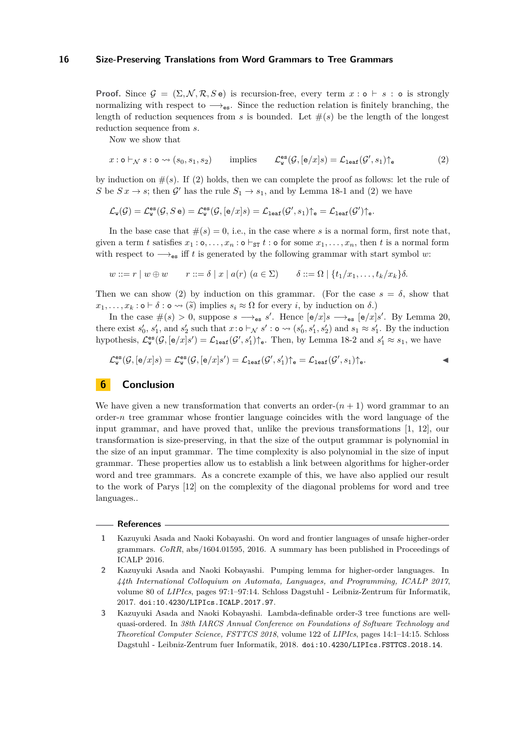**Proof.** Since $\mathcal{G} = (\Sigma, \mathcal{N}, \mathcal{R}, S\,\mathtt{e})$ is recursion-free, every term $x : \mathtt{o} \vdash s : \mathtt{o}$ is strongly normalizing with respect to $\longrightarrow_{\mathtt{es}}$. Since the reduction relation is finitely branching, the length of reduction sequences from $s$ is bounded. Let $\#(s)$ be the length of the longest reduction sequence from $s$.

Now we show that

$$x : \mathtt{o} \vdash_{\mathcal{N}} s : \mathtt{o} \rightsquigarrow (s_0, s_1, s_2) \qquad \text{implies} \qquad \mathcal{L}^{\mathtt{es}}_{\mathtt{w}}(\mathcal{G}, [\mathtt{e}/x]s) = \mathcal{L}_{\mathtt{leaf}}(\mathcal{G}', s_1)\!\uparrow_{\mathtt{e}} \tag{2}$$

by induction on $\#(s)$. If (2) holds, then we can complete the proof as follows: let the rule of $S$ be $S\,x \to s$; then $\mathcal{G}'$ has the rule $S_1 \to s_1$, and by Lemma 18-1 and (2) we have

$$\mathcal{L}_{\mathtt{w}}(\mathcal{G}) = \mathcal{L}^{\mathtt{es}}_{\mathtt{w}}(\mathcal{G}, S\,\mathtt{e}) = \mathcal{L}^{\mathtt{es}}_{\mathtt{w}}(\mathcal{G}, [\mathtt{e}/x]s) = \mathcal{L}_{\mathtt{leaf}}(\mathcal{G}', s_1)\!\uparrow_{\mathtt{e}} = \mathcal{L}_{\mathtt{leaf}}(\mathcal{G}')\!\uparrow_{\mathtt{e}}.$$

In the base case that $\#(s) = 0$, i.e., in the case where $s$ is a normal form, first note that, given a term $t$ satisfies $x_1 : \mathtt{o}, \dots, x_n : \mathtt{o} \vdash_{\mathtt{ST}} t : \mathtt{o}$ for some $x_1, \dots, x_n$, then $t$ is a normal form with respect to $\longrightarrow_{\mathtt{es}}$ iff $t$ is generated by the following grammar with start symbol $w$:

$$w ::= r \mid w \oplus w \qquad r ::= \delta \mid x \mid a(r)\ (a \in \Sigma) \qquad \delta ::= \Omega \mid \{t_1/x_1, \dots, t_k/x_k\}\delta.$$

Then we can show (2) by induction on this grammar. (For the case $s = \delta$, show that $x_1, \dots, x_k : \mathtt{o} \vdash \delta : \mathtt{o} \rightsquigarrow (\widetilde{s})$ implies $s_i \approx \Omega$ for every $i$, by induction on $\delta$.)

In the case $\#(s) > 0$, suppose $s \longrightarrow_{\mathtt{es}} s'$. Hence $[\mathtt{e}/x]s \longrightarrow_{\mathtt{es}} [\mathtt{e}/x]s'$. By Lemma 20, there exist $s'_0$, $s'_1$, and $s'_2$ such that $x : \mathtt{o} \vdash_{\mathcal{N}} s' : \mathtt{o} \rightsquigarrow (s'_0, s'_1, s'_2)$ and $s_1 \approx s'_1$. By the induction hypothesis, $\mathcal{L}^{\mathtt{es}}_{\mathtt{w}}(\mathcal{G}, [\mathtt{e}/x]s') = \mathcal{L}_{\mathtt{leaf}}(\mathcal{G}', s'_1)\!\uparrow_{\mathtt{e}}$. Then, by Lemma 18-2 and $s'_1 \approx s_1$, we have

$$\mathcal{L}^{\mathtt{es}}_{\mathtt{w}}(\mathcal{G}, [\mathtt{e}/x]s) = \mathcal{L}^{\mathtt{es}}_{\mathtt{w}}(\mathcal{G}, [\mathtt{e}/x]s') = \mathcal{L}_{\mathtt{leaf}}(\mathcal{G}', s'_1)\!\uparrow_{\mathtt{e}} = \mathcal{L}_{\mathtt{leaf}}(\mathcal{G}', s_1)\!\uparrow_{\mathtt{e}}. \qquad \blacktriangleleft$$

## 6 Conclusion

We have given a new transformation that converts an order-$(n+1)$ word grammar to an order-$n$ tree grammar whose frontier language coincides with the word language of the input grammar, and have proved that, unlike the previous transformations [1, 12], our transformation is size-preserving, in that the size of the output grammar is polynomial in the size of an input grammar. The time complexity is also polynomial in the size of input grammar. These properties allow us to establish a link between algorithms for higher-order word and tree grammars. As a concrete example of this, we have also applied our result to the work of Parys [12] on the complexity of the diagonal problems for word and tree languages..

### References

1. Kazuyuki Asada and Naoki Kobayashi. On word and frontier languages of unsafe higher-order grammars. *CoRR*, abs/1604.01595, 2016. A summary has been published in Proceedings of ICALP 2016.
2. Kazuyuki Asada and Naoki Kobayashi. Pumping lemma for higher-order languages. In *44th International Colloquium on Automata, Languages, and Programming, ICALP 2017*, volume 80 of *LIPIcs*, pages 97:1–97:14. Schloss Dagstuhl - Leibniz-Zentrum für Informatik, 2017. `doi:10.4230/LIPIcs.ICALP.2017.97`.
3. Kazuyuki Asada and Naoki Kobayashi. Lambda-definable order-3 tree functions are well-quasi-ordered. In *38th IARCS Annual Conference on Foundations of Software Technology and Theoretical Computer Science, FSTTCS 2018*, volume 122 of *LIPIcs*, pages 14:1–14:15. Schloss Dagstuhl - Leibniz-Zentrum fuer Informatik, 2018. `doi:10.4230/LIPIcs.FSTTCS.2018.14`.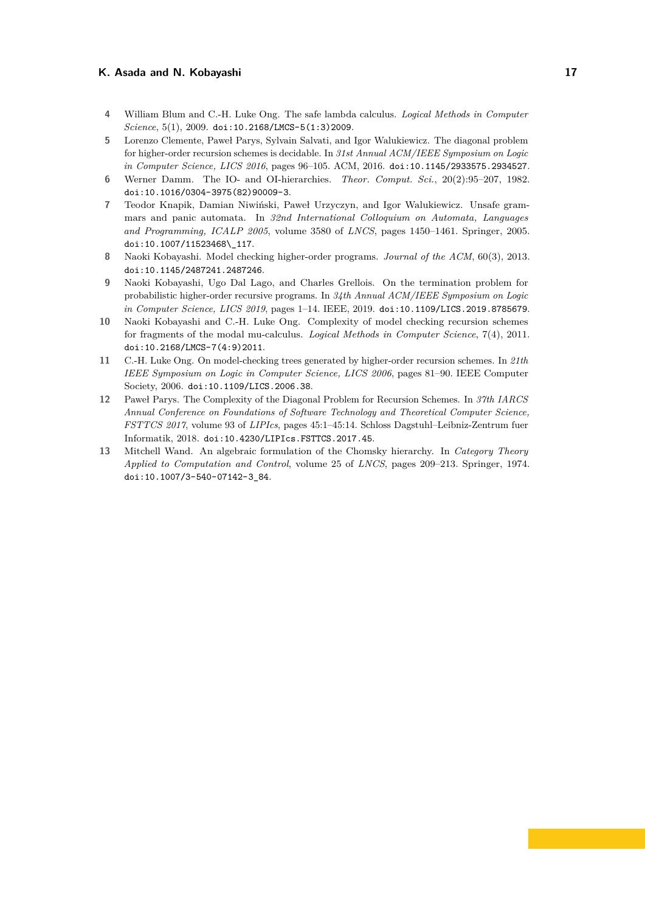4. William Blum and C.-H. Luke Ong. The safe lambda calculus. *Logical Methods in Computer Science*, 5(1), 2009. doi:10.2168/LMCS-5(1:3)2009.
5. Lorenzo Clemente, Paweł Parys, Sylvain Salvati, and Igor Walukiewicz. The diagonal problem for higher-order recursion schemes is decidable. In *31st Annual ACM/IEEE Symposium on Logic in Computer Science, LICS 2016*, pages 96–105. ACM, 2016. doi:10.1145/2933575.2934527.
6. Werner Damm. The IO- and OI-hierarchies. *Theor. Comput. Sci.*, 20(2):95–207, 1982. doi:10.1016/0304-3975(82)90009-3.
7. Teodor Knapik, Damian Niwiński, Paweł Urzyczyn, and Igor Walukiewicz. Unsafe grammars and panic automata. In *32nd International Colloquium on Automata, Languages and Programming, ICALP 2005*, volume 3580 of *LNCS*, pages 1450–1461. Springer, 2005. doi:10.1007/11523468\_117.
8. Naoki Kobayashi. Model checking higher-order programs. *Journal of the ACM*, 60(3), 2013. doi:10.1145/2487241.2487246.
9. Naoki Kobayashi, Ugo Dal Lago, and Charles Grellois. On the termination problem for probabilistic higher-order recursive programs. In *34th Annual ACM/IEEE Symposium on Logic in Computer Science, LICS 2019*, pages 1–14. IEEE, 2019. doi:10.1109/LICS.2019.8785679.
10. Naoki Kobayashi and C.-H. Luke Ong. Complexity of model checking recursion schemes for fragments of the modal mu-calculus. *Logical Methods in Computer Science*, 7(4), 2011. doi:10.2168/LMCS-7(4:9)2011.
11. C.-H. Luke Ong. On model-checking trees generated by higher-order recursion schemes. In *21th IEEE Symposium on Logic in Computer Science, LICS 2006*, pages 81–90. IEEE Computer Society, 2006. doi:10.1109/LICS.2006.38.
12. Paweł Parys. The Complexity of the Diagonal Problem for Recursion Schemes. In *37th IARCS Annual Conference on Foundations of Software Technology and Theoretical Computer Science, FSTTCS 2017*, volume 93 of *LIPIcs*, pages 45:1–45:14. Schloss Dagstuhl–Leibniz-Zentrum fuer Informatik, 2018. doi:10.4230/LIPIcs.FSTTCS.2017.45.
13. Mitchell Wand. An algebraic formulation of the Chomsky hierarchy. In *Category Theory Applied to Computation and Control*, volume 25 of *LNCS*, pages 209–213. Springer, 1974. doi:10.1007/3-540-07142-3_84.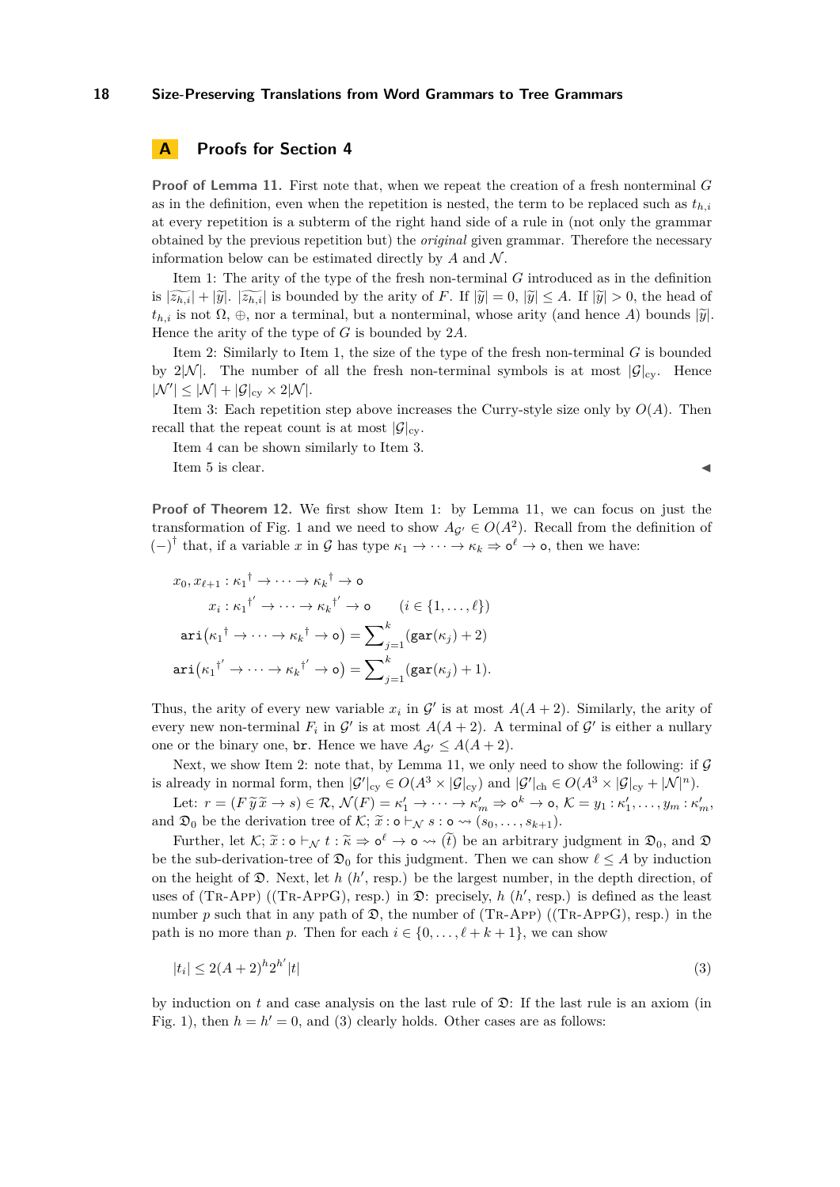## A Proofs for Section 4

**Proof of Lemma 11.** First note that, when we repeat the creation of a fresh nonterminal $G$ as in the definition, even when the repetition is nested, the term to be replaced such as $t_{h,i}$ at every repetition is a subterm of the right hand side of a rule in (not only the grammar obtained by the previous repetition but) the *original* given grammar. Therefore the necessary information below can be estimated directly by $A$ and $\mathcal{N}$.

Item 1: The arity of the type of the fresh non-terminal $G$ introduced as in the definition is $|\widetilde{z_{h,i}}| + |\widetilde{y}|$. $|\widetilde{z_{h,i}}|$ is bounded by the arity of $F$. If $|\widetilde{y}| = 0$, $|\widetilde{y}| \leq A$. If $|\widetilde{y}| > 0$, the head of $t_{h,i}$ is not $\Omega$, $\oplus$, nor a terminal, but a nonterminal, whose arity (and hence $A$) bounds $|\widetilde{y}|$. Hence the arity of the type of $G$ is bounded by $2A$.

Item 2: Similarly to Item 1, the size of the type of the fresh non-terminal $G$ is bounded by $2|\mathcal{N}|$. The number of all the fresh non-terminal symbols is at most $|\mathcal{G}|_{\mathrm{cy}}$. Hence $|\mathcal{N}'| \leq |\mathcal{N}| + |\mathcal{G}|_{\mathrm{cy}} \times 2|\mathcal{N}|$.

Item 3: Each repetition step above increases the Curry-style size only by $O(A)$. Then recall that the repeat count is at most $|\mathcal{G}|_{\mathrm{cy}}$.

Item 4 can be shown similarly to Item 3.

Item 5 is clear. ◀

**Proof of Theorem 12.** We first show Item 1: by Lemma 11, we can focus on just the transformation of Fig. 1 and we need to show $A_{\mathcal{G}'} \in O(A^2)$. Recall from the definition of $(-)^{\dagger}$ that, if a variable $x$ in $\mathcal{G}$ has type $\kappa_1 \to \cdots \to \kappa_k \Rightarrow \mathsf{o}^{\ell} \to \mathsf{o}$, then we have:

$$x_0, x_{\ell+1} : {\kappa_1}^{\dagger} \to \cdots \to {\kappa_k}^{\dagger} \to \mathsf{o}$$

$$x_i : {\kappa_1}^{\dagger'} \to \cdots \to {\kappa_k}^{\dagger'} \to \mathsf{o} \qquad (i \in \{1, \ldots, \ell\})$$

$$\mathtt{ari}\big({\kappa_1}^{\dagger} \to \cdots \to {\kappa_k}^{\dagger} \to \mathsf{o}\big) = \sum\nolimits_{j=1}^{k} (\mathtt{gar}(\kappa_j) + 2)$$

$$\mathtt{ari}\big({\kappa_1}^{\dagger'} \to \cdots \to {\kappa_k}^{\dagger'} \to \mathsf{o}\big) = \sum\nolimits_{j=1}^{k} (\mathtt{gar}(\kappa_j) + 1).$$

Thus, the arity of every new variable $x_i$ in $\mathcal{G}'$ is at most $A(A + 2)$. Similarly, the arity of every new non-terminal $F_i$ in $\mathcal{G}'$ is at most $A(A + 2)$. A terminal of $\mathcal{G}'$ is either a nullary one or the binary one, $\mathtt{br}$. Hence we have $A_{\mathcal{G}'} \leq A(A + 2)$.

Next, we show Item 2: note that, by Lemma 11, we only need to show the following: if $\mathcal{G}$ is already in normal form, then $|\mathcal{G}'|_{\mathrm{cy}} \in O(A^3 \times |\mathcal{G}|_{\mathrm{cy}})$ and $|\mathcal{G}'|_{\mathrm{ch}} \in O(A^3 \times |\mathcal{G}|_{\mathrm{cy}} + |\mathcal{N}|^n)$.

Let: $r = (F\,\widetilde{y}\,\widetilde{x} \to s) \in \mathcal{R}$, $\mathcal{N}(F) = \kappa'_1 \to \cdots \to \kappa'_m \Rightarrow \mathsf{o}^k \to \mathsf{o}$, $\mathcal{K} = y_1 : \kappa'_1, \ldots, y_m : \kappa'_m$, and $\mathfrak{D}_0$ be the derivation tree of $\mathcal{K};\, \widetilde{x} : \mathsf{o} \vdash_{\mathcal{N}} s : \mathsf{o} \rightsquigarrow (s_0, \ldots, s_{k+1})$.

Further, let $\mathcal{K};\, \widetilde{x} : \mathsf{o} \vdash_{\mathcal{N}} t : \widetilde{\kappa} \Rightarrow \mathsf{o}^{\ell} \to \mathsf{o} \rightsquigarrow (\widetilde{t})$ be an arbitrary judgment in $\mathfrak{D}_0$, and $\mathfrak{D}$ be the sub-derivation-tree of $\mathfrak{D}_0$ for this judgment. Then we can show $\ell \leq A$ by induction on the height of $\mathfrak{D}$. Next, let $h$ ($h'$, resp.) be the largest number, in the depth direction, of uses of (Tr-App) ((Tr-AppG), resp.) in $\mathfrak{D}$: precisely, $h$ ($h'$, resp.) is defined as the least number $p$ such that in any path of $\mathfrak{D}$, the number of (Tr-App) ((Tr-AppG), resp.) in the path is no more than $p$. Then for each $i \in \{0, \ldots, \ell + k + 1\}$, we can show

$$|t_i| \leq 2(A + 2)^h 2^{h'} |t| \tag{3}$$

by induction on $t$ and case analysis on the last rule of $\mathfrak{D}$: If the last rule is an axiom (in Fig. 1), then $h = h' = 0$, and (3) clearly holds. Other cases are as follows: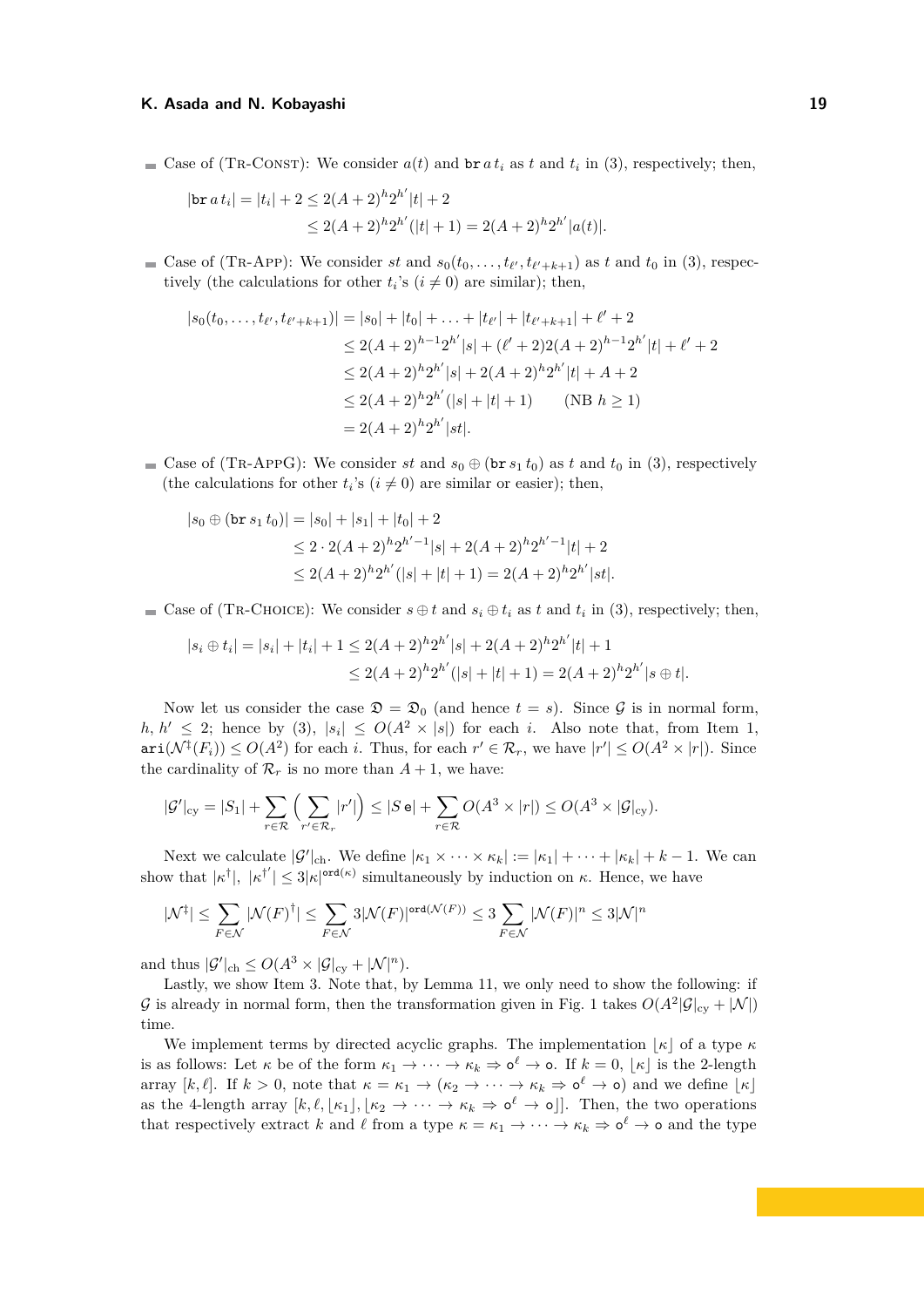- Case of (Tr-Const): We consider $a(t)$ and $\mathtt{br}\, a\, t_i$ as $t$ and $t_i$ in (3), respectively; then,

$$
\begin{aligned}
|\mathtt{br}\, a\, t_i| = |t_i| + 2 &\le 2(A+2)^h 2^{h'}|t| + 2 \\
&\le 2(A+2)^h 2^{h'}(|t|+1) = 2(A+2)^h 2^{h'}|a(t)|.
\end{aligned}
$$

- Case of (Tr-App): We consider $st$ and $s_0(t_0, \dots, t_{\ell'}, t_{\ell'+k+1})$ as $t$ and $t_0$ in (3), respectively (the calculations for other $t_i$'s ($i \neq 0$) are similar); then,

$$
\begin{aligned}
|s_0(t_0, \dots, t_{\ell'}, t_{\ell'+k+1})| &= |s_0| + |t_0| + \ldots + |t_{\ell'}| + |t_{\ell'+k+1}| + \ell' + 2 \\
&\le 2(A+2)^{h-1}2^{h'}|s| + (\ell'+2)2(A+2)^{h-1}2^{h'}|t| + \ell' + 2 \\
&\le 2(A+2)^h 2^{h'}|s| + 2(A+2)^h 2^{h'}|t| + A + 2 \\
&\le 2(A+2)^h 2^{h'}(|s|+|t|+1) \qquad \text{(NB } h \ge 1\text{)} \\
&= 2(A+2)^h 2^{h'}|st|.
\end{aligned}
$$

- Case of (Tr-AppG): We consider $st$ and $s_0 \oplus (\mathtt{br}\, s_1\, t_0)$ as $t$ and $t_0$ in (3), respectively (the calculations for other $t_i$'s ($i \neq 0$) are similar or easier); then,

$$
\begin{aligned}
|s_0 \oplus (\mathtt{br}\, s_1\, t_0)| &= |s_0| + |s_1| + |t_0| + 2 \\
&\le 2 \cdot 2(A+2)^h 2^{h'-1}|s| + 2(A+2)^h 2^{h'-1}|t| + 2 \\
&\le 2(A+2)^h 2^{h'}(|s|+|t|+1) = 2(A+2)^h 2^{h'}|st|.
\end{aligned}
$$

- Case of (Tr-Choice): We consider $s \oplus t$ and $s_i \oplus t_i$ as $t$ and $t_i$ in (3), respectively; then,

$$
\begin{aligned}
|s_i \oplus t_i| = |s_i| + |t_i| + 1 &\le 2(A+2)^h 2^{h'}|s| + 2(A+2)^h 2^{h'}|t| + 1 \\
&\le 2(A+2)^h 2^{h'}(|s|+|t|+1) = 2(A+2)^h 2^{h'}|s \oplus t|.
\end{aligned}
$$

Now let us consider the case $\mathfrak{D} = \mathfrak{D}_0$ (and hence $t = s$). Since $\mathcal{G}$ is in normal form, $h, h' \le 2$; hence by (3), $|s_i| \le O(A^2 \times |s|)$ for each $i$. Also note that, from Item 1, $\mathtt{ari}(\mathcal{N}^\ddagger(F_i)) \le O(A^2)$ for each $i$. Thus, for each $r' \in \mathcal{R}_r$, we have $|r'| \le O(A^2 \times |r|)$. Since the cardinality of $\mathcal{R}_r$ is no more than $A+1$, we have:

$$
|\mathcal{G}'|_{\mathrm{cy}} = |S_1| + \sum_{r \in \mathcal{R}} \Big( \sum_{r' \in \mathcal{R}_r} |r'| \Big) \le |S\, \mathtt{e}| + \sum_{r \in \mathcal{R}} O(A^3 \times |r|) \le O(A^3 \times |\mathcal{G}|_{\mathrm{cy}}).
$$

Next we calculate $|\mathcal{G}'|_{\mathrm{ch}}$. We define $|\kappa_1 \times \cdots \times \kappa_k| := |\kappa_1| + \cdots + |\kappa_k| + k - 1$. We can show that $|\kappa^\dagger|$, $|\kappa^{\dagger'}| \le 3|\kappa|^{\mathtt{ord}(\kappa)}$ simultaneously by induction on $\kappa$. Hence, we have

$$
|\mathcal{N}^\ddagger| \le \sum_{F \in \mathcal{N}} |\mathcal{N}(F)^\dagger| \le \sum_{F \in \mathcal{N}} 3|\mathcal{N}(F)|^{\mathtt{ord}(\mathcal{N}(F))} \le 3 \sum_{F \in \mathcal{N}} |\mathcal{N}(F)|^n \le 3|\mathcal{N}|^n
$$

and thus $|\mathcal{G}'|_{\mathrm{ch}} \le O(A^3 \times |\mathcal{G}|_{\mathrm{cy}} + |\mathcal{N}|^n)$.

Lastly, we show Item 3. Note that, by Lemma 11, we only need to show the following: if $\mathcal{G}$ is already in normal form, then the transformation given in Fig. 1 takes $O(A^2|\mathcal{G}|_{\mathrm{cy}} + |\mathcal{N}|)$ time.

We implement terms by directed acyclic graphs. The implementation $\lfloor \kappa \rfloor$ of a type $\kappa$ is as follows: Let $\kappa$ be of the form $\kappa_1 \to \cdots \to \kappa_k \Rightarrow \mathtt{o}^\ell \to \mathtt{o}$. If $k = 0$, $\lfloor \kappa \rfloor$ is the 2-length array $[k, \ell]$. If $k > 0$, note that $\kappa = \kappa_1 \to (\kappa_2 \to \cdots \to \kappa_k \Rightarrow \mathtt{o}^\ell \to \mathtt{o})$ and we define $\lfloor \kappa \rfloor$ as the 4-length array $[k, \ell, \lfloor \kappa_1 \rfloor, \lfloor \kappa_2 \to \cdots \to \kappa_k \Rightarrow \mathtt{o}^\ell \to \mathtt{o} \rfloor]$. Then, the two operations that respectively extract $k$ and $\ell$ from a type $\kappa = \kappa_1 \to \cdots \to \kappa_k \Rightarrow \mathtt{o}^\ell \to \mathtt{o}$ and the type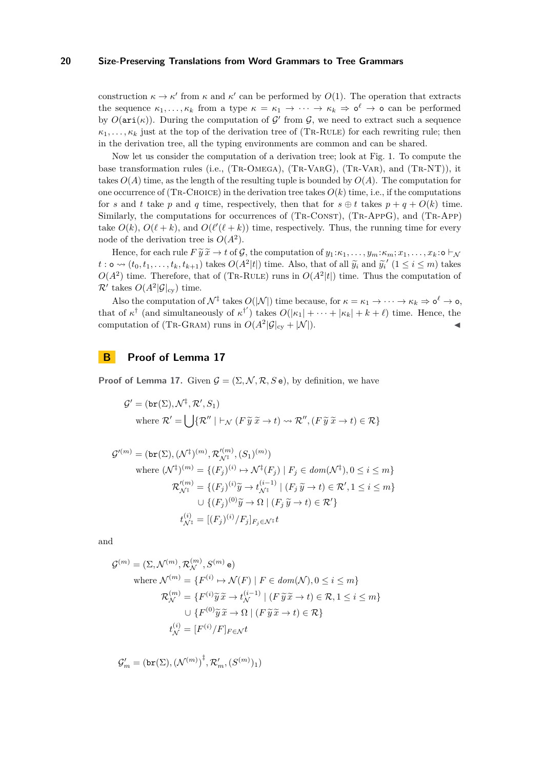construction $\kappa \to \kappa'$ from $\kappa$ and $\kappa'$ can be performed by $O(1)$. The operation that extracts the sequence $\kappa_1, \dots, \kappa_k$ from a type $\kappa = \kappa_1 \to \cdots \to \kappa_k \Rightarrow \mathtt{o}^\ell \to \mathtt{o}$ can be performed by $O(\mathtt{ari}(\kappa))$. During the computation of $\mathcal{G}'$ from $\mathcal{G}$, we need to extract such a sequence $\kappa_1, \dots, \kappa_k$ just at the top of the derivation tree of (Tr-Rule) for each rewriting rule; then in the derivation tree, all the typing environments are common and can be shared.

Now let us consider the computation of a derivation tree; look at Fig. 1. To compute the base transformation rules (i.e., (Tr-Omega), (Tr-VarG), (Tr-Var), and (Tr-NT)), it takes $O(A)$ time, as the length of the resulting tuple is bounded by $O(A)$. The computation for one occurrence of (Tr-Choice) in the derivation tree takes $O(k)$ time, i.e., if the computations for $s$ and $t$ take $p$ and $q$ time, respectively, then that for $s \oplus t$ takes $p + q + O(k)$ time. Similarly, the computations for occurrences of (Tr-Const), (Tr-AppG), and (Tr-App) take $O(k)$, $O(\ell + k)$, and $O(\ell'(\ell + k))$ time, respectively. Thus, the running time for every node of the derivation tree is $O(A^2)$.

Hence, for each rule $F\,\widetilde{y}\,\widetilde{x} \to t$ of $\mathcal{G}$, the computation of $y_1{:}\kappa_1, \dots, y_m{:}\kappa_m; x_1, \dots, x_k{:}\mathtt{o} \vdash_{\mathcal{N}} t : \mathtt{o} \rightsquigarrow (t_0, t_1, \dots, t_k, t_{k+1})$ takes $O(A^2|t|)$ time. Also, that of all $\widetilde{y}_i$ and $\widetilde{y}_i{}'$ $(1 \le i \le m)$ takes $O(A^2)$ time. Therefore, that of (Tr-Rule) runs in $O(A^2|t|)$ time. Thus the computation of $\mathcal{R}'$ takes $O(A^2|\mathcal{G}|_{\mathrm{cy}})$ time.

Also the computation of $\mathcal{N}^\ddagger$ takes $O(|\mathcal{N}|)$ time because, for $\kappa = \kappa_1 \to \cdots \to \kappa_k \Rightarrow \mathtt{o}^\ell \to \mathtt{o}$, that of $\kappa^\dagger$ (and simultaneously of $\kappa^{\dagger'}$) takes $O(|\kappa_1| + \cdots + |\kappa_k| + k + \ell)$ time. Hence, the computation of (Tr-Gram) runs in $O(A^2|\mathcal{G}|_{\mathrm{cy}} + |\mathcal{N}|)$. ◀

# B Proof of Lemma 17

**Proof of Lemma 17.** Given $\mathcal{G} = (\Sigma, \mathcal{N}, \mathcal{R}, S\,\mathtt{e})$, by definition, we have

$$
\begin{aligned}
\mathcal{G}' &= (\mathtt{br}(\Sigma), \mathcal{N}^\ddagger, \mathcal{R}', S_1) \\
&\quad \text{where } \mathcal{R}' = \bigcup \{\mathcal{R}'' \mid \vdash_{\mathcal{N}} (F\,\widetilde{y}\,\widetilde{x} \to t) \rightsquigarrow \mathcal{R}'', (F\,\widetilde{y}\,\widetilde{x} \to t) \in \mathcal{R}\}
\end{aligned}
$$

$$
\begin{aligned}
\mathcal{G}'^{(m)} &= (\mathtt{br}(\Sigma), (\mathcal{N}^\ddagger)^{(m)}, \mathcal{R}'^{(m)}_{\mathcal{N}^\ddagger}, (S_1)^{(m)}) \\
&\quad \text{where } (\mathcal{N}^\ddagger)^{(m)} = \{(F_j)^{(i)} \mapsto \mathcal{N}^\ddagger(F_j) \mid F_j \in \mathit{dom}(\mathcal{N}^\ddagger), 0 \le i \le m\} \\
&\quad \mathcal{R}'^{(m)}_{\mathcal{N}^\ddagger} = \{(F_j)^{(i)}\widetilde{y} \to t^{(i-1)}_{\mathcal{N}^\ddagger} \mid (F_j\,\widetilde{y} \to t) \in \mathcal{R}', 1 \le i \le m\} \\
&\quad \qquad \cup \{(F_j)^{(0)}\widetilde{y} \to \Omega \mid (F_j\,\widetilde{y} \to t) \in \mathcal{R}'\} \\
&\quad t^{(i)}_{\mathcal{N}^\ddagger} = [(F_j)^{(i)}/F_j]_{F_j \in \mathcal{N}^\ddagger} t
\end{aligned}
$$

and

$$
\begin{aligned}
\mathcal{G}^{(m)} &= (\Sigma, \mathcal{N}^{(m)}, \mathcal{R}^{(m)}_{\mathcal{N}}, S^{(m)}\,\mathtt{e}) \\
&\quad \text{where } \mathcal{N}^{(m)} = \{F^{(i)} \mapsto \mathcal{N}(F) \mid F \in \mathit{dom}(\mathcal{N}), 0 \le i \le m\} \\
&\quad \mathcal{R}^{(m)}_{\mathcal{N}} = \{F^{(i)}\widetilde{y}\,\widetilde{x} \to t^{(i-1)}_{\mathcal{N}} \mid (F\,\widetilde{y}\,\widetilde{x} \to t) \in \mathcal{R}, 1 \le i \le m\} \\
&\quad \qquad \cup \{F^{(0)}\widetilde{y}\,\widetilde{x} \to \Omega \mid (F\,\widetilde{y}\,\widetilde{x} \to t) \in \mathcal{R}\} \\
&\quad t^{(i)}_{\mathcal{N}} = [F^{(i)}/F]_{F \in \mathcal{N}} t
\end{aligned}
$$

$$
\mathcal{G}'_m = (\mathtt{br}(\Sigma), (\mathcal{N}^{(m)})^\ddagger, \mathcal{R}'_m, (S^{(m)})_1)
$$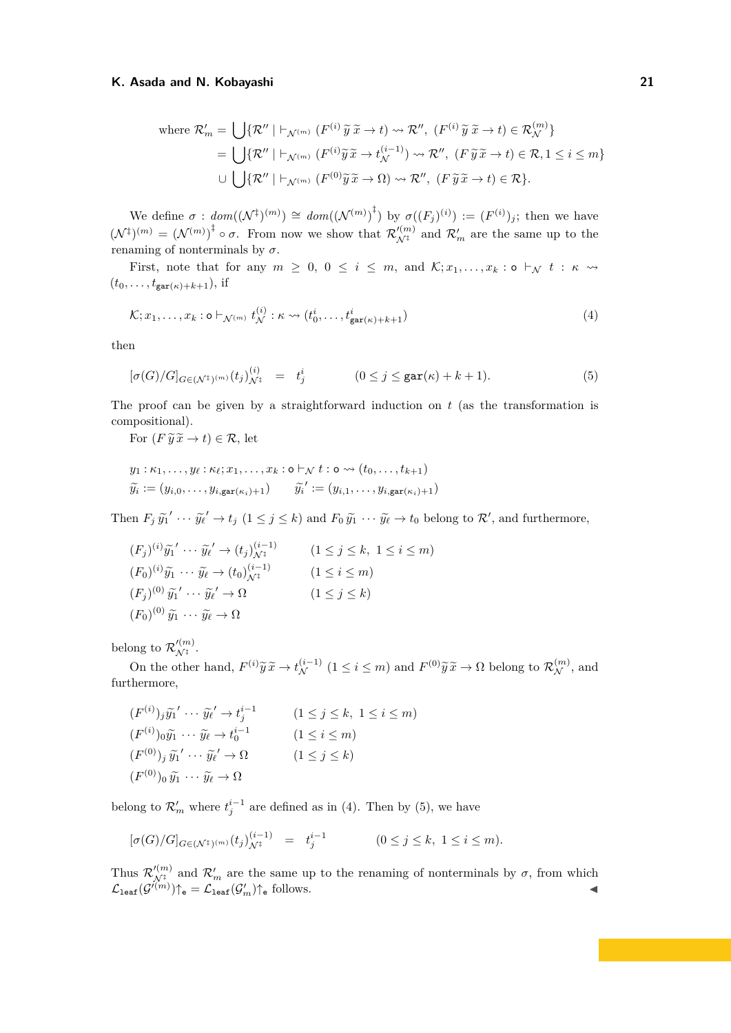$$\begin{aligned}
\text{where } \mathcal{R}'_m &= \bigcup\{\mathcal{R}'' \mid \vdash_{\mathcal{N}^{(m)}} (F^{(i)}\,\widetilde{y}\,\widetilde{x} \to t) \rightsquigarrow \mathcal{R}'',\ (F^{(i)}\,\widetilde{y}\,\widetilde{x} \to t) \in \mathcal{R}^{(m)}_{\mathcal{N}}\} \\
&= \bigcup\{\mathcal{R}'' \mid \vdash_{\mathcal{N}^{(m)}} (F^{(i)}\widetilde{y}\,\widetilde{x} \to t^{(i-1)}_{\mathcal{N}}) \rightsquigarrow \mathcal{R}'',\ (F\,\widetilde{y}\,\widetilde{x} \to t) \in \mathcal{R}, 1 \le i \le m\} \\
&\cup \bigcup\{\mathcal{R}'' \mid \vdash_{\mathcal{N}^{(m)}} (F^{(0)}\widetilde{y}\,\widetilde{x} \to \Omega) \rightsquigarrow \mathcal{R}'',\ (F\,\widetilde{y}\,\widetilde{x} \to t) \in \mathcal{R}\}.
\end{aligned}$$

We define $\sigma : \mathit{dom}((\mathcal{N}^{\ddagger})^{(m)}) \cong \mathit{dom}((\mathcal{N}^{(m)})^{\ddagger})$ by $\sigma((F_j)^{(i)}) := (F^{(i)})_j$; then we have $(\mathcal{N}^{\ddagger})^{(m)} = (\mathcal{N}^{(m)})^{\ddagger} \circ \sigma$. From now we show that $\mathcal{R}'^{(m)}_{\mathcal{N}^{\ddagger}}$ and $\mathcal{R}'_m$ are the same up to the renaming of nonterminals by $\sigma$.

First, note that for any $m \ge 0$, $0 \le i \le m$, and $\mathcal{K}; x_1, \ldots, x_k : \mathtt{o} \vdash_{\mathcal{N}} t : \kappa \rightsquigarrow (t_0, \ldots, t_{\mathtt{gar}(\kappa)+k+1})$, if

$$\mathcal{K}; x_1, \ldots, x_k : \mathtt{o} \vdash_{\mathcal{N}^{(m)}} t^{(i)}_{\mathcal{N}} : \kappa \rightsquigarrow (t^i_0, \ldots, t^i_{\mathtt{gar}(\kappa)+k+1}) \tag{4}$$

then

$$[\sigma(G)/G]_{G \in (\mathcal{N}^{\ddagger})^{(m)}} (t_j)^{(i)}_{\mathcal{N}^{\ddagger}} \quad = \quad t^i_j \qquad\qquad (0 \le j \le \mathtt{gar}(\kappa) + k + 1). \tag{5}$$

The proof can be given by a straightforward induction on $t$ (as the transformation is compositional).

For $(F\,\widetilde{y}\,\widetilde{x} \to t) \in \mathcal{R}$, let

$$\begin{aligned}
&y_1 : \kappa_1, \ldots, y_\ell : \kappa_\ell; x_1, \ldots, x_k : \mathtt{o} \vdash_{\mathcal{N}} t : \mathtt{o} \rightsquigarrow (t_0, \ldots, t_{k+1}) \\
&\widetilde{y}_i := (y_{i,0}, \ldots, y_{i,\mathtt{gar}(\kappa_i)+1}) \qquad \widetilde{y}_i{}' := (y_{i,1}, \ldots, y_{i,\mathtt{gar}(\kappa_i)+1})
\end{aligned}$$

Then $F_j\,\widetilde{y}_1{}' \cdots \widetilde{y}_\ell{}' \to t_j$ $(1 \le j \le k)$ and $F_0\,\widetilde{y}_1 \cdots \widetilde{y}_\ell \to t_0$ belong to $\mathcal{R}'$, and furthermore,

$$\begin{aligned}
&(F_j)^{(i)}\widetilde{y}_1{}' \cdots \widetilde{y}_\ell{}' \to (t_j)^{(i-1)}_{\mathcal{N}^{\ddagger}} && (1 \le j \le k,\ 1 \le i \le m) \\
&(F_0)^{(i)}\widetilde{y}_1 \cdots \widetilde{y}_\ell \to (t_0)^{(i-1)}_{\mathcal{N}^{\ddagger}} && (1 \le i \le m) \\
&(F_j)^{(0)}\,\widetilde{y}_1{}' \cdots \widetilde{y}_\ell{}' \to \Omega && (1 \le j \le k) \\
&(F_0)^{(0)}\,\widetilde{y}_1 \cdots \widetilde{y}_\ell \to \Omega
\end{aligned}$$

belong to $\mathcal{R}'^{(m)}_{\mathcal{N}^{\ddagger}}$.

On the other hand, $F^{(i)}\widetilde{y}\,\widetilde{x} \to t^{(i-1)}_{\mathcal{N}}$ $(1 \le i \le m)$ and $F^{(0)}\widetilde{y}\,\widetilde{x} \to \Omega$ belong to $\mathcal{R}^{(m)}_{\mathcal{N}}$, and furthermore,

$$\begin{aligned}
&(F^{(i)})_j\widetilde{y}_1{}' \cdots \widetilde{y}_\ell{}' \to t^{i-1}_j && (1 \le j \le k,\ 1 \le i \le m) \\
&(F^{(i)})_0\widetilde{y}_1 \cdots \widetilde{y}_\ell \to t^{i-1}_0 && (1 \le i \le m) \\
&(F^{(0)})_j\,\widetilde{y}_1{}' \cdots \widetilde{y}_\ell{}' \to \Omega && (1 \le j \le k) \\
&(F^{(0)})_0\,\widetilde{y}_1 \cdots \widetilde{y}_\ell \to \Omega
\end{aligned}$$

belong to $\mathcal{R}'_m$ where $t^{i-1}_j$ are defined as in (4). Then by (5), we have

$$[\sigma(G)/G]_{G \in (\mathcal{N}^{\ddagger})^{(m)}} (t_j)^{(i-1)}_{\mathcal{N}^{\ddagger}} \quad = \quad t^{i-1}_j \qquad\qquad (0 \le j \le k,\ 1 \le i \le m).$$

Thus $\mathcal{R}'^{(m)}_{\mathcal{N}^{\ddagger}}$ and $\mathcal{R}'_m$ are the same up to the renaming of nonterminals by $\sigma$, from which $\mathcal{L}_{\mathtt{leaf}}(\mathcal{G}'^{(m)}){\uparrow_{\mathtt{e}}} = \mathcal{L}_{\mathtt{leaf}}(\mathcal{G}'_m){\uparrow_{\mathtt{e}}}$ follows. ◀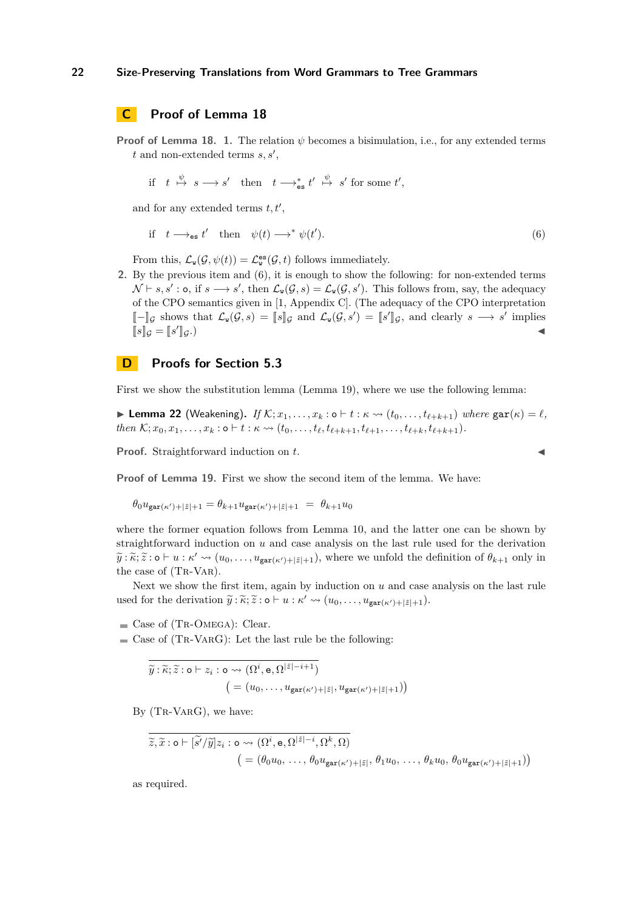## C Proof of Lemma 18

**Proof of Lemma 18.** **1.** The relation $\psi$ becomes a bisimulation, i.e., for any extended terms $t$ and non-extended terms $s, s'$,

$$\text{if} \quad t \overset{\psi}{\mapsto} s \longrightarrow s' \quad \text{then} \quad t \longrightarrow^{*}_{\mathtt{es}} t' \overset{\psi}{\mapsto} s' \text{ for some } t',$$

and for any extended terms $t, t'$,

$$\text{if} \quad t \longrightarrow_{\mathtt{es}} t' \quad \text{then} \quad \psi(t) \longrightarrow^{*} \psi(t'). \tag{6}$$

From this, $\mathcal{L}_{\mathtt{w}}(\mathcal{G}, \psi(t)) = \mathcal{L}^{\mathtt{es}}_{\mathtt{w}}(\mathcal{G}, t)$ follows immediately.

**2.** By the previous item and (6), it is enough to show the following: for non-extended terms $\mathcal{N} \vdash s, s' : \mathtt{o}$, if $s \longrightarrow s'$, then $\mathcal{L}_{\mathtt{w}}(\mathcal{G}, s) = \mathcal{L}_{\mathtt{w}}(\mathcal{G}, s')$. This follows from, say, the adequacy of the CPO semantics given in [1, Appendix C]. (The adequacy of the CPO interpretation $[\![-]\!]_{\mathcal{G}}$ shows that $\mathcal{L}_{\mathtt{w}}(\mathcal{G}, s) = [\![s]\!]_{\mathcal{G}}$ and $\mathcal{L}_{\mathtt{w}}(\mathcal{G}, s') = [\![s']\!]_{\mathcal{G}}$, and clearly $s \longrightarrow s'$ implies $[\![s]\!]_{\mathcal{G}} = [\![s']\!]_{\mathcal{G}}$.) ◀

## D Proofs for Section 5.3

First we show the substitution lemma (Lemma 19), where we use the following lemma:

▶ **Lemma 22** (Weakening). *If $\mathcal{K}; x_1, \ldots, x_k : \mathtt{o} \vdash t : \kappa \rightsquigarrow (t_0, \ldots, t_{\ell+k+1})$ where $\mathtt{gar}(\kappa) = \ell$, then $\mathcal{K}; x_0, x_1, \ldots, x_k : \mathtt{o} \vdash t : \kappa \rightsquigarrow (t_0, \ldots, t_\ell, t_{\ell+k+1}, t_{\ell+1}, \ldots, t_{\ell+k}, t_{\ell+k+1})$.*

**Proof.** Straightforward induction on $t$. ◀

**Proof of Lemma 19.** First we show the second item of the lemma. We have:

$$\theta_0 u_{\mathtt{gar}(\kappa')+|\tilde{z}|+1} = \theta_{k+1} u_{\mathtt{gar}(\kappa')+|\tilde{z}|+1} \;=\; \theta_{k+1} u_0$$

where the former equation follows from Lemma 10, and the latter one can be shown by straightforward induction on $u$ and case analysis on the last rule used for the derivation $\widetilde{y} : \widetilde{\kappa}; \widetilde{z} : \mathtt{o} \vdash u : \kappa' \rightsquigarrow (u_0, \ldots, u_{\mathtt{gar}(\kappa')+|\tilde{z}|+1})$, where we unfold the definition of $\theta_{k+1}$ only in the case of (Tr-Var).

Next we show the first item, again by induction on $u$ and case analysis on the last rule used for the derivation $\widetilde{y} : \widetilde{\kappa}; \widetilde{z} : \mathtt{o} \vdash u : \kappa' \rightsquigarrow (u_0, \ldots, u_{\mathtt{gar}(\kappa')+|\tilde{z}|+1})$.

- Case of (Tr-Omega): Clear.
- Case of (Tr-VarG): Let the last rule be the following:

$$\frac{}{\widetilde{y} : \widetilde{\kappa}; \widetilde{z} : \mathtt{o} \vdash z_i : \mathtt{o} \rightsquigarrow (\Omega^i, \mathtt{e}, \Omega^{|\tilde{z}|-i+1})}$$
$$\big( = (u_0, \ldots, u_{\mathtt{gar}(\kappa')+|\tilde{z}|}, u_{\mathtt{gar}(\kappa')+|\tilde{z}|+1}) \big)$$

By (Tr-VarG), we have:

$$\frac{}{\widetilde{z}, \widetilde{x} : \mathtt{o} \vdash [\widetilde{s'}/\widetilde{y}] z_i : \mathtt{o} \rightsquigarrow (\Omega^i, \mathtt{e}, \Omega^{|\tilde{z}|-i}, \Omega^k, \Omega)}$$
$$\big( = (\theta_0 u_0, \ldots, \theta_0 u_{\mathtt{gar}(\kappa')+|\tilde{z}|}, \theta_1 u_0, \ldots, \theta_k u_0, \theta_0 u_{\mathtt{gar}(\kappa')+|\tilde{z}|+1}) \big)$$

as required.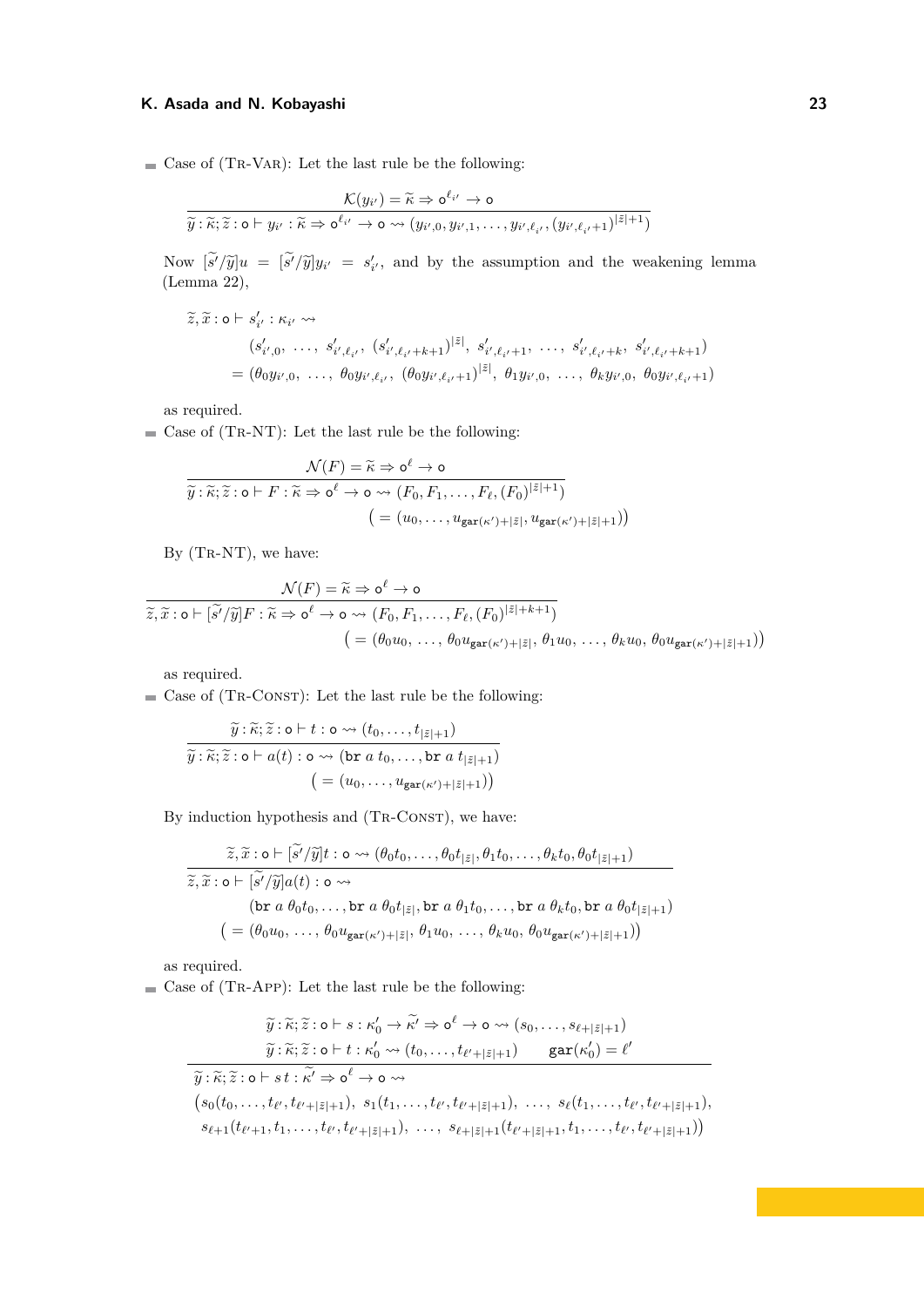- Case of (Tr-Var): Let the last rule be the following:

$$\frac{\mathcal{K}(y_{i'}) = \widetilde{\kappa} \Rightarrow \mathsf{o}^{\ell_{i'}} \to \mathsf{o}}{\widetilde{y} : \widetilde{\kappa}; \widetilde{z} : \mathsf{o} \vdash y_{i'} : \widetilde{\kappa} \Rightarrow \mathsf{o}^{\ell_{i'}} \to \mathsf{o} \rightsquigarrow (y_{i',0}, y_{i',1}, \ldots, y_{i',\ell_{i'}}, (y_{i',\ell_{i'}+1})^{|\widetilde{z}|+1})}$$

Now $[\widetilde{s'}/\widetilde{y}]u = [\widetilde{s'}/\widetilde{y}]y_{i'} = s'_{i'}$, and by the assumption and the weakening lemma (Lemma 22),

$$\begin{aligned}
&\widetilde{z}, \widetilde{x} : \mathsf{o} \vdash s'_{i'} : \kappa_{i'} \rightsquigarrow \\
&\qquad (s'_{i',0},\ \ldots,\ s'_{i',\ell_{i'}},\ (s'_{i',\ell_{i'}+k+1})^{|\widetilde{z}|},\ s'_{i',\ell_{i'}+1},\ \ldots,\ s'_{i',\ell_{i'}+k},\ s'_{i',\ell_{i'}+k+1}) \\
&\qquad = (\theta_0 y_{i',0},\ \ldots,\ \theta_0 y_{i',\ell_{i'}},\ (\theta_0 y_{i',\ell_{i'}+1})^{|\widetilde{z}|},\ \theta_1 y_{i',0},\ \ldots,\ \theta_k y_{i',0},\ \theta_0 y_{i',\ell_{i'}+1})
\end{aligned}$$

as required.

- Case of (Tr-NT): Let the last rule be the following:

$$\frac{\mathcal{N}(F) = \widetilde{\kappa} \Rightarrow \mathsf{o}^{\ell} \to \mathsf{o}}{\widetilde{y} : \widetilde{\kappa}; \widetilde{z} : \mathsf{o} \vdash F : \widetilde{\kappa} \Rightarrow \mathsf{o}^{\ell} \to \mathsf{o} \rightsquigarrow (F_0, F_1, \ldots, F_\ell, (F_0)^{|\widetilde{z}|+1})}$$
$$\big(= (u_0, \ldots, u_{\mathtt{gar}(\kappa')+|\widetilde{z}|}, u_{\mathtt{gar}(\kappa')+|\widetilde{z}|+1})\big)$$

By (Tr-NT), we have:

$$\frac{\mathcal{N}(F) = \widetilde{\kappa} \Rightarrow \mathsf{o}^{\ell} \to \mathsf{o}}{\widetilde{z}, \widetilde{x} : \mathsf{o} \vdash [\widetilde{s'}/\widetilde{y}]F : \widetilde{\kappa} \Rightarrow \mathsf{o}^{\ell} \to \mathsf{o} \rightsquigarrow (F_0, F_1, \ldots, F_\ell, (F_0)^{|\widetilde{z}|+k+1})}$$
$$\big(= (\theta_0 u_0,\ \ldots,\ \theta_0 u_{\mathtt{gar}(\kappa')+|\widetilde{z}|},\ \theta_1 u_0,\ \ldots,\ \theta_k u_0,\ \theta_0 u_{\mathtt{gar}(\kappa')+|\widetilde{z}|+1})\big)$$

as required.

- Case of (Tr-Const): Let the last rule be the following:

$$\frac{\widetilde{y} : \widetilde{\kappa}; \widetilde{z} : \mathsf{o} \vdash t : \mathsf{o} \rightsquigarrow (t_0, \ldots, t_{|\widetilde{z}|+1})}{\widetilde{y} : \widetilde{\kappa}; \widetilde{z} : \mathsf{o} \vdash a(t) : \mathsf{o} \rightsquigarrow (\mathtt{br}\ a\ t_0, \ldots, \mathtt{br}\ a\ t_{|\widetilde{z}|+1})}$$
$$\big(= (u_0, \ldots, u_{\mathtt{gar}(\kappa')+|\widetilde{z}|+1})\big)$$

By induction hypothesis and (Tr-Const), we have:

$$\frac{\widetilde{z}, \widetilde{x} : \mathsf{o} \vdash [\widetilde{s'}/\widetilde{y}]t : \mathsf{o} \rightsquigarrow (\theta_0 t_0, \ldots, \theta_0 t_{|\widetilde{z}|}, \theta_1 t_0, \ldots, \theta_k t_0, \theta_0 t_{|\widetilde{z}|+1})}{\begin{array}{l}\widetilde{z}, \widetilde{x} : \mathsf{o} \vdash [\widetilde{s'}/\widetilde{y}]a(t) : \mathsf{o} \rightsquigarrow \\ \qquad (\mathtt{br}\ a\ \theta_0 t_0, \ldots, \mathtt{br}\ a\ \theta_0 t_{|\widetilde{z}|}, \mathtt{br}\ a\ \theta_1 t_0, \ldots, \mathtt{br}\ a\ \theta_k t_0, \mathtt{br}\ a\ \theta_0 t_{|\widetilde{z}|+1})\end{array}}$$
$$\big(= (\theta_0 u_0,\ \ldots,\ \theta_0 u_{\mathtt{gar}(\kappa')+|\widetilde{z}|},\ \theta_1 u_0,\ \ldots,\ \theta_k u_0,\ \theta_0 u_{\mathtt{gar}(\kappa')+|\widetilde{z}|+1})\big)$$

as required.

- Case of (Tr-App): Let the last rule be the following:

$$\frac{\begin{array}{c}\widetilde{y} : \widetilde{\kappa}; \widetilde{z} : \mathsf{o} \vdash s : \kappa'_0 \to \widetilde{\kappa'} \Rightarrow \mathsf{o}^{\ell} \to \mathsf{o} \rightsquigarrow (s_0, \ldots, s_{\ell+|\widetilde{z}|+1}) \\ \widetilde{y} : \widetilde{\kappa}; \widetilde{z} : \mathsf{o} \vdash t : \kappa'_0 \rightsquigarrow (t_0, \ldots, t_{\ell'+|\widetilde{z}|+1}) \qquad \mathtt{gar}(\kappa'_0) = \ell'\end{array}}{\begin{array}{l}\widetilde{y} : \widetilde{\kappa}; \widetilde{z} : \mathsf{o} \vdash s\,t : \widetilde{\kappa'} \Rightarrow \mathsf{o}^{\ell} \to \mathsf{o} \rightsquigarrow \\ \big(s_0(t_0, \ldots, t_{\ell'}, t_{\ell'+|\widetilde{z}|+1}),\ s_1(t_1, \ldots, t_{\ell'}, t_{\ell'+|\widetilde{z}|+1}),\ \ldots,\ s_\ell(t_1, \ldots, t_{\ell'}, t_{\ell'+|\widetilde{z}|+1}), \\ \ s_{\ell+1}(t_{\ell'+1}, t_1, \ldots, t_{\ell'}, t_{\ell'+|\widetilde{z}|+1}),\ \ldots,\ s_{\ell+|\widetilde{z}|+1}(t_{\ell'+|\widetilde{z}|+1}, t_1, \ldots, t_{\ell'}, t_{\ell'+|\widetilde{z}|+1})\big)\end{array}}$$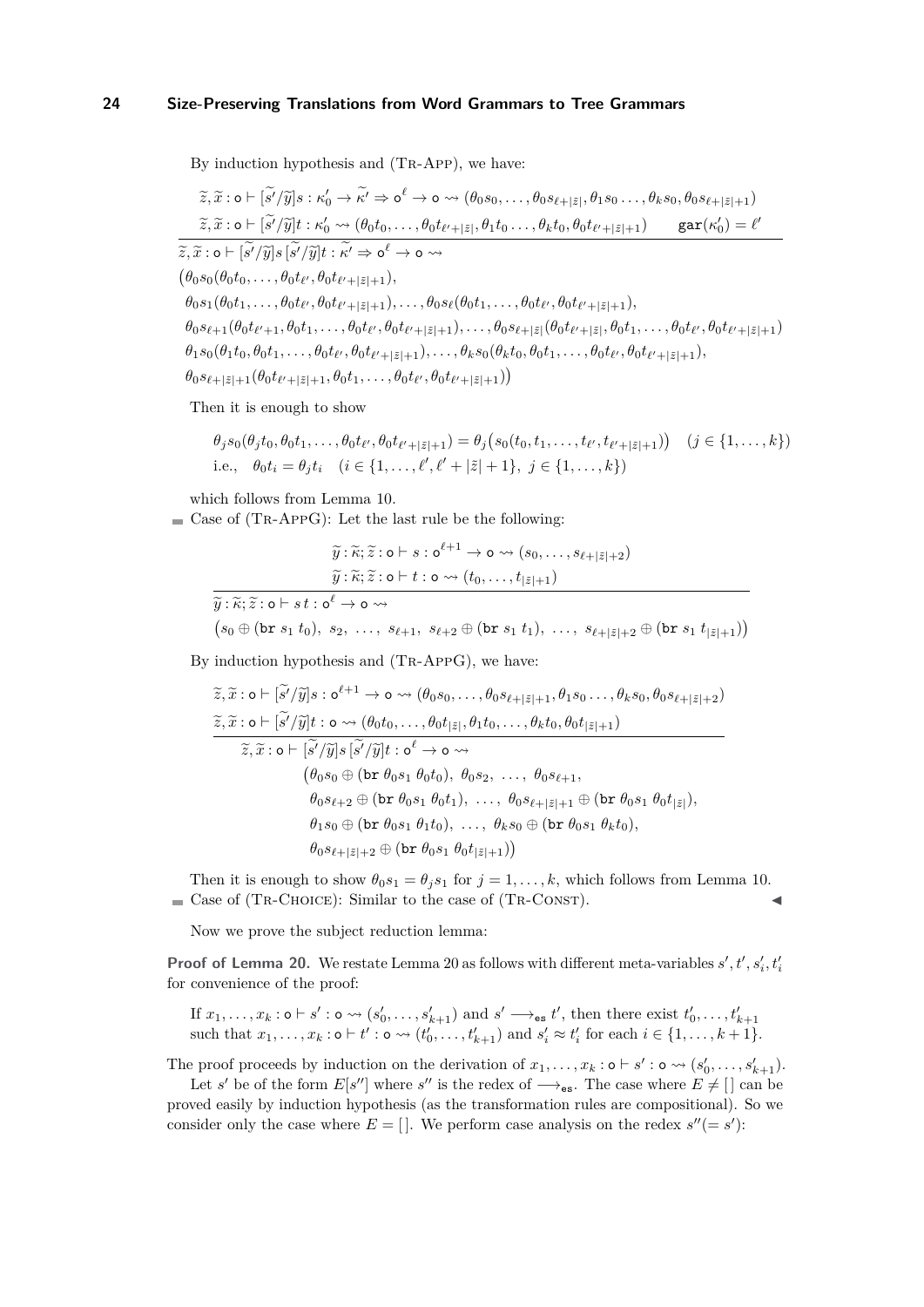By induction hypothesis and (Tr-App), we have:

$$
\frac{
\begin{array}{l}
\widetilde{z},\widetilde{x} : \mathsf{o} \vdash [\widetilde{s'}/\widetilde{y}]s : \kappa'_0 \to \widetilde{\kappa'} \Rightarrow \mathsf{o}^\ell \to \mathsf{o} \rightsquigarrow (\theta_0 s_0, \dots, \theta_0 s_{\ell+|\widetilde{z}|}, \theta_1 s_0 \dots, \theta_k s_0, \theta_0 s_{\ell+|\widetilde{z}|+1}) \\
\widetilde{z},\widetilde{x} : \mathsf{o} \vdash [\widetilde{s'}/\widetilde{y}]t : \kappa'_0 \rightsquigarrow (\theta_0 t_0, \dots, \theta_0 t_{\ell'+|\widetilde{z}|}, \theta_1 t_0 \dots, \theta_k t_0, \theta_0 t_{\ell'+|\widetilde{z}|+1}) \qquad \mathtt{gar}(\kappa'_0) = \ell'
\end{array}
}{
\begin{array}{l}
\widetilde{z},\widetilde{x} : \mathsf{o} \vdash [\widetilde{s'}/\widetilde{y}]s\,[\widetilde{s'}/\widetilde{y}]t : \widetilde{\kappa'} \Rightarrow \mathsf{o}^\ell \to \mathsf{o} \rightsquigarrow \\
\big(\theta_0 s_0(\theta_0 t_0, \dots, \theta_0 t_{\ell'}, \theta_0 t_{\ell'+|\widetilde{z}|+1}), \\
\theta_0 s_1(\theta_0 t_1, \dots, \theta_0 t_{\ell'}, \theta_0 t_{\ell'+|\widetilde{z}|+1}), \dots, \theta_0 s_\ell(\theta_0 t_1, \dots, \theta_0 t_{\ell'}, \theta_0 t_{\ell'+|\widetilde{z}|+1}), \\
\theta_0 s_{\ell+1}(\theta_0 t_{\ell'+1}, \theta_0 t_1, \dots, \theta_0 t_{\ell'}, \theta_0 t_{\ell'+|\widetilde{z}|+1}), \dots, \theta_0 s_{\ell+|\widetilde{z}|}(\theta_0 t_{\ell'+|\widetilde{z}|}, \theta_0 t_1, \dots, \theta_0 t_{\ell'}, \theta_0 t_{\ell'+|\widetilde{z}|+1}) \\
\theta_1 s_0(\theta_1 t_0, \theta_0 t_1, \dots, \theta_0 t_{\ell'}, \theta_0 t_{\ell'+|\widetilde{z}|+1}), \dots, \theta_k s_0(\theta_k t_0, \theta_0 t_1, \dots, \theta_0 t_{\ell'}, \theta_0 t_{\ell'+|\widetilde{z}|+1}), \\
\theta_0 s_{\ell+|\widetilde{z}|+1}(\theta_0 t_{\ell'+|\widetilde{z}|+1}, \theta_0 t_1, \dots, \theta_0 t_{\ell'}, \theta_0 t_{\ell'+|\widetilde{z}|+1})\big)
\end{array}
}
$$

Then it is enough to show

$$
\begin{array}{l}
\theta_j s_0(\theta_j t_0, \theta_0 t_1, \dots, \theta_0 t_{\ell'}, \theta_0 t_{\ell'+|\widetilde{z}|+1}) = \theta_j\big(s_0(t_0, t_1, \dots, t_{\ell'}, t_{\ell'+|\widetilde{z}|+1})\big) \quad (j \in \{1, \dots, k\}) \\
\text{i.e.,} \quad \theta_0 t_i = \theta_j t_i \quad (i \in \{1, \dots, \ell', \ell'+|\widetilde{z}|+1\},\ j \in \{1, \dots, k\})
\end{array}
$$

which follows from Lemma 10.

- Case of (Tr-AppG): Let the last rule be the following:

$$
\frac{
\begin{array}{c}
\widetilde{y} : \widetilde{\kappa}; \widetilde{z} : \mathsf{o} \vdash s : \mathsf{o}^{\ell+1} \to \mathsf{o} \rightsquigarrow (s_0, \dots, s_{\ell+|\widetilde{z}|+2}) \\
\widetilde{y} : \widetilde{\kappa}; \widetilde{z} : \mathsf{o} \vdash t : \mathsf{o} \rightsquigarrow (t_0, \dots, t_{|\widetilde{z}|+1})
\end{array}
}{
\begin{array}{l}
\widetilde{y} : \widetilde{\kappa}; \widetilde{z} : \mathsf{o} \vdash s\,t : \mathsf{o}^\ell \to \mathsf{o} \rightsquigarrow \\
\big(s_0 \oplus (\mathtt{br}\ s_1\ t_0),\ s_2,\ \dots,\ s_{\ell+1},\ s_{\ell+2} \oplus (\mathtt{br}\ s_1\ t_1),\ \dots,\ s_{\ell+|\widetilde{z}|+2} \oplus (\mathtt{br}\ s_1\ t_{|\widetilde{z}|+1})\big)
\end{array}
}
$$

By induction hypothesis and (Tr-AppG), we have:

$$
\frac{
\begin{array}{l}
\widetilde{z},\widetilde{x} : \mathsf{o} \vdash [\widetilde{s'}/\widetilde{y}]s : \mathsf{o}^{\ell+1} \to \mathsf{o} \rightsquigarrow (\theta_0 s_0, \dots, \theta_0 s_{\ell+|\widetilde{z}|+1}, \theta_1 s_0 \dots, \theta_k s_0, \theta_0 s_{\ell+|\widetilde{z}|+2}) \\
\widetilde{z},\widetilde{x} : \mathsf{o} \vdash [\widetilde{s'}/\widetilde{y}]t : \mathsf{o} \rightsquigarrow (\theta_0 t_0, \dots, \theta_0 t_{|\widetilde{z}|}, \theta_1 t_0, \dots, \theta_k t_0, \theta_0 t_{|\widetilde{z}|+1})
\end{array}
}{
\begin{array}{l}
\widetilde{z},\widetilde{x} : \mathsf{o} \vdash [\widetilde{s'}/\widetilde{y}]s\,[\widetilde{s'}/\widetilde{y}]t : \mathsf{o}^\ell \to \mathsf{o} \rightsquigarrow \\
\quad \big(\theta_0 s_0 \oplus (\mathtt{br}\ \theta_0 s_1\ \theta_0 t_0),\ \theta_0 s_2,\ \dots,\ \theta_0 s_{\ell+1}, \\
\quad \theta_0 s_{\ell+2} \oplus (\mathtt{br}\ \theta_0 s_1\ \theta_0 t_1),\ \dots,\ \theta_0 s_{\ell+|\widetilde{z}|+1} \oplus (\mathtt{br}\ \theta_0 s_1\ \theta_0 t_{|\widetilde{z}|}), \\
\quad \theta_1 s_0 \oplus (\mathtt{br}\ \theta_0 s_1\ \theta_1 t_0),\ \dots,\ \theta_k s_0 \oplus (\mathtt{br}\ \theta_0 s_1\ \theta_k t_0), \\
\quad \theta_0 s_{\ell+|\widetilde{z}|+2} \oplus (\mathtt{br}\ \theta_0 s_1\ \theta_0 t_{|\widetilde{z}|+1})\big)
\end{array}
}
$$

Then it is enough to show $\theta_0 s_1 = \theta_j s_1$ for $j = 1, \dots, k$, which follows from Lemma 10.

- Case of (Tr-Choice): Similar to the case of (Tr-Const). ◀

Now we prove the subject reduction lemma:

**Proof of Lemma 20.** We restate Lemma 20 as follows with different meta-variables $s', t', s'_i, t'_i$ for convenience of the proof:

If $x_1, \dots, x_k : \mathsf{o} \vdash s' : \mathsf{o} \rightsquigarrow (s'_0, \dots, s'_{k+1})$ and $s' \longrightarrow_{\mathtt{es}} t'$, then there exist $t'_0, \dots, t'_{k+1}$ such that $x_1, \dots, x_k : \mathsf{o} \vdash t' : \mathsf{o} \rightsquigarrow (t'_0, \dots, t'_{k+1})$ and $s'_i \approx t'_i$ for each $i \in \{1, \dots, k+1\}$.

The proof proceeds by induction on the derivation of $x_1, \dots, x_k : \mathsf{o} \vdash s' : \mathsf{o} \rightsquigarrow (s'_0, \dots, s'_{k+1})$.

Let $s'$ be of the form $E[s'']$ where $s''$ is the redex of $\longrightarrow_{\mathtt{es}}$. The case where $E \neq [\,]$ can be proved easily by induction hypothesis (as the transformation rules are compositional). So we consider only the case where $E = [\,]$. We perform case analysis on the redex $s''(= s')$: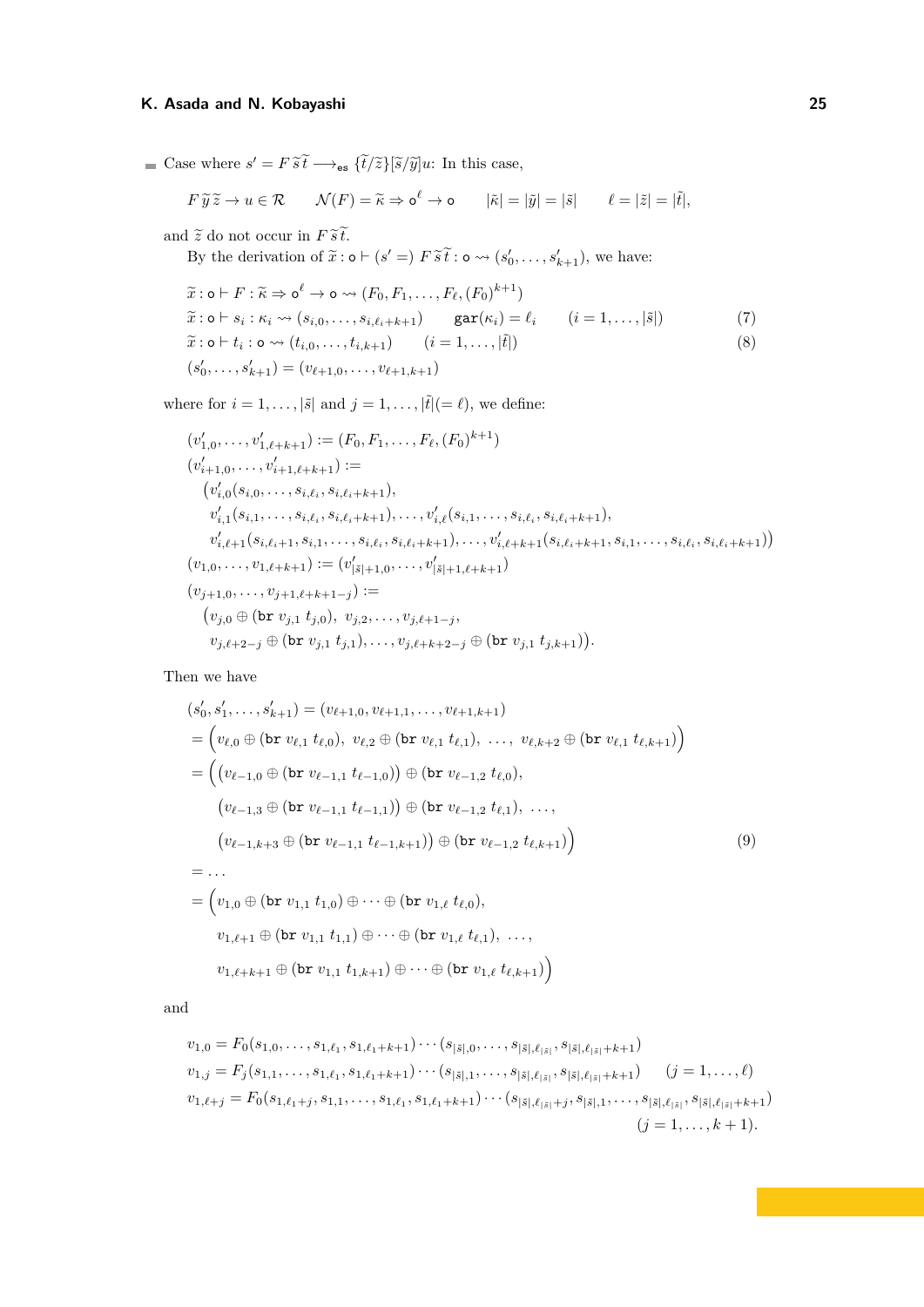- Case where $s' = F\,\widetilde{s}\,\widetilde{t} \longrightarrow_{\mathtt{es}} \{\widetilde{t}/\widetilde{z}\}[\widetilde{s}/\widetilde{y}]u$: In this case,

$$F\,\widetilde{y}\,\widetilde{z} \to u \in \mathcal{R} \qquad \mathcal{N}(F) = \widetilde{\kappa} \Rightarrow \mathtt{o}^\ell \to \mathtt{o} \qquad |\widetilde{\kappa}| = |\widetilde{y}| = |\widetilde{s}| \qquad \ell = |\widetilde{z}| = |\widetilde{t}|,$$

and $\widetilde{z}$ do not occur in $F\,\widetilde{s}\,\widetilde{t}$.

By the derivation of $\widetilde{x} : \mathtt{o} \vdash (s' =)\ F\,\widetilde{s}\,\widetilde{t} : \mathtt{o} \rightsquigarrow (s'_0, \dots, s'_{k+1})$, we have:

$$\widetilde{x} : \mathtt{o} \vdash F : \widetilde{\kappa} \Rightarrow \mathtt{o}^\ell \to \mathtt{o} \rightsquigarrow (F_0, F_1, \dots, F_\ell, (F_0)^{k+1})$$

$$\widetilde{x} : \mathtt{o} \vdash s_i : \kappa_i \rightsquigarrow (s_{i,0}, \dots, s_{i,\ell_i+k+1}) \qquad \mathtt{gar}(\kappa_i) = \ell_i \qquad (i = 1, \dots, |\widetilde{s}|) \tag{7}$$

$$\widetilde{x} : \mathtt{o} \vdash t_i : \mathtt{o} \rightsquigarrow (t_{i,0}, \dots, t_{i,k+1}) \qquad (i = 1, \dots, |\widetilde{t}|) \tag{8}$$

$$(s'_0, \dots, s'_{k+1}) = (v_{\ell+1,0}, \dots, v_{\ell+1,k+1})$$

where for $i = 1, \dots, |\widetilde{s}|$ and $j = 1, \dots, |\widetilde{t}|(= \ell)$, we define:

$$\begin{aligned}
&(v'_{1,0}, \dots, v'_{1,\ell+k+1}) := (F_0, F_1, \dots, F_\ell, (F_0)^{k+1})\\
&(v'_{i+1,0}, \dots, v'_{i+1,\ell+k+1}) :=\\
&\quad \big(v'_{i,0}(s_{i,0}, \dots, s_{i,\ell_i}, s_{i,\ell_i+k+1}),\\
&\quad\ v'_{i,1}(s_{i,1}, \dots, s_{i,\ell_i}, s_{i,\ell_i+k+1}), \dots, v'_{i,\ell}(s_{i,1}, \dots, s_{i,\ell_i}, s_{i,\ell_i+k+1}),\\
&\quad\ v'_{i,\ell+1}(s_{i,\ell_i+1}, s_{i,1}, \dots, s_{i,\ell_i}, s_{i,\ell_i+k+1}), \dots, v'_{i,\ell+k+1}(s_{i,\ell_i+k+1}, s_{i,1}, \dots, s_{i,\ell_i}, s_{i,\ell_i+k+1})\big)\\
&(v_{1,0}, \dots, v_{1,\ell+k+1}) := (v'_{|\widetilde{s}|+1,0}, \dots, v'_{|\widetilde{s}|+1,\ell+k+1})\\
&(v_{j+1,0}, \dots, v_{j+1,\ell+k+1-j}) :=\\
&\quad \big(v_{j,0} \oplus (\mathtt{br}\ v_{j,1}\ t_{j,0}),\ v_{j,2}, \dots, v_{j,\ell+1-j},\\
&\quad\ v_{j,\ell+2-j} \oplus (\mathtt{br}\ v_{j,1}\ t_{j,1}), \dots, v_{j,\ell+k+2-j} \oplus (\mathtt{br}\ v_{j,1}\ t_{j,k+1})\big).
\end{aligned}$$

Then we have

$$\begin{aligned}
&(s'_0, s'_1, \dots, s'_{k+1}) = (v_{\ell+1,0}, v_{\ell+1,1}, \dots, v_{\ell+1,k+1})\\
&= \Big(v_{\ell,0} \oplus (\mathtt{br}\ v_{\ell,1}\ t_{\ell,0}),\ v_{\ell,2} \oplus (\mathtt{br}\ v_{\ell,1}\ t_{\ell,1}),\ \dots,\ v_{\ell,k+2} \oplus (\mathtt{br}\ v_{\ell,1}\ t_{\ell,k+1})\Big)\\
&= \Big(\big(v_{\ell-1,0} \oplus (\mathtt{br}\ v_{\ell-1,1}\ t_{\ell-1,0})\big) \oplus (\mathtt{br}\ v_{\ell-1,2}\ t_{\ell,0}),\\
&\qquad \big(v_{\ell-1,3} \oplus (\mathtt{br}\ v_{\ell-1,1}\ t_{\ell-1,1})\big) \oplus (\mathtt{br}\ v_{\ell-1,2}\ t_{\ell,1}),\ \dots,\\
&\qquad \big(v_{\ell-1,k+3} \oplus (\mathtt{br}\ v_{\ell-1,1}\ t_{\ell-1,k+1})\big) \oplus (\mathtt{br}\ v_{\ell-1,2}\ t_{\ell,k+1})\Big) \qquad (9)\\
&= \dots\\
&= \Big(v_{1,0} \oplus (\mathtt{br}\ v_{1,1}\ t_{1,0}) \oplus \dots \oplus (\mathtt{br}\ v_{1,\ell}\ t_{\ell,0}),\\
&\qquad v_{1,\ell+1} \oplus (\mathtt{br}\ v_{1,1}\ t_{1,1}) \oplus \dots \oplus (\mathtt{br}\ v_{1,\ell}\ t_{\ell,1}),\ \dots,\\
&\qquad v_{1,\ell+k+1} \oplus (\mathtt{br}\ v_{1,1}\ t_{1,k+1}) \oplus \dots \oplus (\mathtt{br}\ v_{1,\ell}\ t_{\ell,k+1})\Big)
\end{aligned}$$

and

$$\begin{aligned}
&v_{1,0} = F_0(s_{1,0}, \dots, s_{1,\ell_1}, s_{1,\ell_1+k+1}) \cdots (s_{|\widetilde{s}|,0}, \dots, s_{|\widetilde{s}|,\ell_{|\widetilde{s}|}}, s_{|\widetilde{s}|,\ell_{|\widetilde{s}|}+k+1})\\
&v_{1,j} = F_j(s_{1,1}, \dots, s_{1,\ell_1}, s_{1,\ell_1+k+1}) \cdots (s_{|\widetilde{s}|,1}, \dots, s_{|\widetilde{s}|,\ell_{|\widetilde{s}|}}, s_{|\widetilde{s}|,\ell_{|\widetilde{s}|}+k+1}) \qquad (j = 1, \dots, \ell)\\
&v_{1,\ell+j} = F_0(s_{1,\ell_1+j}, s_{1,1}, \dots, s_{1,\ell_1}, s_{1,\ell_1+k+1}) \cdots (s_{|\widetilde{s}|,\ell_{|\widetilde{s}|}+j}, s_{|\widetilde{s}|,1}, \dots, s_{|\widetilde{s}|,\ell_{|\widetilde{s}|}}, s_{|\widetilde{s}|,\ell_{|\widetilde{s}|}+k+1})\\
&\qquad\qquad (j = 1, \dots, k+1).
\end{aligned}$$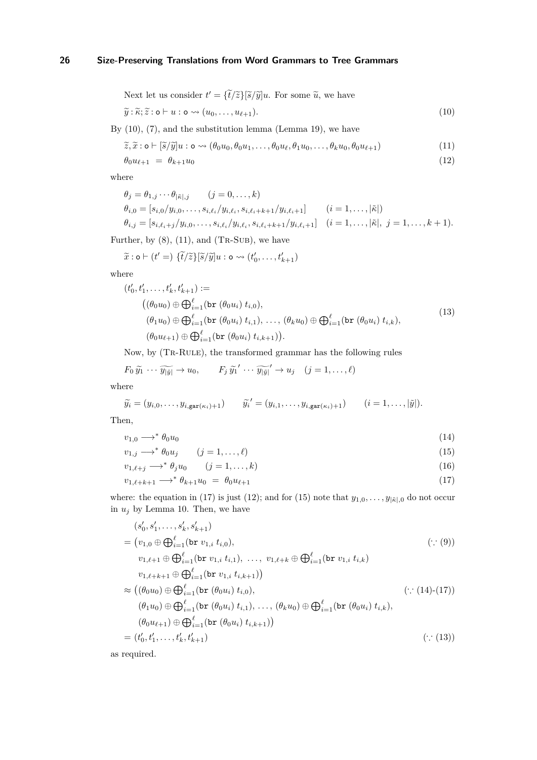Next let us consider $t' = \{\widetilde{t}/\widetilde{z}\}[\widetilde{s}/\widetilde{y}]u$. For some $\widetilde{u}$, we have

$$\widetilde{y} : \widetilde{\kappa}; \widetilde{z} : \mathsf{o} \vdash u : \mathsf{o} \rightsquigarrow (u_0, \ldots, u_{\ell+1}). \tag{10}$$

By (10), (7), and the substitution lemma (Lemma 19), we have

$$\widetilde{z}, \widetilde{x} : \mathsf{o} \vdash [\widetilde{s}/\widetilde{y}]u : \mathsf{o} \rightsquigarrow (\theta_0 u_0, \theta_0 u_1, \ldots, \theta_0 u_\ell, \theta_1 u_0, \ldots, \theta_k u_0, \theta_0 u_{\ell+1}) \tag{11}$$

$$\theta_0 u_{\ell+1} \;=\; \theta_{k+1} u_0 \tag{12}$$

where

$$\theta_j = \theta_{1,j} \cdots \theta_{|\widetilde{\kappa}|,j} \qquad (j = 0, \ldots, k)$$

$$\theta_{i,0} = [s_{i,0}/y_{i,0}, \ldots, s_{i,\ell_i}/y_{i,\ell_i}, s_{i,\ell_i+k+1}/y_{i,\ell_i+1}] \qquad (i = 1, \ldots, |\widetilde{\kappa}|)$$

$$\theta_{i,j} = [s_{i,\ell_i+j}/y_{i,0}, \ldots, s_{i,\ell_i}/y_{i,\ell_i}, s_{i,\ell_i+k+1}/y_{i,\ell_i+1}] \quad (i = 1, \ldots, |\widetilde{\kappa}|,\ j = 1, \ldots, k+1).$$

Further, by (8), (11), and (Tr-Sub), we have

$$\widetilde{x} : \mathsf{o} \vdash (t' =)\ \{\widetilde{t}/\widetilde{z}\}[\widetilde{s}/\widetilde{y}]u : \mathsf{o} \rightsquigarrow (t'_0, \ldots, t'_{k+1})$$

where

$$\begin{aligned}
&(t'_0, t'_1, \ldots, t'_k, t'_{k+1}) := \\
&\quad \big((\theta_0 u_0) \oplus \textstyle\bigoplus_{i=1}^{\ell} (\mathtt{br}\ (\theta_0 u_i)\ t_{i,0}), \\
&\quad\ (\theta_1 u_0) \oplus \textstyle\bigoplus_{i=1}^{\ell} (\mathtt{br}\ (\theta_0 u_i)\ t_{i,1}),\ \ldots,\ (\theta_k u_0) \oplus \textstyle\bigoplus_{i=1}^{\ell} (\mathtt{br}\ (\theta_0 u_i)\ t_{i,k}), \\
&\quad\ (\theta_0 u_{\ell+1}) \oplus \textstyle\bigoplus_{i=1}^{\ell} (\mathtt{br}\ (\theta_0 u_i)\ t_{i,k+1})\big).
\end{aligned} \tag{13}$$

Now, by (Tr-Rule), the transformed grammar has the following rules

$$F_0\, \widetilde{y_1} \cdots \widetilde{y_{|\widetilde{y}|}} \to u_0, \qquad F_j\, \widetilde{y_1}' \cdots \widetilde{y_{|\widetilde{y}|}}' \to u_j \quad (j = 1, \ldots, \ell)$$

where

$$\widetilde{y_i} = (y_{i,0}, \ldots, y_{i,\mathtt{gar}(\kappa_i)+1}) \qquad \widetilde{y_i}' = (y_{i,1}, \ldots, y_{i,\mathtt{gar}(\kappa_i)+1}) \qquad (i = 1, \ldots, |\widetilde{y}|).$$

Then,

$$v_{1,0} \longrightarrow^* \theta_0 u_0 \tag{14}$$

$$v_{1,j} \longrightarrow^* \theta_0 u_j \qquad (j = 1, \ldots, \ell) \tag{15}$$

$$v_{1,\ell+j} \longrightarrow^* \theta_j u_0 \qquad (j = 1, \ldots, k) \tag{16}$$

$$v_{1,\ell+k+1} \longrightarrow^* \theta_{k+1} u_0 \;=\; \theta_0 u_{\ell+1} \tag{17}$$

where: the equation in (17) is just (12); and for (15) note that $y_{1,0}, \ldots, y_{|\widetilde{\kappa}|,0}$ do not occur in $u_j$ by Lemma 10. Then, we have

$$\begin{aligned}
&(s'_0, s'_1, \ldots, s'_k, s'_{k+1}) \\
&= \big(v_{1,0} \oplus \textstyle\bigoplus_{i=1}^{\ell} (\mathtt{br}\ v_{1,i}\ t_{i,0}), && (\because (9)) \\
&\quad\ v_{1,\ell+1} \oplus \textstyle\bigoplus_{i=1}^{\ell} (\mathtt{br}\ v_{1,i}\ t_{i,1}),\ \ldots,\ v_{1,\ell+k} \oplus \textstyle\bigoplus_{i=1}^{\ell} (\mathtt{br}\ v_{1,i}\ t_{i,k}) \\
&\quad\ v_{1,\ell+k+1} \oplus \textstyle\bigoplus_{i=1}^{\ell} (\mathtt{br}\ v_{1,i}\ t_{i,k+1})\big) \\
&\approx \big((\theta_0 u_0) \oplus \textstyle\bigoplus_{i=1}^{\ell} (\mathtt{br}\ (\theta_0 u_i)\ t_{i,0}), && (\because (14)\text{-}(17)) \\
&\quad\ (\theta_1 u_0) \oplus \textstyle\bigoplus_{i=1}^{\ell} (\mathtt{br}\ (\theta_0 u_i)\ t_{i,1}),\ \ldots,\ (\theta_k u_0) \oplus \textstyle\bigoplus_{i=1}^{\ell} (\mathtt{br}\ (\theta_0 u_i)\ t_{i,k}), \\
&\quad\ (\theta_0 u_{\ell+1}) \oplus \textstyle\bigoplus_{i=1}^{\ell} (\mathtt{br}\ (\theta_0 u_i)\ t_{i,k+1})\big) \\
&= (t'_0, t'_1, \ldots, t'_k, t'_{k+1}) && (\because (13))
\end{aligned}$$

as required.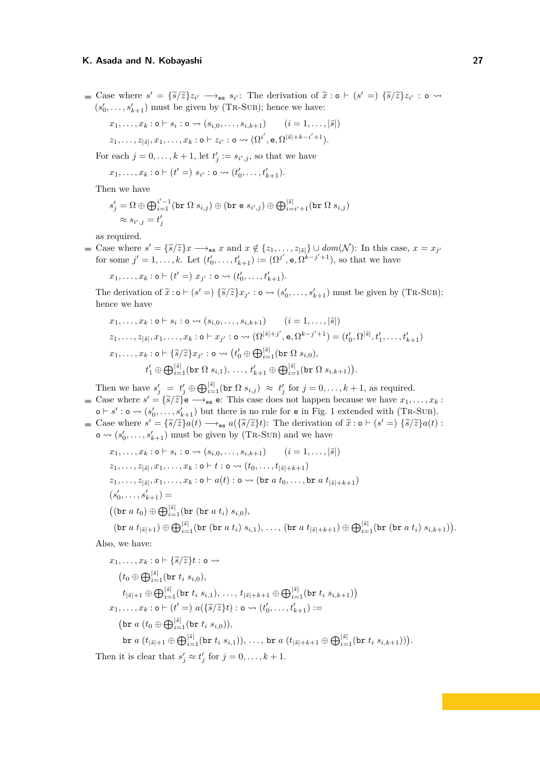- Case where $s' = \{\widetilde{s}/\widetilde{z}\}z_{i'} \longrightarrow_{\mathtt{es}} s_{i'}$: The derivation of $\widetilde{x} : \mathsf{o} \vdash (s' =)\ \{\widetilde{s}/\widetilde{z}\}z_{i'} : \mathsf{o} \rightsquigarrow (s'_0, \dots, s'_{k+1})$ must be given by (Tr-Sub); hence we have:

$$x_1, \dots, x_k : \mathsf{o} \vdash s_i : \mathsf{o} \rightsquigarrow (s_{i,0}, \dots, s_{i,k+1}) \qquad (i = 1, \dots, |\widetilde{s}|)$$

$$z_1, \dots, z_{|\widetilde{s}|}, x_1, \dots, x_k : \mathsf{o} \vdash z_{i'} : \mathsf{o} \rightsquigarrow (\Omega^{i'}, \mathtt{e}, \Omega^{|\widetilde{s}|+k-i'+1}).$$

For each $j = 0, \dots, k+1$, let $t'_j := s_{i',j}$, so that we have

$$x_1, \dots, x_k : \mathsf{o} \vdash (t' =)\ s_{i'} : \mathsf{o} \rightsquigarrow (t'_0, \dots, t'_{k+1}).$$

Then we have

$$\begin{aligned} s'_j &= \Omega \oplus \textstyle\bigoplus_{i=1}^{i'-1} (\mathtt{br}\ \Omega\ s_{i,j}) \oplus (\mathtt{br}\ \mathtt{e}\ s_{i',j}) \oplus \textstyle\bigoplus_{i=i'+1}^{|\widetilde{s}|} (\mathtt{br}\ \Omega\ s_{i,j}) \\ &\approx s_{i',j} = t'_j \end{aligned}$$

as required.

- Case where $s' = \{\widetilde{s}/\widetilde{z}\}x \longrightarrow_{\mathtt{es}} x$ and $x \notin \{z_1, \dots, z_{|\widetilde{s}|}\} \cup \mathit{dom}(\mathcal{N})$: In this case, $x = x_{j'}$ for some $j' = 1, \dots, k$. Let $(t'_0, \dots, t'_{k+1}) := (\Omega^{j'}, \mathtt{e}, \Omega^{k-j'+1})$, so that we have

$$x_1, \dots, x_k : \mathsf{o} \vdash (t' =)\ x_{j'} : \mathsf{o} \rightsquigarrow (t'_0, \dots, t'_{k+1}).$$

The derivation of $\widetilde{x} : \mathsf{o} \vdash (s' =)\ \{\widetilde{s}/\widetilde{z}\}x_{j'} : \mathsf{o} \rightsquigarrow (s'_0, \dots, s'_{k+1})$ must be given by (Tr-Sub); hence we have

$$x_1, \dots, x_k : \mathsf{o} \vdash s_i : \mathsf{o} \rightsquigarrow (s_{i,0}, \dots, s_{i,k+1}) \qquad (i = 1, \dots, |\widetilde{s}|)$$

$$z_1, \dots, z_{|\widetilde{s}|}, x_1, \dots, x_k : \mathsf{o} \vdash x_{j'} : \mathsf{o} \rightsquigarrow (\Omega^{|\widetilde{s}|+j'}, \mathtt{e}, \Omega^{k-j'+1}) = (t'_0, \Omega^{|\widetilde{s}|}, t'_1, \dots, t'_{k+1})$$

$$\begin{aligned} x_1, \dots, x_k : \mathsf{o} \vdash \{\widetilde{s}/\widetilde{z}\}x_{j'} : \mathsf{o} \rightsquigarrow \big(&t'_0 \oplus \textstyle\bigoplus_{i=1}^{|\widetilde{s}|} (\mathtt{br}\ \Omega\ s_{i,0}), \\ &t'_1 \oplus \textstyle\bigoplus_{i=1}^{|\widetilde{s}|} (\mathtt{br}\ \Omega\ s_{i,1}),\ \dots,\ t'_{k+1} \oplus \textstyle\bigoplus_{i=1}^{|\widetilde{s}|} (\mathtt{br}\ \Omega\ s_{i,k+1})\big). \end{aligned}$$

Then we have $s'_j = t'_j \oplus \bigoplus_{i=1}^{|\widetilde{s}|} (\mathtt{br}\ \Omega\ s_{i,j}) \approx t'_j$ for $j = 0, \dots, k+1$, as required.

- Case where $s' = \{\widetilde{s}/\widetilde{z}\}\mathtt{e} \longrightarrow_{\mathtt{es}} \mathtt{e}$: This case does not happen because we have $x_1, \dots, x_k : \mathsf{o} \vdash s' : \mathsf{o} \rightsquigarrow (s'_0, \dots, s'_{k+1})$ but there is no rule for $\mathtt{e}$ in Fig. 1 extended with (Tr-Sub).

- Case where $s' = \{\widetilde{s}/\widetilde{z}\}a(t) \longrightarrow_{\mathtt{es}} a(\{\widetilde{s}/\widetilde{z}\}t)$: The derivation of $\widetilde{x} : \mathsf{o} \vdash (s' =)\ \{\widetilde{s}/\widetilde{z}\}a(t) : \mathsf{o} \rightsquigarrow (s'_0, \dots, s'_{k+1})$ must be given by (Tr-Sub) and we have

$$x_1, \dots, x_k : \mathsf{o} \vdash s_i : \mathsf{o} \rightsquigarrow (s_{i,0}, \dots, s_{i,k+1}) \qquad (i = 1, \dots, |\widetilde{s}|)$$

$$z_1, \dots, z_{|\widetilde{s}|}, x_1, \dots, x_k : \mathsf{o} \vdash t : \mathsf{o} \rightsquigarrow (t_0, \dots, t_{|\widetilde{s}|+k+1})$$

$$z_1, \dots, z_{|\widetilde{s}|}, x_1, \dots, x_k : \mathsf{o} \vdash a(t) : \mathsf{o} \rightsquigarrow (\mathtt{br}\ a\ t_0, \dots, \mathtt{br}\ a\ t_{|\widetilde{s}|+k+1})$$

$$\begin{aligned} &(s'_0, \dots, s'_{k+1}) = \\ &\big((\mathtt{br}\ a\ t_0) \oplus \textstyle\bigoplus_{i=1}^{|\widetilde{s}|} (\mathtt{br}\ (\mathtt{br}\ a\ t_i)\ s_{i,0}), \\ &\ (\mathtt{br}\ a\ t_{|\widetilde{s}|+1}) \oplus \textstyle\bigoplus_{i=1}^{|\widetilde{s}|} (\mathtt{br}\ (\mathtt{br}\ a\ t_i)\ s_{i,1}),\ \dots,\ (\mathtt{br}\ a\ t_{|\widetilde{s}|+k+1}) \oplus \textstyle\bigoplus_{i=1}^{|\widetilde{s}|} (\mathtt{br}\ (\mathtt{br}\ a\ t_i)\ s_{i,k+1})\big). \end{aligned}$$

Also, we have:

$$\begin{aligned} &x_1, \dots, x_k : \mathsf{o} \vdash \{\widetilde{s}/\widetilde{z}\}t : \mathsf{o} \rightsquigarrow \\ &\quad \big(t_0 \oplus \textstyle\bigoplus_{i=1}^{|\widetilde{s}|} (\mathtt{br}\ t_i\ s_{i,0}), \\ &\quad\ t_{|\widetilde{s}|+1} \oplus \textstyle\bigoplus_{i=1}^{|\widetilde{s}|} (\mathtt{br}\ t_i\ s_{i,1}),\ \dots,\ t_{|\widetilde{s}|+k+1} \oplus \textstyle\bigoplus_{i=1}^{|\widetilde{s}|} (\mathtt{br}\ t_i\ s_{i,k+1})\big) \\ &x_1, \dots, x_k : \mathsf{o} \vdash (t' =)\ a(\{\widetilde{s}/\widetilde{z}\}t) : \mathsf{o} \rightsquigarrow (t'_0, \dots, t'_{k+1}) := \\ &\quad \big(\mathtt{br}\ a\ (t_0 \oplus \textstyle\bigoplus_{i=1}^{|\widetilde{s}|} (\mathtt{br}\ t_i\ s_{i,0})), \\ &\quad\ \mathtt{br}\ a\ (t_{|\widetilde{s}|+1} \oplus \textstyle\bigoplus_{i=1}^{|\widetilde{s}|} (\mathtt{br}\ t_i\ s_{i,1})),\ \dots,\ \mathtt{br}\ a\ (t_{|\widetilde{s}|+k+1} \oplus \textstyle\bigoplus_{i=1}^{|\widetilde{s}|} (\mathtt{br}\ t_i\ s_{i,k+1}))\big). \end{aligned}$$

Then it is clear that $s'_j \approx t'_j$ for $j = 0, \dots, k+1$.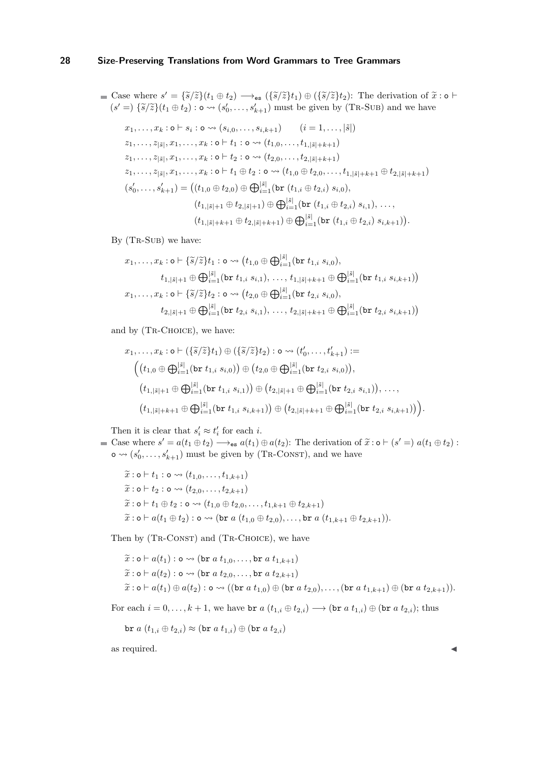- Case where $s' = \{\widetilde{s}/\widetilde{z}\}(t_1 \oplus t_2) \longrightarrow_{\mathtt{es}} (\{\widetilde{s}/\widetilde{z}\}t_1) \oplus (\{\widetilde{s}/\widetilde{z}\}t_2)$: The derivation of $\widetilde{x} : \mathsf{o} \vdash (s' =) \{\widetilde{s}/\widetilde{z}\}(t_1 \oplus t_2) : \mathsf{o} \rightsquigarrow (s'_0, \ldots, s'_{k+1})$ must be given by (Tr-Sub) and we have

$$
\begin{aligned}
&x_1, \ldots, x_k : \mathsf{o} \vdash s_i : \mathsf{o} \rightsquigarrow (s_{i,0}, \ldots, s_{i,k+1}) \qquad (i = 1, \ldots, |\widetilde{s}|)\\
&z_1, \ldots, z_{|\widetilde{s}|}, x_1, \ldots, x_k : \mathsf{o} \vdash t_1 : \mathsf{o} \rightsquigarrow (t_{1,0}, \ldots, t_{1,|\widetilde{s}|+k+1})\\
&z_1, \ldots, z_{|\widetilde{s}|}, x_1, \ldots, x_k : \mathsf{o} \vdash t_2 : \mathsf{o} \rightsquigarrow (t_{2,0}, \ldots, t_{2,|\widetilde{s}|+k+1})\\
&z_1, \ldots, z_{|\widetilde{s}|}, x_1, \ldots, x_k : \mathsf{o} \vdash t_1 \oplus t_2 : \mathsf{o} \rightsquigarrow (t_{1,0} \oplus t_{2,0}, \ldots, t_{1,|\widetilde{s}|+k+1} \oplus t_{2,|\widetilde{s}|+k+1})\\
&(s'_0, \ldots, s'_{k+1}) = \big((t_{1,0} \oplus t_{2,0}) \oplus \textstyle\bigoplus_{i=1}^{|\widetilde{s}|}(\mathtt{br}\ (t_{1,i} \oplus t_{2,i})\ s_{i,0}),\\
&\qquad (t_{1,|\widetilde{s}|+1} \oplus t_{2,|\widetilde{s}|+1}) \oplus \textstyle\bigoplus_{i=1}^{|\widetilde{s}|}(\mathtt{br}\ (t_{1,i} \oplus t_{2,i})\ s_{i,1}), \ldots,\\
&\qquad (t_{1,|\widetilde{s}|+k+1} \oplus t_{2,|\widetilde{s}|+k+1}) \oplus \textstyle\bigoplus_{i=1}^{|\widetilde{s}|}(\mathtt{br}\ (t_{1,i} \oplus t_{2,i})\ s_{i,k+1})\big).
\end{aligned}
$$

By (Tr-Sub) we have:

$$
\begin{aligned}
&x_1, \ldots, x_k : \mathsf{o} \vdash \{\widetilde{s}/\widetilde{z}\}t_1 : \mathsf{o} \rightsquigarrow \big(t_{1,0} \oplus \textstyle\bigoplus_{i=1}^{|\widetilde{s}|}(\mathtt{br}\ t_{1,i}\ s_{i,0}),\\
&\qquad t_{1,|\widetilde{s}|+1} \oplus \textstyle\bigoplus_{i=1}^{|\widetilde{s}|}(\mathtt{br}\ t_{1,i}\ s_{i,1}), \ldots, t_{1,|\widetilde{s}|+k+1} \oplus \textstyle\bigoplus_{i=1}^{|\widetilde{s}|}(\mathtt{br}\ t_{1,i}\ s_{i,k+1})\big)\\
&x_1, \ldots, x_k : \mathsf{o} \vdash \{\widetilde{s}/\widetilde{z}\}t_2 : \mathsf{o} \rightsquigarrow \big(t_{2,0} \oplus \textstyle\bigoplus_{i=1}^{|\widetilde{s}|}(\mathtt{br}\ t_{2,i}\ s_{i,0}),\\
&\qquad t_{2,|\widetilde{s}|+1} \oplus \textstyle\bigoplus_{i=1}^{|\widetilde{s}|}(\mathtt{br}\ t_{2,i}\ s_{i,1}), \ldots, t_{2,|\widetilde{s}|+k+1} \oplus \textstyle\bigoplus_{i=1}^{|\widetilde{s}|}(\mathtt{br}\ t_{2,i}\ s_{i,k+1})\big)
\end{aligned}
$$

and by (Tr-Choice), we have:

$$
\begin{aligned}
&x_1, \ldots, x_k : \mathsf{o} \vdash (\{\widetilde{s}/\widetilde{z}\}t_1) \oplus (\{\widetilde{s}/\widetilde{z}\}t_2) : \mathsf{o} \rightsquigarrow (t'_0, \ldots, t'_{k+1}) :=\\
&\Big(\big(t_{1,0} \oplus \textstyle\bigoplus_{i=1}^{|\widetilde{s}|}(\mathtt{br}\ t_{1,i}\ s_{i,0})\big) \oplus \big(t_{2,0} \oplus \textstyle\bigoplus_{i=1}^{|\widetilde{s}|}(\mathtt{br}\ t_{2,i}\ s_{i,0})\big),\\
&\quad \big(t_{1,|\widetilde{s}|+1} \oplus \textstyle\bigoplus_{i=1}^{|\widetilde{s}|}(\mathtt{br}\ t_{1,i}\ s_{i,1})\big) \oplus \big(t_{2,|\widetilde{s}|+1} \oplus \textstyle\bigoplus_{i=1}^{|\widetilde{s}|}(\mathtt{br}\ t_{2,i}\ s_{i,1})\big), \ldots,\\
&\quad \big(t_{1,|\widetilde{s}|+k+1} \oplus \textstyle\bigoplus_{i=1}^{|\widetilde{s}|}(\mathtt{br}\ t_{1,i}\ s_{i,k+1})\big) \oplus \big(t_{2,|\widetilde{s}|+k+1} \oplus \textstyle\bigoplus_{i=1}^{|\widetilde{s}|}(\mathtt{br}\ t_{2,i}\ s_{i,k+1})\big)\Big).
\end{aligned}
$$

Then it is clear that $s'_i \approx t'_i$ for each $i$.

- Case where $s' = a(t_1 \oplus t_2) \longrightarrow_{\mathtt{es}} a(t_1) \oplus a(t_2)$: The derivation of $\widetilde{x} : \mathsf{o} \vdash (s' =)\ a(t_1 \oplus t_2) : \mathsf{o} \rightsquigarrow (s'_0, \ldots, s'_{k+1})$ must be given by (Tr-Const), and we have

$$
\begin{aligned}
&\widetilde{x} : \mathsf{o} \vdash t_1 : \mathsf{o} \rightsquigarrow (t_{1,0}, \ldots, t_{1,k+1})\\
&\widetilde{x} : \mathsf{o} \vdash t_2 : \mathsf{o} \rightsquigarrow (t_{2,0}, \ldots, t_{2,k+1})\\
&\widetilde{x} : \mathsf{o} \vdash t_1 \oplus t_2 : \mathsf{o} \rightsquigarrow (t_{1,0} \oplus t_{2,0}, \ldots, t_{1,k+1} \oplus t_{2,k+1})\\
&\widetilde{x} : \mathsf{o} \vdash a(t_1 \oplus t_2) : \mathsf{o} \rightsquigarrow (\mathtt{br}\ a\ (t_{1,0} \oplus t_{2,0}), \ldots, \mathtt{br}\ a\ (t_{1,k+1} \oplus t_{2,k+1})).
\end{aligned}
$$

Then by (Tr-Const) and (Tr-Choice), we have

$$
\begin{aligned}
&\widetilde{x} : \mathsf{o} \vdash a(t_1) : \mathsf{o} \rightsquigarrow (\mathtt{br}\ a\ t_{1,0}, \ldots, \mathtt{br}\ a\ t_{1,k+1})\\
&\widetilde{x} : \mathsf{o} \vdash a(t_2) : \mathsf{o} \rightsquigarrow (\mathtt{br}\ a\ t_{2,0}, \ldots, \mathtt{br}\ a\ t_{2,k+1})\\
&\widetilde{x} : \mathsf{o} \vdash a(t_1) \oplus a(t_2) : \mathsf{o} \rightsquigarrow ((\mathtt{br}\ a\ t_{1,0}) \oplus (\mathtt{br}\ a\ t_{2,0}), \ldots, (\mathtt{br}\ a\ t_{1,k+1}) \oplus (\mathtt{br}\ a\ t_{2,k+1})).
\end{aligned}
$$

For each $i = 0, \ldots, k+1$, we have $\mathtt{br}\ a\ (t_{1,i} \oplus t_{2,i}) \longrightarrow (\mathtt{br}\ a\ t_{1,i}) \oplus (\mathtt{br}\ a\ t_{2,i})$; thus

$$\mathtt{br}\ a\ (t_{1,i} \oplus t_{2,i}) \approx (\mathtt{br}\ a\ t_{1,i}) \oplus (\mathtt{br}\ a\ t_{2,i})$$

as required. ◀